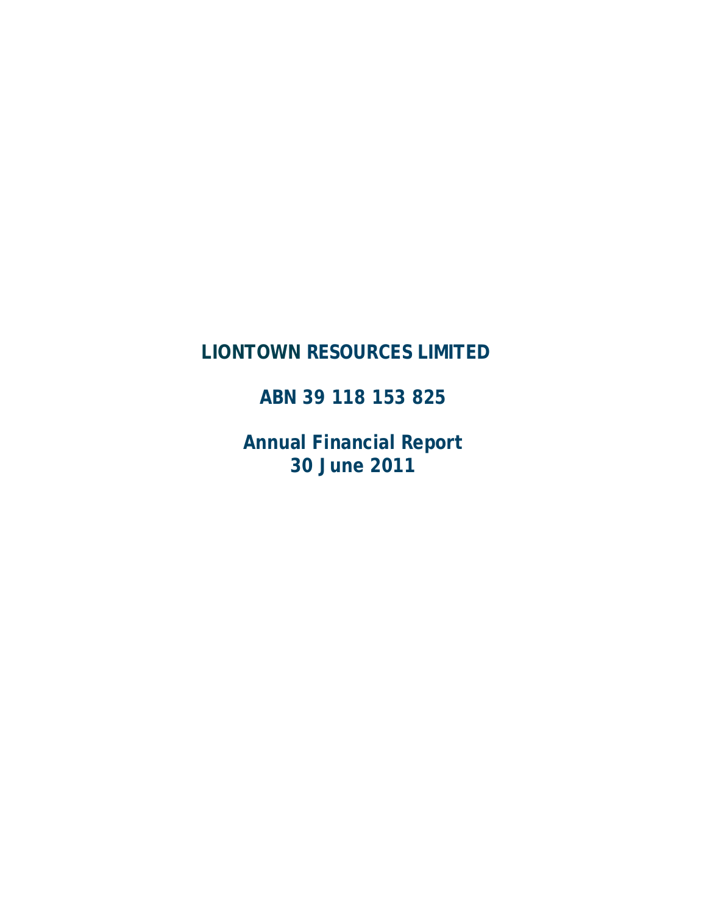# LIONTOWN RESOURCES LIMITED

## ABN 39 118 153 825

## Annual Financial Report
## 30 June 2011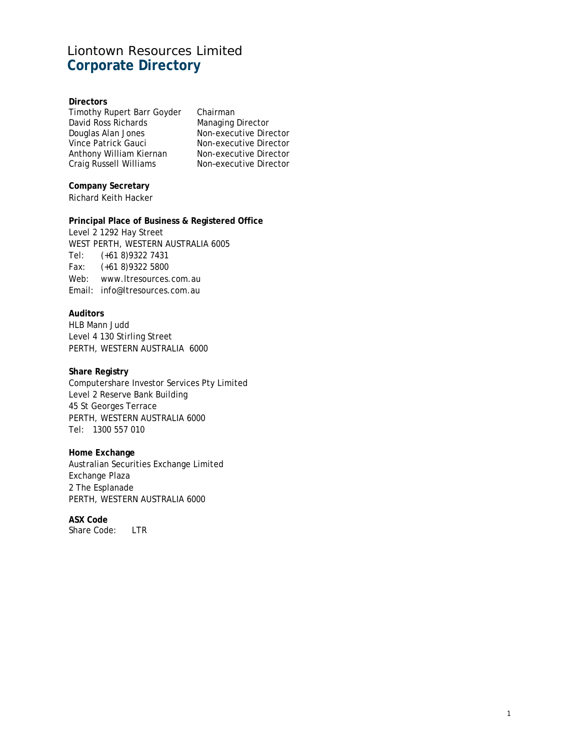# Liontown Resources Limited
## Corporate Directory

**Directors**

| | |
|---|---|
| Timothy Rupert Barr Goyder | Chairman |
| David Ross Richards | Managing Director |
| Douglas Alan Jones | Non-executive Director |
| Vince Patrick Gauci | Non-executive Director |
| Anthony William Kiernan | Non-executive Director |
| Craig Russell Williams | Non–executive Director |

**Company Secretary**
Richard Keith Hacker

**Principal Place of Business & Registered Office**
Level 2 1292 Hay Street
WEST PERTH, WESTERN AUSTRALIA 6005
Tel: (+61 8)9322 7431
Fax: (+61 8)9322 5800
Web: www.ltresources.com.au
Email: info@ltresources.com.au

**Auditors**
HLB Mann Judd
Level 4 130 Stirling Street
PERTH, WESTERN AUSTRALIA 6000

**Share Registry**
Computershare Investor Services Pty Limited
Level 2 Reserve Bank Building
45 St Georges Terrace
PERTH, WESTERN AUSTRALIA 6000
Tel: 1300 557 010

**Home Exchange**
Australian Securities Exchange Limited
Exchange Plaza
2 The Esplanade
PERTH, WESTERN AUSTRALIA 6000

**ASX Code**
Share Code: LTR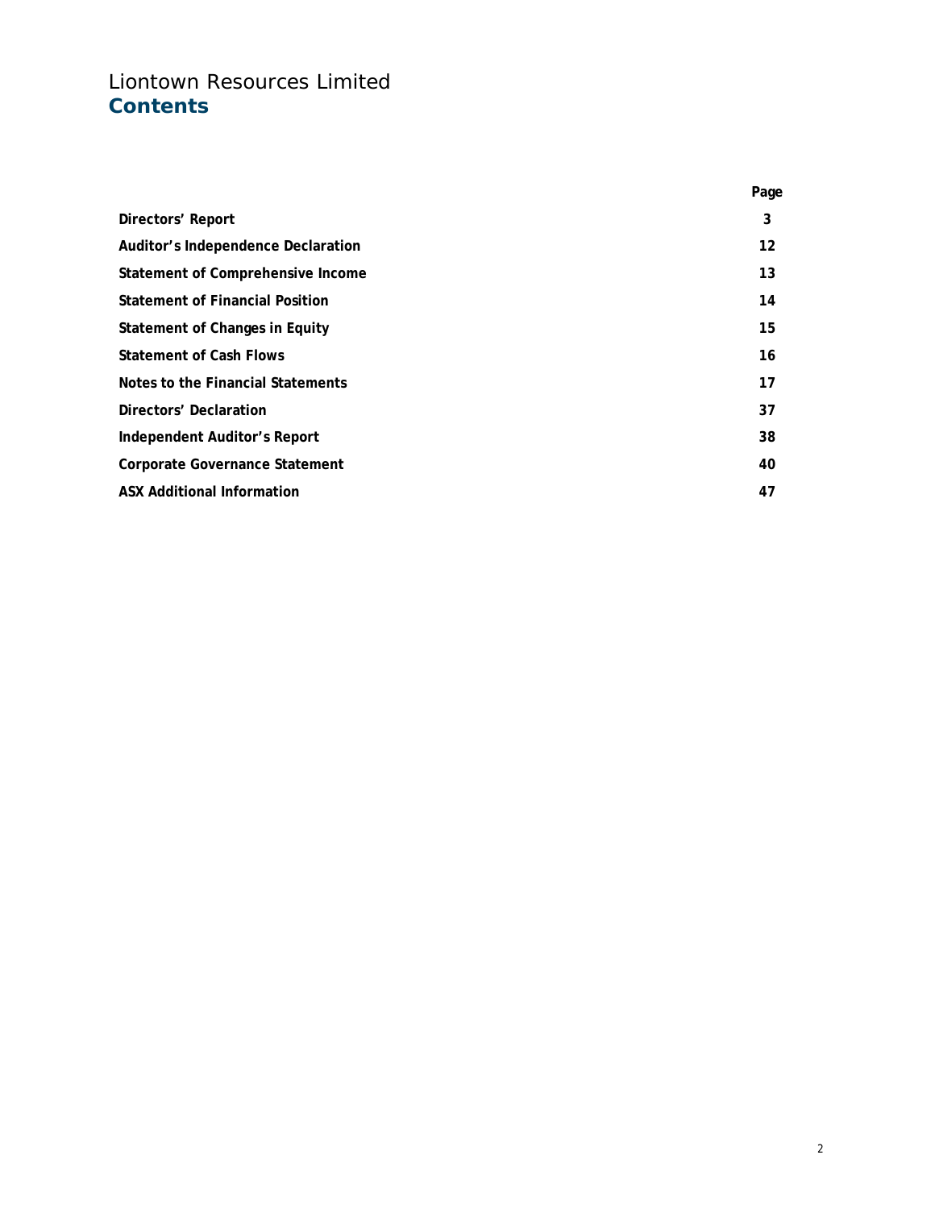# Liontown Resources Limited
## Contents

| | Page |
|---|---|
| **Directors' Report** | **3** |
| **Auditor's Independence Declaration** | **12** |
| **Statement of Comprehensive Income** | **13** |
| **Statement of Financial Position** | **14** |
| **Statement of Changes in Equity** | **15** |
| **Statement of Cash Flows** | **16** |
| **Notes to the Financial Statements** | **17** |
| **Directors' Declaration** | **37** |
| **Independent Auditor's Report** | **38** |
| **Corporate Governance Statement** | **40** |
| **ASX Additional Information** | **47** |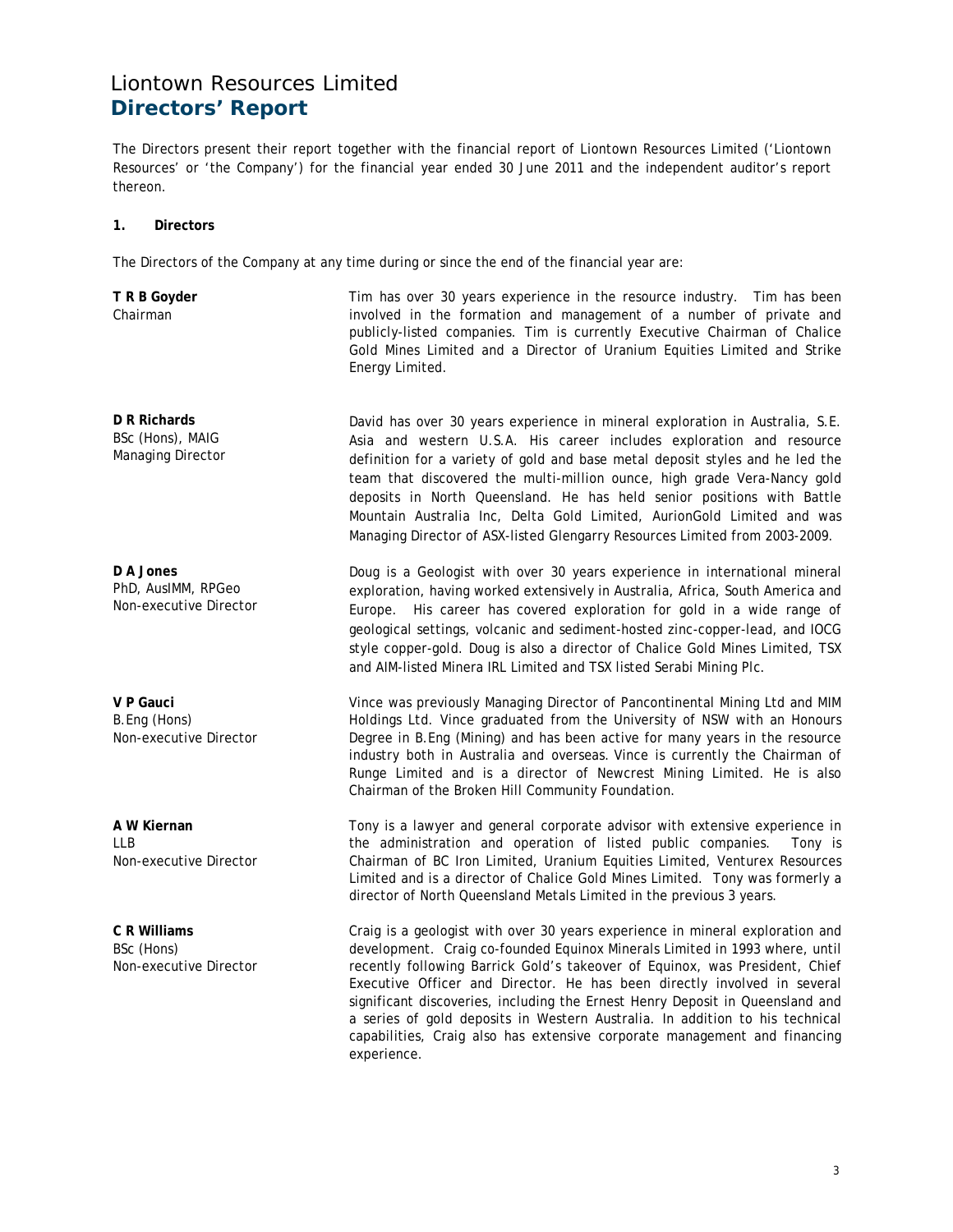# Liontown Resources Limited
## Directors' Report

The Directors present their report together with the financial report of Liontown Resources Limited ('Liontown Resources' or 'the Company') for the financial year ended 30 June 2011 and the independent auditor's report thereon.

### 1. Directors

The Directors of the Company at any time during or since the end of the financial year are:

**T R B Goyder**
Chairman

Tim has over 30 years experience in the resource industry. Tim has been involved in the formation and management of a number of private and publicly-listed companies. Tim is currently Executive Chairman of Chalice Gold Mines Limited and a Director of Uranium Equities Limited and Strike Energy Limited.

**D R Richards**
BSc (Hons), MAIG
Managing Director

David has over 30 years experience in mineral exploration in Australia, S.E. Asia and western U.S.A. His career includes exploration and resource definition for a variety of gold and base metal deposit styles and he led the team that discovered the multi-million ounce, high grade Vera-Nancy gold deposits in North Queensland. He has held senior positions with Battle Mountain Australia Inc, Delta Gold Limited, AurionGold Limited and was Managing Director of ASX-listed Glengarry Resources Limited from 2003-2009.

**D A Jones**
PhD, AusIMM, RPGeo
Non-executive Director

Doug is a Geologist with over 30 years experience in international mineral exploration, having worked extensively in Australia, Africa, South America and Europe. His career has covered exploration for gold in a wide range of geological settings, volcanic and sediment-hosted zinc-copper-lead, and IOCG style copper-gold. Doug is also a director of Chalice Gold Mines Limited, TSX and AIM-listed Minera IRL Limited and TSX listed Serabi Mining Plc.

**V P Gauci**
B.Eng (Hons)
Non-executive Director

Vince was previously Managing Director of Pancontinental Mining Ltd and MIM Holdings Ltd. Vince graduated from the University of NSW with an Honours Degree in B.Eng (Mining) and has been active for many years in the resource industry both in Australia and overseas. Vince is currently the Chairman of Runge Limited and is a director of Newcrest Mining Limited. He is also Chairman of the Broken Hill Community Foundation.

**A W Kiernan**
LLB
Non-executive Director

Tony is a lawyer and general corporate advisor with extensive experience in the administration and operation of listed public companies. Tony is Chairman of BC Iron Limited, Uranium Equities Limited, Venturex Resources Limited and is a director of Chalice Gold Mines Limited. Tony was formerly a director of North Queensland Metals Limited in the previous 3 years.

**C R Williams**
BSc (Hons)
Non-executive Director

Craig is a geologist with over 30 years experience in mineral exploration and development. Craig co-founded Equinox Minerals Limited in 1993 where, until recently following Barrick Gold's takeover of Equinox, was President, Chief Executive Officer and Director. He has been directly involved in several significant discoveries, including the Ernest Henry Deposit in Queensland and a series of gold deposits in Western Australia. In addition to his technical capabilities, Craig also has extensive corporate management and financing experience.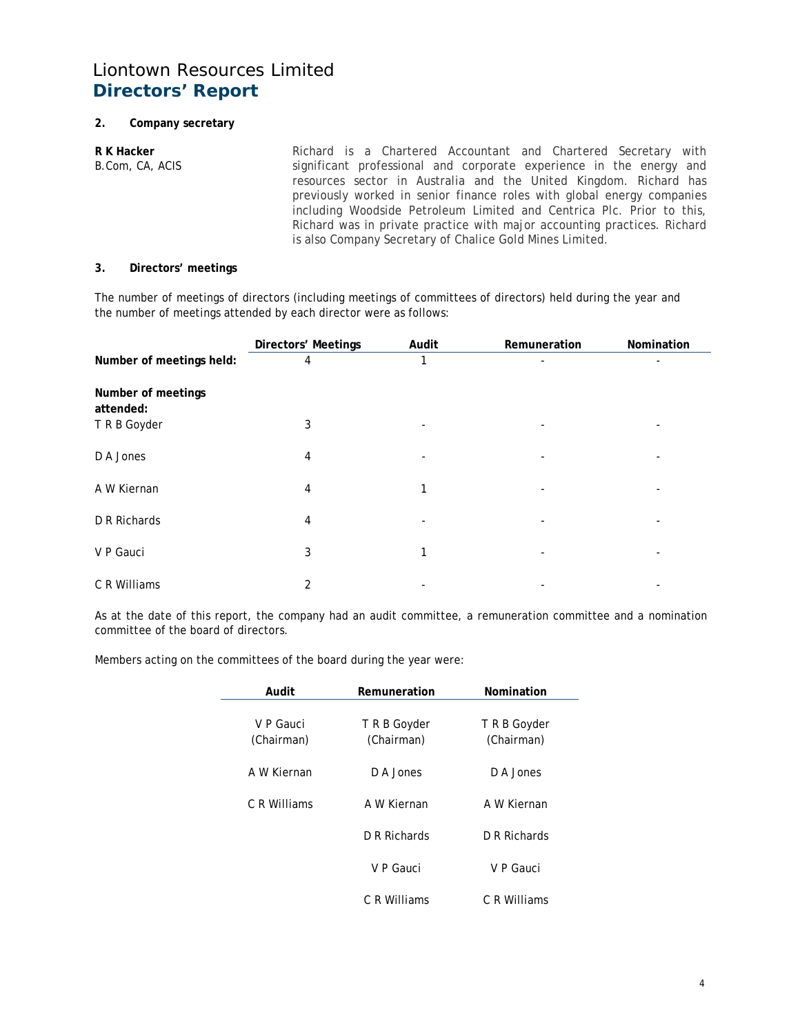# Liontown Resources Limited
## Directors' Report

### 2. Company secretary

**R K Hacker**
B.Com, CA, ACIS

Richard is a Chartered Accountant and Chartered Secretary with significant professional and corporate experience in the energy and resources sector in Australia and the United Kingdom. Richard has previously worked in senior finance roles with global energy companies including Woodside Petroleum Limited and Centrica Plc. Prior to this, Richard was in private practice with major accounting practices. Richard is also Company Secretary of Chalice Gold Mines Limited.

### 3. Directors' meetings

The number of meetings of directors (including meetings of committees of directors) held during the year and the number of meetings attended by each director were as follows:

| | Directors' Meetings | Audit | Remuneration | Nomination |
|---|---|---|---|---|
| **Number of meetings held:** | 4 | 1 | - | - |
| **Number of meetings attended:** | | | | |
| T R B Goyder | 3 | - | - | - |
| D A Jones | 4 | - | - | - |
| A W Kiernan | 4 | 1 | - | - |
| D R Richards | 4 | - | - | - |
| V P Gauci | 3 | 1 | - | - |
| C R Williams | 2 | - | - | - |

As at the date of this report, the company had an audit committee, a remuneration committee and a nomination committee of the board of directors.

Members acting on the committees of the board during the year were:

| Audit | Remuneration | Nomination |
|---|---|---|
| V P Gauci (Chairman) | T R B Goyder (Chairman) | T R B Goyder (Chairman) |
| A W Kiernan | D A Jones | D A Jones |
| C R Williams | A W Kiernan | A W Kiernan |
| | D R Richards | D R Richards |
| | V P Gauci | V P Gauci |
| | C R Williams | C R Williams |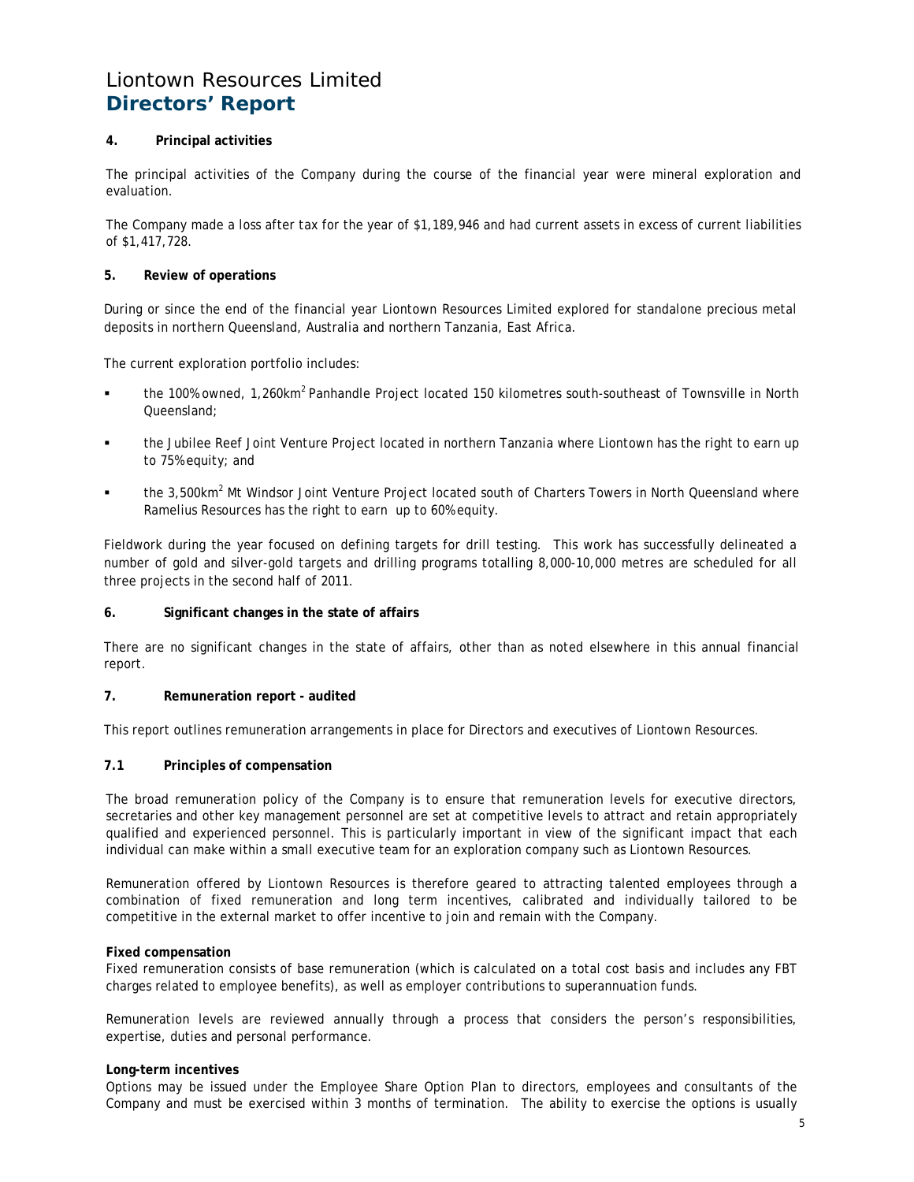# Liontown Resources Limited
## Directors' Report

### 4. Principal activities

The principal activities of the Company during the course of the financial year were mineral exploration and evaluation.

The Company made a loss after tax for the year of $1,189,946 and had current assets in excess of current liabilities of $1,417,728.

### 5. Review of operations

During or since the end of the financial year Liontown Resources Limited explored for standalone precious metal deposits in northern Queensland, Australia and northern Tanzania, East Africa.

The current exploration portfolio includes:

- the 100% owned, 1,260km$^2$ Panhandle Project located 150 kilometres south-southeast of Townsville in North Queensland;
- the Jubilee Reef Joint Venture Project located in northern Tanzania where Liontown has the right to earn up to 75% equity; and
- the 3,500km$^2$ Mt Windsor Joint Venture Project located south of Charters Towers in North Queensland where Ramelius Resources has the right to earn up to 60% equity.

Fieldwork during the year focused on defining targets for drill testing. This work has successfully delineated a number of gold and silver-gold targets and drilling programs totalling 8,000-10,000 metres are scheduled for all three projects in the second half of 2011.

### 6. Significant changes in the state of affairs

There are no significant changes in the state of affairs, other than as noted elsewhere in this annual financial report.

### 7. Remuneration report - audited

This report outlines remuneration arrangements in place for Directors and executives of Liontown Resources.

### 7.1 Principles of compensation

The broad remuneration policy of the Company is to ensure that remuneration levels for executive directors, secretaries and other key management personnel are set at competitive levels to attract and retain appropriately qualified and experienced personnel. This is particularly important in view of the significant impact that each individual can make within a small executive team for an exploration company such as Liontown Resources.

Remuneration offered by Liontown Resources is therefore geared to attracting talented employees through a combination of fixed remuneration and long term incentives, calibrated and individually tailored to be competitive in the external market to offer incentive to join and remain with the Company.

**Fixed compensation**
Fixed remuneration consists of base remuneration (which is calculated on a total cost basis and includes any FBT charges related to employee benefits), as well as employer contributions to superannuation funds.

Remuneration levels are reviewed annually through a process that considers the person's responsibilities, expertise, duties and personal performance.

**Long-term incentives**
Options may be issued under the Employee Share Option Plan to directors, employees and consultants of the Company and must be exercised within 3 months of termination. The ability to exercise the options is usually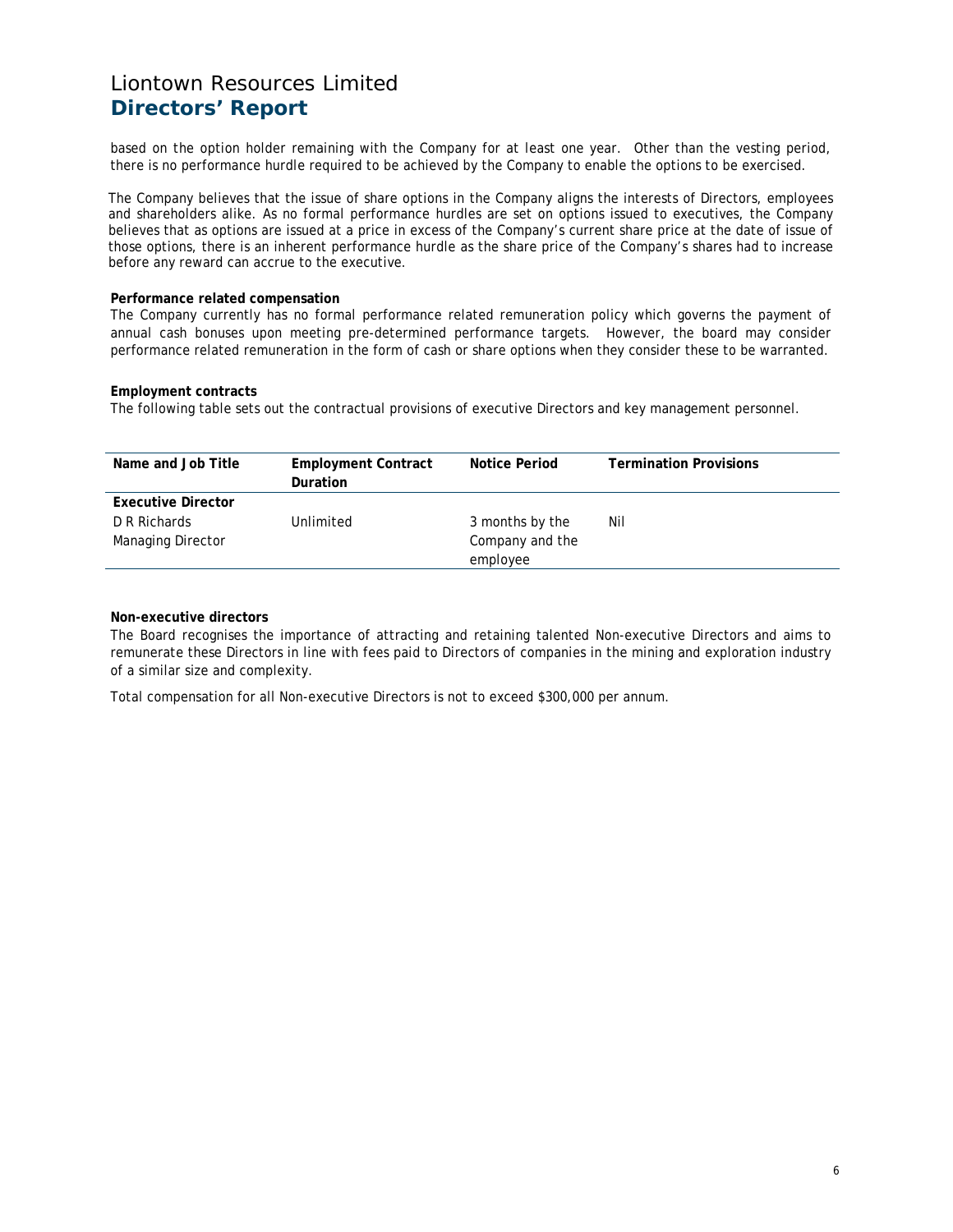based on the option holder remaining with the Company for at least one year. Other than the vesting period, there is no performance hurdle required to be achieved by the Company to enable the options to be exercised.

The Company believes that the issue of share options in the Company aligns the interests of Directors, employees and shareholders alike. As no formal performance hurdles are set on options issued to executives, the Company believes that as options are issued at a price in excess of the Company's current share price at the date of issue of those options, there is an inherent performance hurdle as the share price of the Company's shares had to increase before any reward can accrue to the executive.

**Performance related compensation**

The Company currently has no formal performance related remuneration policy which governs the payment of annual cash bonuses upon meeting pre-determined performance targets. However, the board may consider performance related remuneration in the form of cash or share options when they consider these to be warranted.

**Employment contracts**

The following table sets out the contractual provisions of executive Directors and key management personnel.

| Name and Job Title | Employment Contract Duration | Notice Period | Termination Provisions |
|---|---|---|---|
| **Executive Director** | | | |
| D R Richards<br>Managing Director | Unlimited | 3 months by the Company and the employee | Nil |

**Non-executive directors**

The Board recognises the importance of attracting and retaining talented Non-executive Directors and aims to remunerate these Directors in line with fees paid to Directors of companies in the mining and exploration industry of a similar size and complexity.

Total compensation for all Non-executive Directors is not to exceed $300,000 per annum.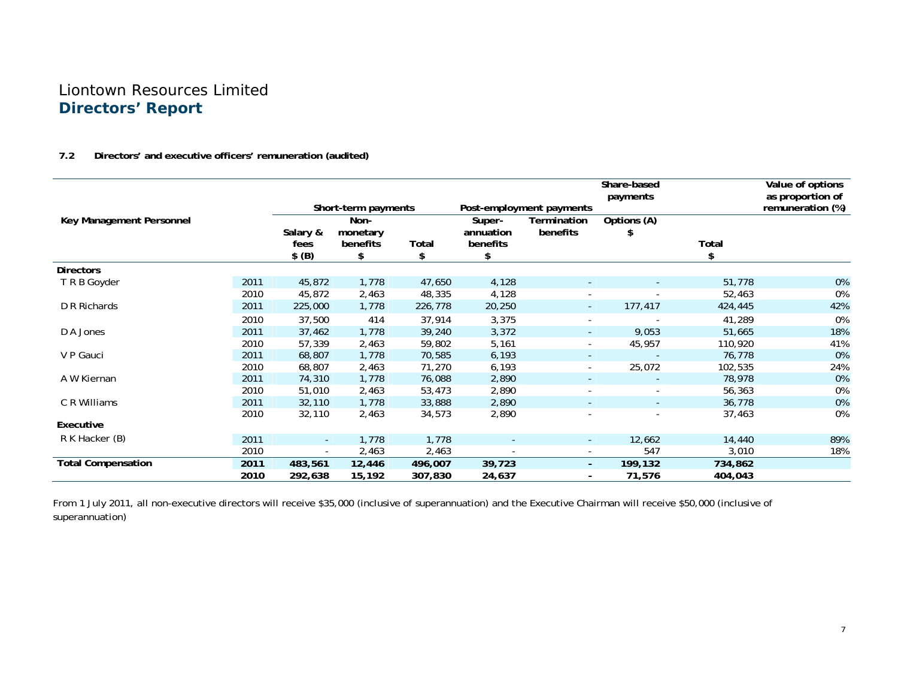# Liontown Resources Limited
## Directors' Report

**7.2 Directors' and executive officers' remuneration (audited)**

| Key Management Personnel | | Short-term payments | | | Post-employment payments | | Share-based payments | | Value of options as proportion of remuneration (%) |
|---|---|---|---|---|---|---|---|---|---|
| | | Salary & fees $ (B) | Non-monetary benefits $ | Total $ | Super-annuation benefits $ | Termination benefits | Options (A) $ | Total $ | |
| **Directors** | | | | | | | | | |
| T R B Goyder | 2011 | 45,872 | 1,778 | 47,650 | 4,128 | - | - | 51,778 | 0% |
| | 2010 | 45,872 | 2,463 | 48,335 | 4,128 | - | - | 52,463 | 0% |
| D R Richards | 2011 | 225,000 | 1,778 | 226,778 | 20,250 | - | 177,417 | 424,445 | 42% |
| | 2010 | 37,500 | 414 | 37,914 | 3,375 | - | - | 41,289 | 0% |
| D A Jones | 2011 | 37,462 | 1,778 | 39,240 | 3,372 | - | 9,053 | 51,665 | 18% |
| | 2010 | 57,339 | 2,463 | 59,802 | 5,161 | - | 45,957 | 110,920 | 41% |
| V P Gauci | 2011 | 68,807 | 1,778 | 70,585 | 6,193 | - | - | 76,778 | 0% |
| | 2010 | 68,807 | 2,463 | 71,270 | 6,193 | - | 25,072 | 102,535 | 24% |
| A W Kiernan | 2011 | 74,310 | 1,778 | 76,088 | 2,890 | - | - | 78,978 | 0% |
| | 2010 | 51,010 | 2,463 | 53,473 | 2,890 | - | - | 56,363 | 0% |
| C R Williams | 2011 | 32,110 | 1,778 | 33,888 | 2,890 | - | - | 36,778 | 0% |
| | 2010 | 32,110 | 2,463 | 34,573 | 2,890 | - | - | 37,463 | 0% |
| **Executive** | | | | | | | | | |
| R K Hacker (B) | 2011 | - | 1,778 | 1,778 | - | - | 12,662 | 14,440 | 89% |
| | 2010 | - | 2,463 | 2,463 | - | - | 547 | 3,010 | 18% |
| **Total Compensation** | **2011** | **483,561** | **12,446** | **496,007** | **39,723** | **-** | **199,132** | **734,862** | |
| | **2010** | **292,638** | **15,192** | **307,830** | **24,637** | **-** | **71,576** | **404,043** | |

From 1 July 2011, all non-executive directors will receive $35,000 (inclusive of superannuation) and the Executive Chairman will receive $50,000 (inclusive of superannuation)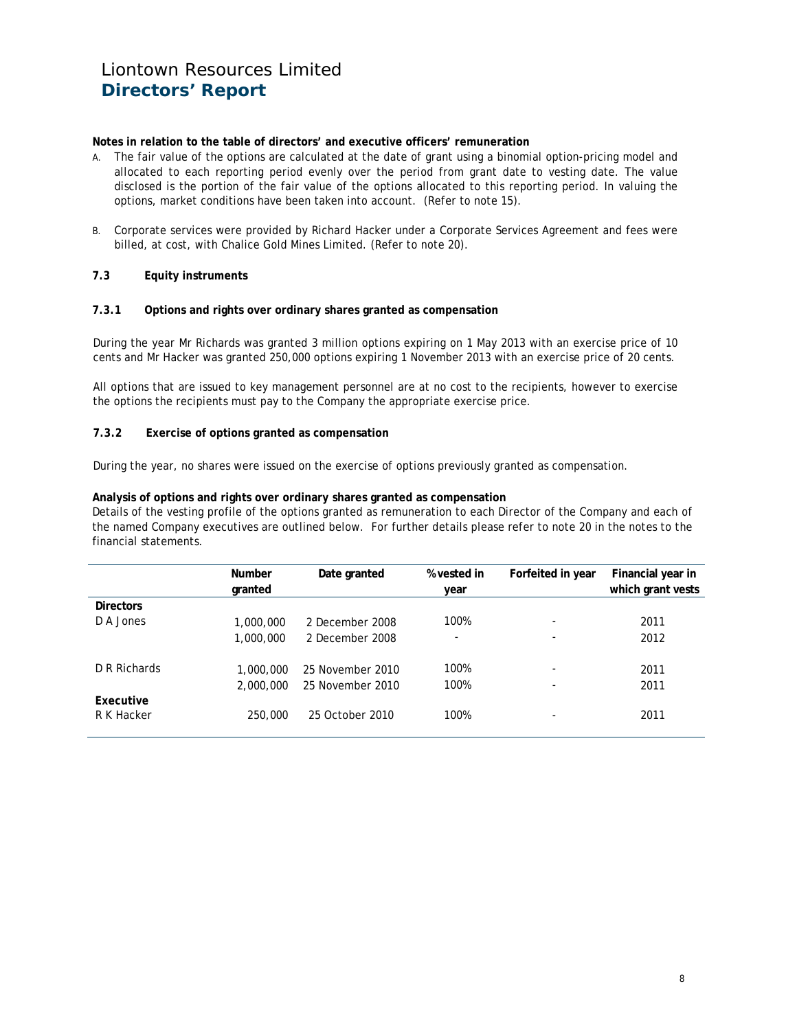# Liontown Resources Limited
## Directors' Report

**Notes in relation to the table of directors' and executive officers' remuneration**

A. The fair value of the options are calculated at the date of grant using a binomial option-pricing model and allocated to each reporting period evenly over the period from grant date to vesting date. The value disclosed is the portion of the fair value of the options allocated to this reporting period. In valuing the options, market conditions have been taken into account. (Refer to note 15).

B. Corporate services were provided by Richard Hacker under a Corporate Services Agreement and fees were billed, at cost, with Chalice Gold Mines Limited. (Refer to note 20).

### 7.3 Equity instruments

#### 7.3.1 Options and rights over ordinary shares granted as compensation

During the year Mr Richards was granted 3 million options expiring on 1 May 2013 with an exercise price of 10 cents and Mr Hacker was granted 250,000 options expiring 1 November 2013 with an exercise price of 20 cents.

All options that are issued to key management personnel are at no cost to the recipients, however to exercise the options the recipients must pay to the Company the appropriate exercise price.

#### 7.3.2 Exercise of options granted as compensation

During the year, no shares were issued on the exercise of options previously granted as compensation.

**Analysis of options and rights over ordinary shares granted as compensation**

Details of the vesting profile of the options granted as remuneration to each Director of the Company and each of the named Company executives are outlined below. For further details please refer to note 20 in the notes to the financial statements.

| | Number granted | Date granted | % vested in year | Forfeited in year | Financial year in which grant vests |
|---|---|---|---|---|---|
| **Directors** | | | | | |
| D A Jones | 1,000,000 | 2 December 2008 | 100% | - | 2011 |
| | 1,000,000 | 2 December 2008 | - | - | 2012 |
| D R Richards | 1,000,000 | 25 November 2010 | 100% | - | 2011 |
| | 2,000,000 | 25 November 2010 | 100% | - | 2011 |
| **Executive** | | | | | |
| R K Hacker | 250,000 | 25 October 2010 | 100% | - | 2011 |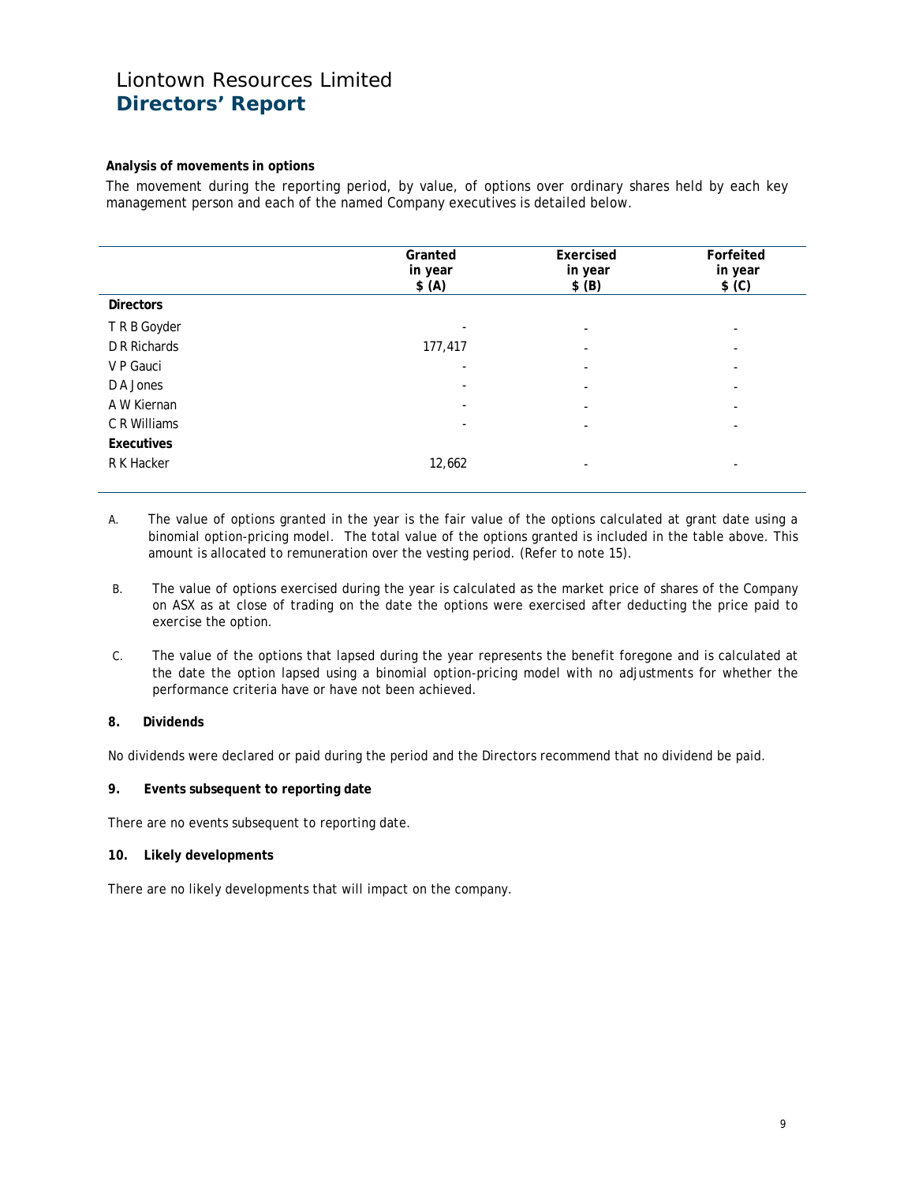**Analysis of movements in options**

The movement during the reporting period, by value, of options over ordinary shares held by each key management person and each of the named Company executives is detailed below.

| | Granted in year $ (A) | Exercised in year $ (B) | Forfeited in year $ (C) |
|---|---|---|---|
| **Directors** | | | |
| T R B Goyder | - | - | - |
| D R Richards | 177,417 | - | - |
| V P Gauci | - | - | - |
| D A Jones | - | - | - |
| A W Kiernan | - | - | - |
| C R Williams | - | - | - |
| **Executives** | | | |
| R K Hacker | 12,662 | - | - |

A. The value of options granted in the year is the fair value of the options calculated at grant date using a binomial option-pricing model. The total value of the options granted is included in the table above. This amount is allocated to remuneration over the vesting period. (Refer to note 15).

B. The value of options exercised during the year is calculated as the market price of shares of the Company on ASX as at close of trading on the date the options were exercised after deducting the price paid to exercise the option.

C. The value of the options that lapsed during the year represents the benefit foregone and is calculated at the date the option lapsed using a binomial option-pricing model with no adjustments for whether the performance criteria have or have not been achieved.

**8. Dividends**

No dividends were declared or paid during the period and the Directors recommend that no dividend be paid.

**9. Events subsequent to reporting date**

There are no events subsequent to reporting date.

**10. Likely developments**

There are no likely developments that will impact on the company.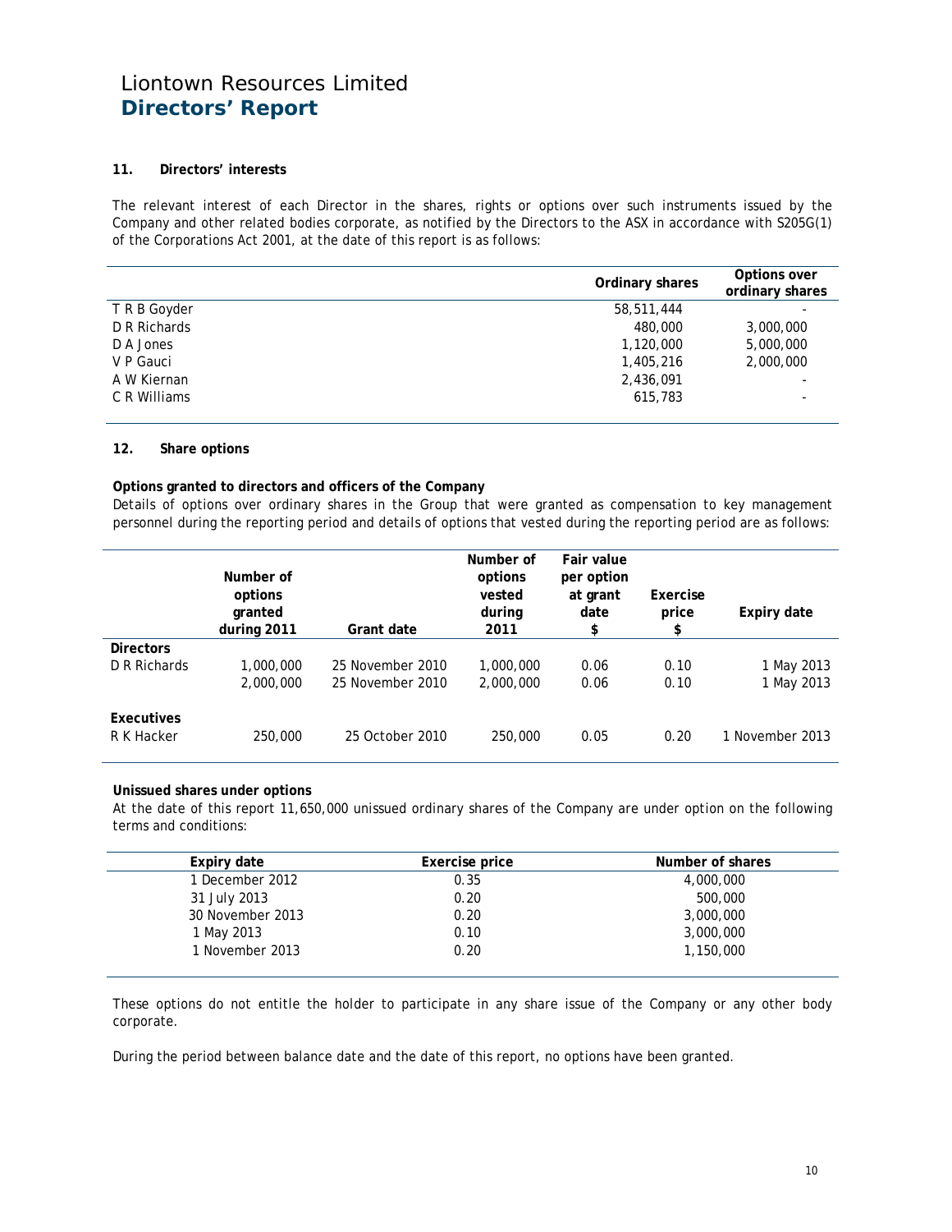## 11. Directors' interests

The relevant interest of each Director in the shares, rights or options over such instruments issued by the Company and other related bodies corporate, as notified by the Directors to the ASX in accordance with S205G(1) of the Corporations Act 2001, at the date of this report is as follows:

| | Ordinary shares | Options over ordinary shares |
|---|---|---|
| T R B Goyder | 58,511,444 | - |
| D R Richards | 480,000 | 3,000,000 |
| D A Jones | 1,120,000 | 5,000,000 |
| V P Gauci | 1,405,216 | 2,000,000 |
| A W Kiernan | 2,436,091 | - |
| C R Williams | 615,783 | - |

## 12. Share options

**Options granted to directors and officers of the Company**

Details of options over ordinary shares in the Group that were granted as compensation to key management personnel during the reporting period and details of options that vested during the reporting period are as follows:

| | Number of options granted during 2011 | Grant date | Number of options vested during 2011 | Fair value per option at grant date $ | Exercise price $ | Expiry date |
|---|---|---|---|---|---|---|
| **Directors** | | | | | | |
| D R Richards | 1,000,000 | 25 November 2010 | 1,000,000 | 0.06 | 0.10 | 1 May 2013 |
| | 2,000,000 | 25 November 2010 | 2,000,000 | 0.06 | 0.10 | 1 May 2013 |
| **Executives** | | | | | | |
| R K Hacker | 250,000 | 25 October 2010 | 250,000 | 0.05 | 0.20 | 1 November 2013 |

**Unissued shares under options**

At the date of this report 11,650,000 unissued ordinary shares of the Company are under option on the following terms and conditions:

| Expiry date | Exercise price | Number of shares |
|---|---|---|
| 1 December 2012 | 0.35 | 4,000,000 |
| 31 July 2013 | 0.20 | 500,000 |
| 30 November 2013 | 0.20 | 3,000,000 |
| 1 May 2013 | 0.10 | 3,000,000 |
| 1 November 2013 | 0.20 | 1,150,000 |

These options do not entitle the holder to participate in any share issue of the Company or any other body corporate.

During the period between balance date and the date of this report, no options have been granted.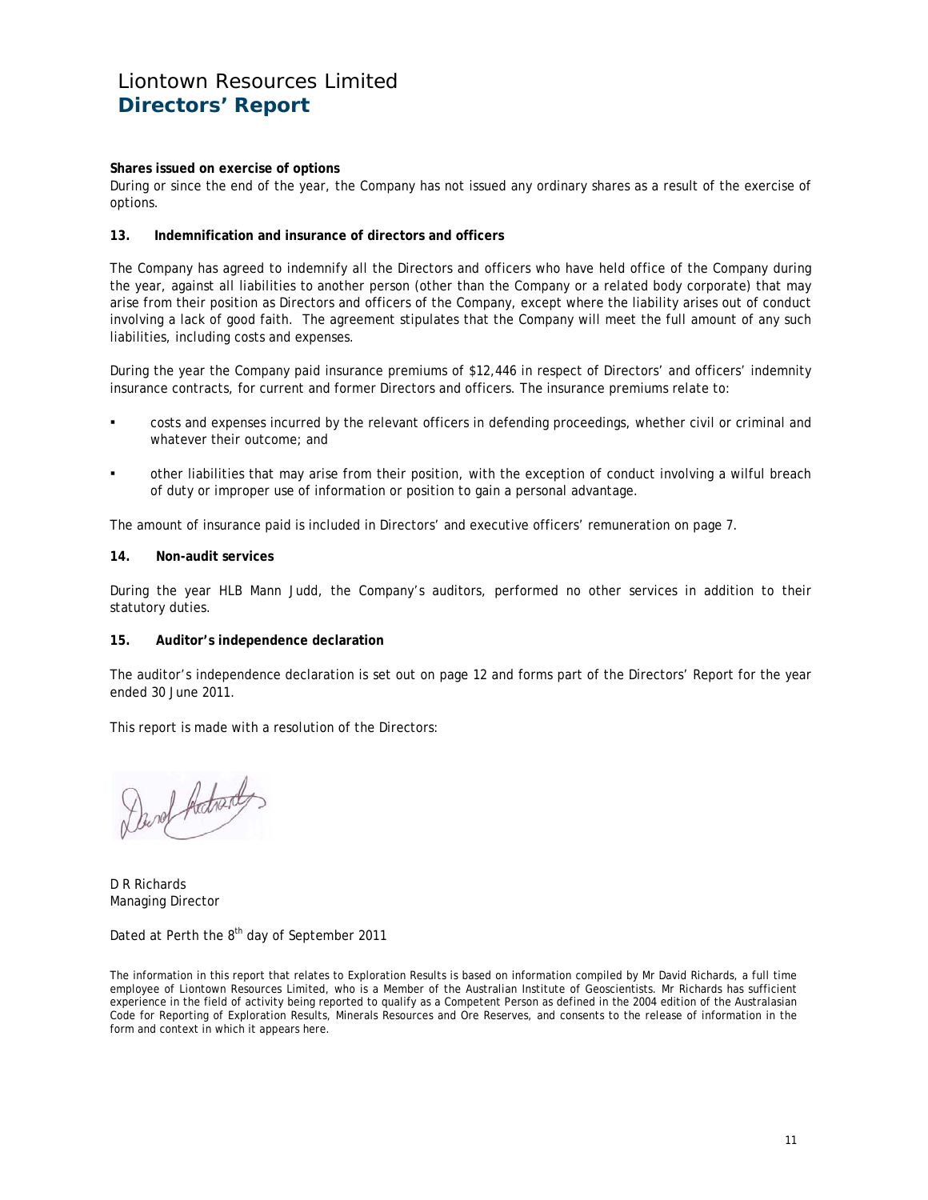**Shares issued on exercise of options**

During or since the end of the year, the Company has not issued any ordinary shares as a result of the exercise of options.

**13. Indemnification and insurance of directors and officers**

The Company has agreed to indemnify all the Directors and officers who have held office of the Company during the year, against all liabilities to another person (other than the Company or a related body corporate) that may arise from their position as Directors and officers of the Company, except where the liability arises out of conduct involving a lack of good faith. The agreement stipulates that the Company will meet the full amount of any such liabilities, including costs and expenses.

During the year the Company paid insurance premiums of $12,446 in respect of Directors' and officers' indemnity insurance contracts, for current and former Directors and officers. The insurance premiums relate to:

- costs and expenses incurred by the relevant officers in defending proceedings, whether civil or criminal and whatever their outcome; and
- other liabilities that may arise from their position, with the exception of conduct involving a wilful breach of duty or improper use of information or position to gain a personal advantage.

The amount of insurance paid is included in Directors' and executive officers' remuneration on page 7.

**14. Non-audit services**

During the year HLB Mann Judd, the Company's auditors, performed no other services in addition to their statutory duties.

**15. Auditor's independence declaration**

The auditor's independence declaration is set out on page 12 and forms part of the Directors' Report for the year ended 30 June 2011.

This report is made with a resolution of the Directors:

D R Richards
Managing Director

Dated at Perth the 8th day of September 2011

The information in this report that relates to Exploration Results is based on information compiled by Mr David Richards, a full time employee of Liontown Resources Limited, who is a Member of the Australian Institute of Geoscientists. Mr Richards has sufficient experience in the field of activity being reported to qualify as a Competent Person as defined in the 2004 edition of the Australasian Code for Reporting of Exploration Results, Minerals Resources and Ore Reserves, and consents to the release of information in the form and context in which it appears here.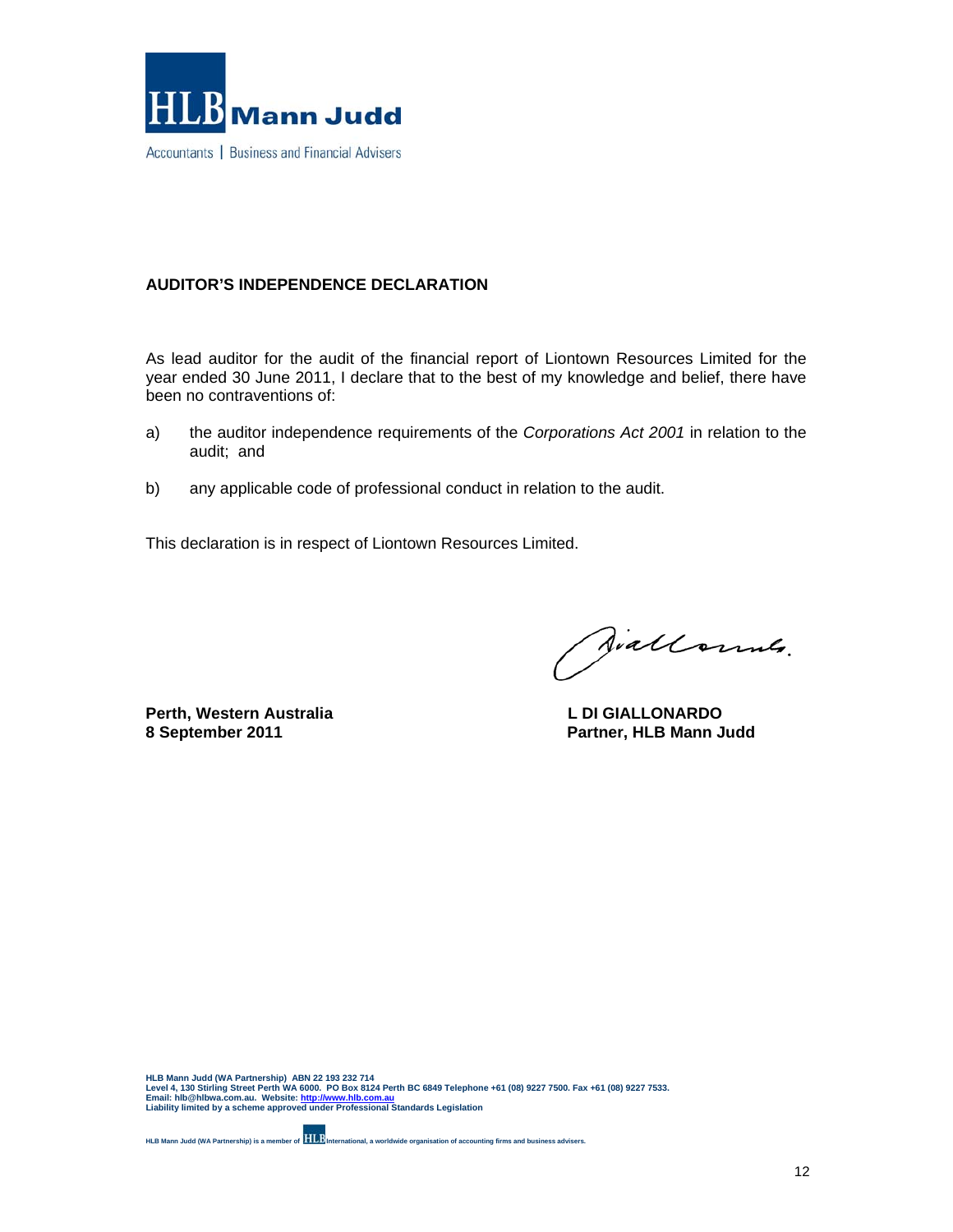HLB Mann Judd

Accountants | Business and Financial Advisers

**AUDITOR'S INDEPENDENCE DECLARATION**

As lead auditor for the audit of the financial report of Liontown Resources Limited for the year ended 30 June 2011, I declare that to the best of my knowledge and belief, there have been no contraventions of:

a) the auditor independence requirements of the *Corporations Act 2001* in relation to the audit; and

b) any applicable code of professional conduct in relation to the audit.

This declaration is in respect of Liontown Resources Limited.

**Perth, Western Australia**
**8 September 2011**

**L DI GIALLONARDO**
**Partner, HLB Mann Judd**

HLB Mann Judd (WA Partnership) ABN 22 193 232 714
Level 4, 130 Stirling Street Perth WA 6000. PO Box 8124 Perth BC 6849 Telephone +61 (08) 9227 7500. Fax +61 (08) 9227 7533.
Email: hlb@hlbwa.com.au. Website: http://www.hlb.com.au
Liability limited by a scheme approved under Professional Standards Legislation

HLB Mann Judd (WA Partnership) is a member of HLB International, a worldwide organisation of accounting firms and business advisers.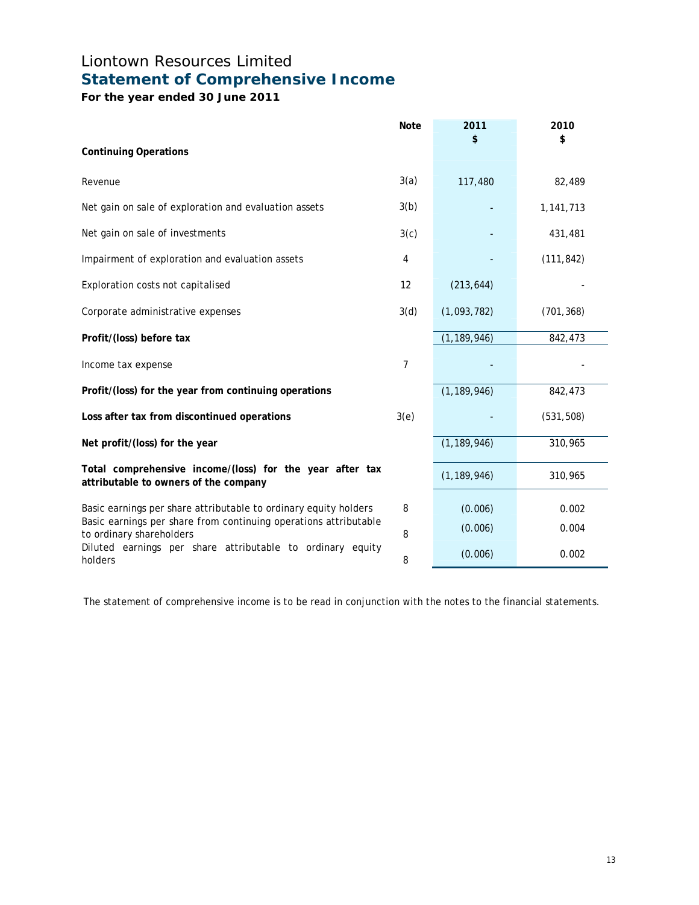# Liontown Resources Limited

## Statement of Comprehensive Income

**For the year ended 30 June 2011**

| | Note | 2011 $ | 2010 $ |
|---|---|---|---|
| **Continuing Operations** | | | |
| Revenue | 3(a) | 117,480 | 82,489 |
| Net gain on sale of exploration and evaluation assets | 3(b) | - | 1,141,713 |
| Net gain on sale of investments | 3(c) | - | 431,481 |
| Impairment of exploration and evaluation assets | 4 | - | (111,842) |
| Exploration costs not capitalised | 12 | (213,644) | - |
| Corporate administrative expenses | 3(d) | (1,093,782) | (701,368) |
| **Profit/(loss) before tax** | | (1,189,946) | 842,473 |
| Income tax expense | 7 | - | - |
| **Profit/(loss) for the year from continuing operations** | | (1,189,946) | 842,473 |
| **Loss after tax from discontinued operations** | 3(e) | - | (531,508) |
| **Net profit/(loss) for the year** | | (1,189,946) | 310,965 |
| **Total comprehensive income/(loss) for the year after tax attributable to owners of the company** | | (1,189,946) | 310,965 |
| Basic earnings per share attributable to ordinary equity holders | 8 | (0.006) | 0.002 |
| Basic earnings per share from continuing operations attributable to ordinary shareholders | 8 | (0.006) | 0.004 |
| Diluted earnings per share attributable to ordinary equity holders | 8 | (0.006) | 0.002 |

The statement of comprehensive income is to be read in conjunction with the notes to the financial statements.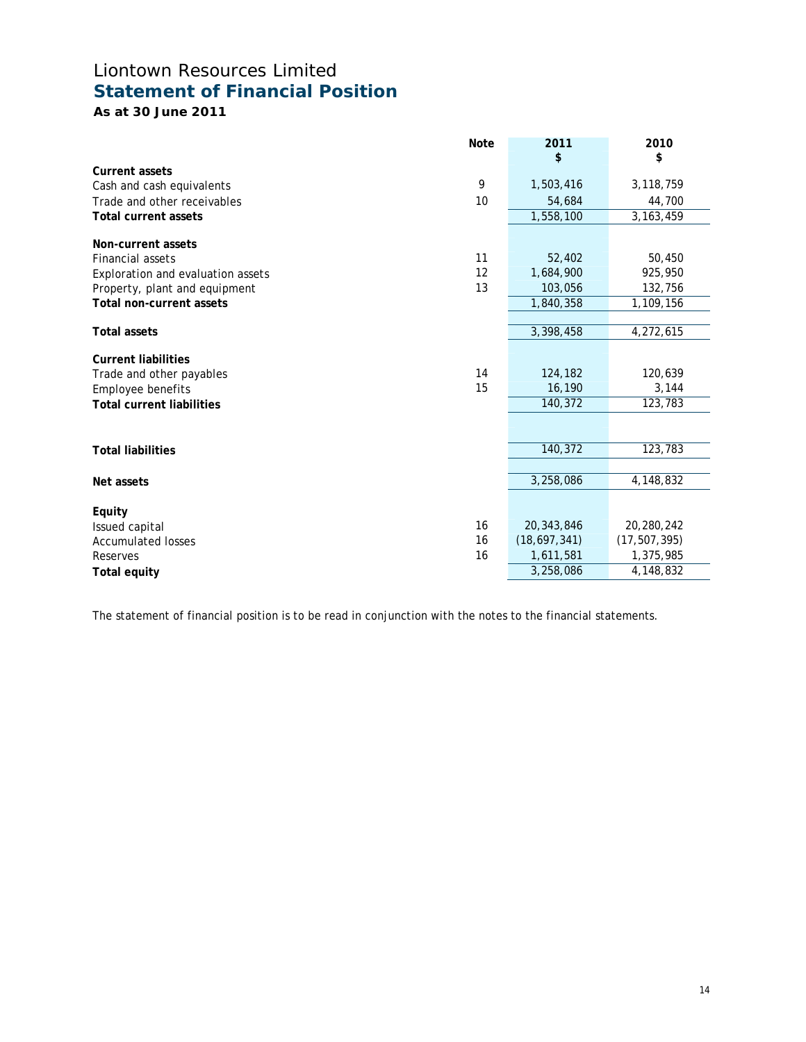# Liontown Resources Limited

## Statement of Financial Position

**As at 30 June 2011**

| | Note | 2011<br>$ | 2010<br>$ |
|---|---|---|---|
| **Current assets** | | | |
| Cash and cash equivalents | 9 | 1,503,416 | 3,118,759 |
| Trade and other receivables | 10 | 54,684 | 44,700 |
| **Total current assets** | | 1,558,100 | 3,163,459 |
| | | | |
| **Non-current assets** | | | |
| Financial assets | 11 | 52,402 | 50,450 |
| Exploration and evaluation assets | 12 | 1,684,900 | 925,950 |
| Property, plant and equipment | 13 | 103,056 | 132,756 |
| **Total non-current assets** | | 1,840,358 | 1,109,156 |
| | | | |
| **Total assets** | | 3,398,458 | 4,272,615 |
| | | | |
| **Current liabilities** | | | |
| Trade and other payables | 14 | 124,182 | 120,639 |
| Employee benefits | 15 | 16,190 | 3,144 |
| **Total current liabilities** | | 140,372 | 123,783 |
| | | | |
| **Total liabilities** | | 140,372 | 123,783 |
| | | | |
| **Net assets** | | 3,258,086 | 4,148,832 |
| | | | |
| **Equity** | | | |
| Issued capital | 16 | 20,343,846 | 20,280,242 |
| Accumulated losses | 16 | (18,697,341) | (17,507,395) |
| Reserves | 16 | 1,611,581 | 1,375,985 |
| **Total equity** | | 3,258,086 | 4,148,832 |

The statement of financial position is to be read in conjunction with the notes to the financial statements.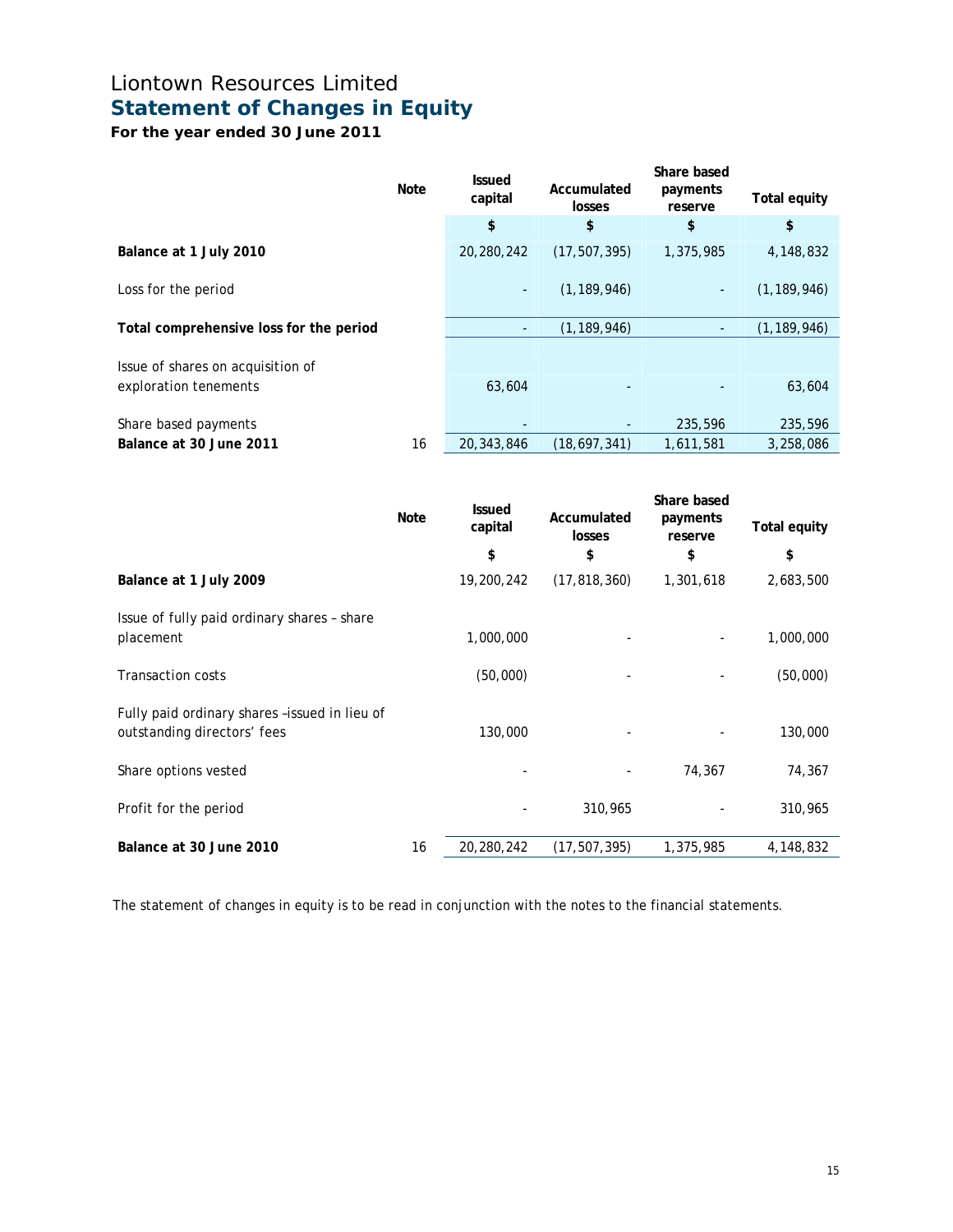# Liontown Resources Limited

## Statement of Changes in Equity

**For the year ended 30 June 2011**

| | Note | Issued capital | Accumulated losses | Share based payments reserve | Total equity |
|---|---|---|---|---|---|
| | | $ | $ | $ | $ |
| **Balance at 1 July 2010** | | 20,280,242 | (17,507,395) | 1,375,985 | 4,148,832 |
| Loss for the period | | - | (1,189,946) | - | (1,189,946) |
| **Total comprehensive loss for the period** | | - | (1,189,946) | - | (1,189,946) |
| Issue of shares on acquisition of exploration tenements | | 63,604 | - | - | 63,604 |
| Share based payments | | - | - | 235,596 | 235,596 |
| **Balance at 30 June 2011** | 16 | 20,343,846 | (18,697,341) | 1,611,581 | 3,258,086 |

| | Note | Issued capital | Accumulated losses | Share based payments reserve | Total equity |
|---|---|---|---|---|---|
| | | $ | $ | $ | $ |
| **Balance at 1 July 2009** | | 19,200,242 | (17,818,360) | 1,301,618 | 2,683,500 |
| Issue of fully paid ordinary shares – share placement | | 1,000,000 | - | - | 1,000,000 |
| Transaction costs | | (50,000) | - | - | (50,000) |
| Fully paid ordinary shares –issued in lieu of outstanding directors' fees | | 130,000 | - | - | 130,000 |
| Share options vested | | - | - | 74,367 | 74,367 |
| Profit for the period | | - | 310,965 | - | 310,965 |
| **Balance at 30 June 2010** | 16 | 20,280,242 | (17,507,395) | 1,375,985 | 4,148,832 |

The statement of changes in equity is to be read in conjunction with the notes to the financial statements.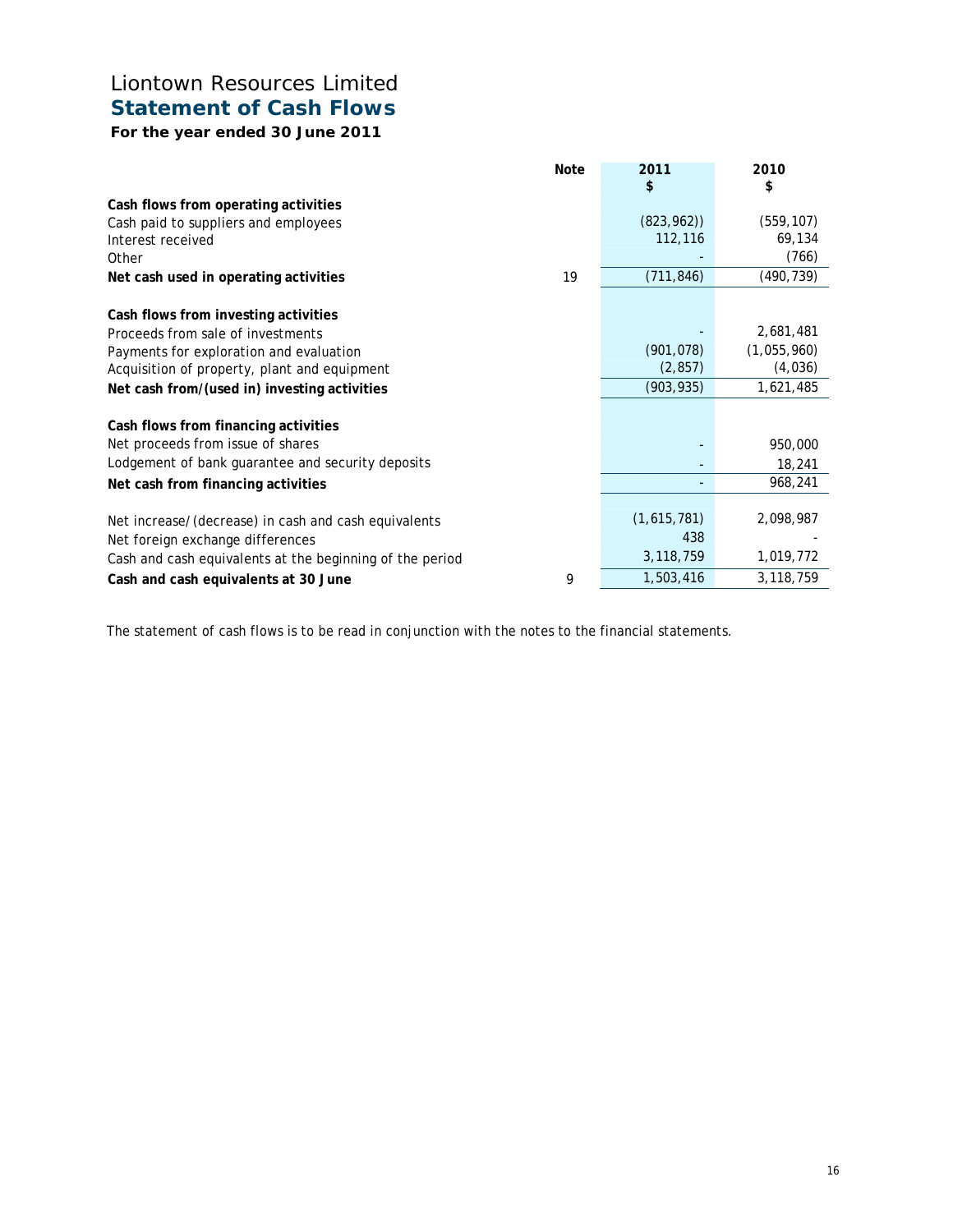# Liontown Resources Limited

## Statement of Cash Flows

**For the year ended 30 June 2011**

| | Note | 2011<br>$ | 2010<br>$ |
|---|---|---|---|
| **Cash flows from operating activities** | | | |
| Cash paid to suppliers and employees | | (823,962)) | (559,107) |
| Interest received | | 112,116 | 69,134 |
| Other | | - | (766) |
| **Net cash used in operating activities** | 19 | (711,846) | (490,739) |
| | | | |
| **Cash flows from investing activities** | | | |
| Proceeds from sale of investments | | - | 2,681,481 |
| Payments for exploration and evaluation | | (901,078) | (1,055,960) |
| Acquisition of property, plant and equipment | | (2,857) | (4,036) |
| **Net cash from/(used in) investing activities** | | (903,935) | 1,621,485 |
| | | | |
| **Cash flows from financing activities** | | | |
| Net proceeds from issue of shares | | - | 950,000 |
| Lodgement of bank guarantee and security deposits | | - | 18,241 |
| **Net cash from financing activities** | | - | 968,241 |
| | | | |
| Net increase/(decrease) in cash and cash equivalents | | (1,615,781) | 2,098,987 |
| Net foreign exchange differences | | 438 | - |
| Cash and cash equivalents at the beginning of the period | | 3,118,759 | 1,019,772 |
| **Cash and cash equivalents at 30 June** | 9 | 1,503,416 | 3,118,759 |

The statement of cash flows is to be read in conjunction with the notes to the financial statements.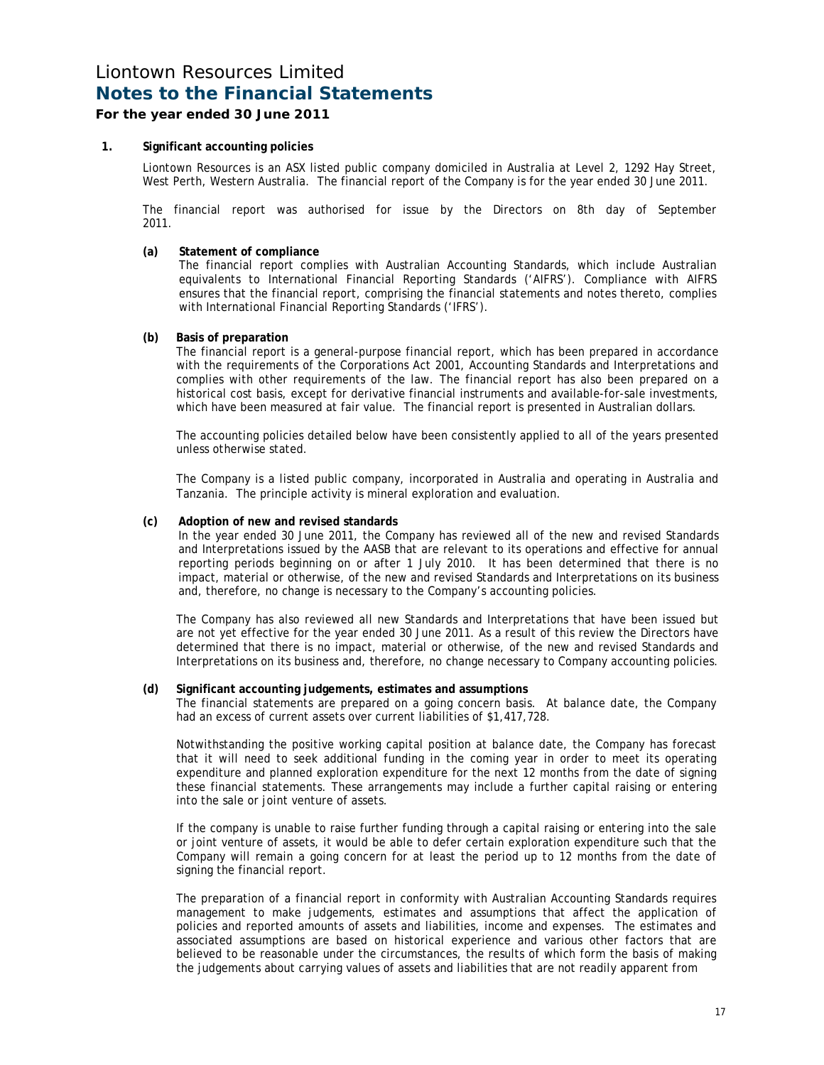# Liontown Resources Limited

## Notes to the Financial Statements

**For the year ended 30 June 2011**

### 1. Significant accounting policies

Liontown Resources is an ASX listed public company domiciled in Australia at Level 2, 1292 Hay Street, West Perth, Western Australia. The financial report of the Company is for the year ended 30 June 2011.

The financial report was authorised for issue by the Directors on 8th day of September 2011.

#### (a) Statement of compliance

The financial report complies with Australian Accounting Standards, which include Australian equivalents to International Financial Reporting Standards ('AIFRS'). Compliance with AIFRS ensures that the financial report, comprising the financial statements and notes thereto, complies with International Financial Reporting Standards ('IFRS').

#### (b) Basis of preparation

The financial report is a general-purpose financial report, which has been prepared in accordance with the requirements of the Corporations Act 2001, Accounting Standards and Interpretations and complies with other requirements of the law. The financial report has also been prepared on a historical cost basis, except for derivative financial instruments and available-for-sale investments, which have been measured at fair value. The financial report is presented in Australian dollars.

The accounting policies detailed below have been consistently applied to all of the years presented unless otherwise stated.

The Company is a listed public company, incorporated in Australia and operating in Australia and Tanzania. The principle activity is mineral exploration and evaluation.

#### (c) Adoption of new and revised standards

In the year ended 30 June 2011, the Company has reviewed all of the new and revised Standards and Interpretations issued by the AASB that are relevant to its operations and effective for annual reporting periods beginning on or after 1 July 2010. It has been determined that there is no impact, material or otherwise, of the new and revised Standards and Interpretations on its business and, therefore, no change is necessary to the Company's accounting policies.

The Company has also reviewed all new Standards and Interpretations that have been issued but are not yet effective for the year ended 30 June 2011. As a result of this review the Directors have determined that there is no impact, material or otherwise, of the new and revised Standards and Interpretations on its business and, therefore, no change necessary to Company accounting policies.

#### (d) Significant accounting judgements, estimates and assumptions

The financial statements are prepared on a going concern basis. At balance date, the Company had an excess of current assets over current liabilities of $1,417,728.

Notwithstanding the positive working capital position at balance date, the Company has forecast that it will need to seek additional funding in the coming year in order to meet its operating expenditure and planned exploration expenditure for the next 12 months from the date of signing these financial statements. These arrangements may include a further capital raising or entering into the sale or joint venture of assets.

If the company is unable to raise further funding through a capital raising or entering into the sale or joint venture of assets, it would be able to defer certain exploration expenditure such that the Company will remain a going concern for at least the period up to 12 months from the date of signing the financial report.

The preparation of a financial report in conformity with Australian Accounting Standards requires management to make judgements, estimates and assumptions that affect the application of policies and reported amounts of assets and liabilities, income and expenses. The estimates and associated assumptions are based on historical experience and various other factors that are believed to be reasonable under the circumstances, the results of which form the basis of making the judgements about carrying values of assets and liabilities that are not readily apparent from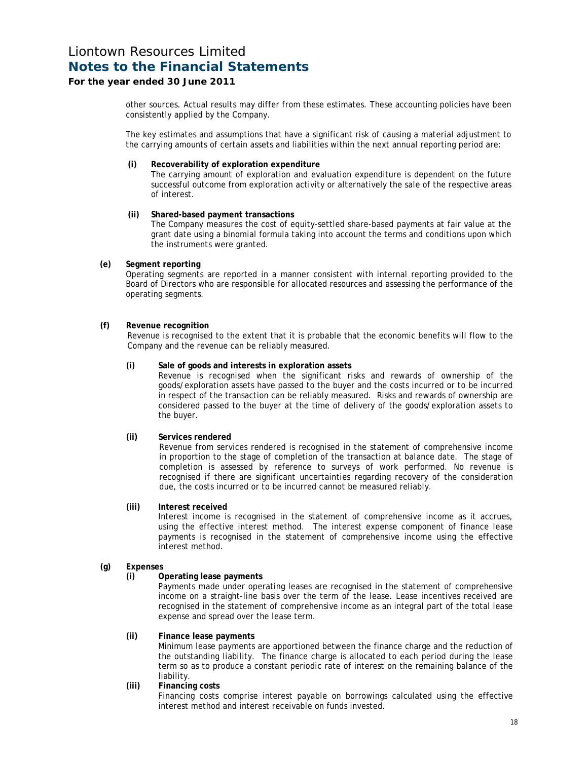other sources. Actual results may differ from these estimates. These accounting policies have been consistently applied by the Company.

The key estimates and assumptions that have a significant risk of causing a material adjustment to the carrying amounts of certain assets and liabilities within the next annual reporting period are:

**(i) Recoverability of exploration expenditure**

The carrying amount of exploration and evaluation expenditure is dependent on the future successful outcome from exploration activity or alternatively the sale of the respective areas of interest.

**(ii) Shared-based payment transactions**

The Company measures the cost of equity-settled share-based payments at fair value at the grant date using a binomial formula taking into account the terms and conditions upon which the instruments were granted.

**(e) Segment reporting**

Operating segments are reported in a manner consistent with internal reporting provided to the Board of Directors who are responsible for allocated resources and assessing the performance of the operating segments.

**(f) Revenue recognition**

Revenue is recognised to the extent that it is probable that the economic benefits will flow to the Company and the revenue can be reliably measured.

**(i) Sale of goods and interests in exploration assets**

Revenue is recognised when the significant risks and rewards of ownership of the goods/exploration assets have passed to the buyer and the costs incurred or to be incurred in respect of the transaction can be reliably measured. Risks and rewards of ownership are considered passed to the buyer at the time of delivery of the goods/exploration assets to the buyer.

**(ii) Services rendered**

Revenue from services rendered is recognised in the statement of comprehensive income in proportion to the stage of completion of the transaction at balance date. The stage of completion is assessed by reference to surveys of work performed. No revenue is recognised if there are significant uncertainties regarding recovery of the consideration due, the costs incurred or to be incurred cannot be measured reliably.

**(iii) Interest received**

Interest income is recognised in the statement of comprehensive income as it accrues, using the effective interest method. The interest expense component of finance lease payments is recognised in the statement of comprehensive income using the effective interest method.

**(g) Expenses**

**(i) Operating lease payments**

Payments made under operating leases are recognised in the statement of comprehensive income on a straight-line basis over the term of the lease. Lease incentives received are recognised in the statement of comprehensive income as an integral part of the total lease expense and spread over the lease term.

**(ii) Finance lease payments**

Minimum lease payments are apportioned between the finance charge and the reduction of the outstanding liability. The finance charge is allocated to each period during the lease term so as to produce a constant periodic rate of interest on the remaining balance of the liability.

**(iii) Financing costs**

Financing costs comprise interest payable on borrowings calculated using the effective interest method and interest receivable on funds invested.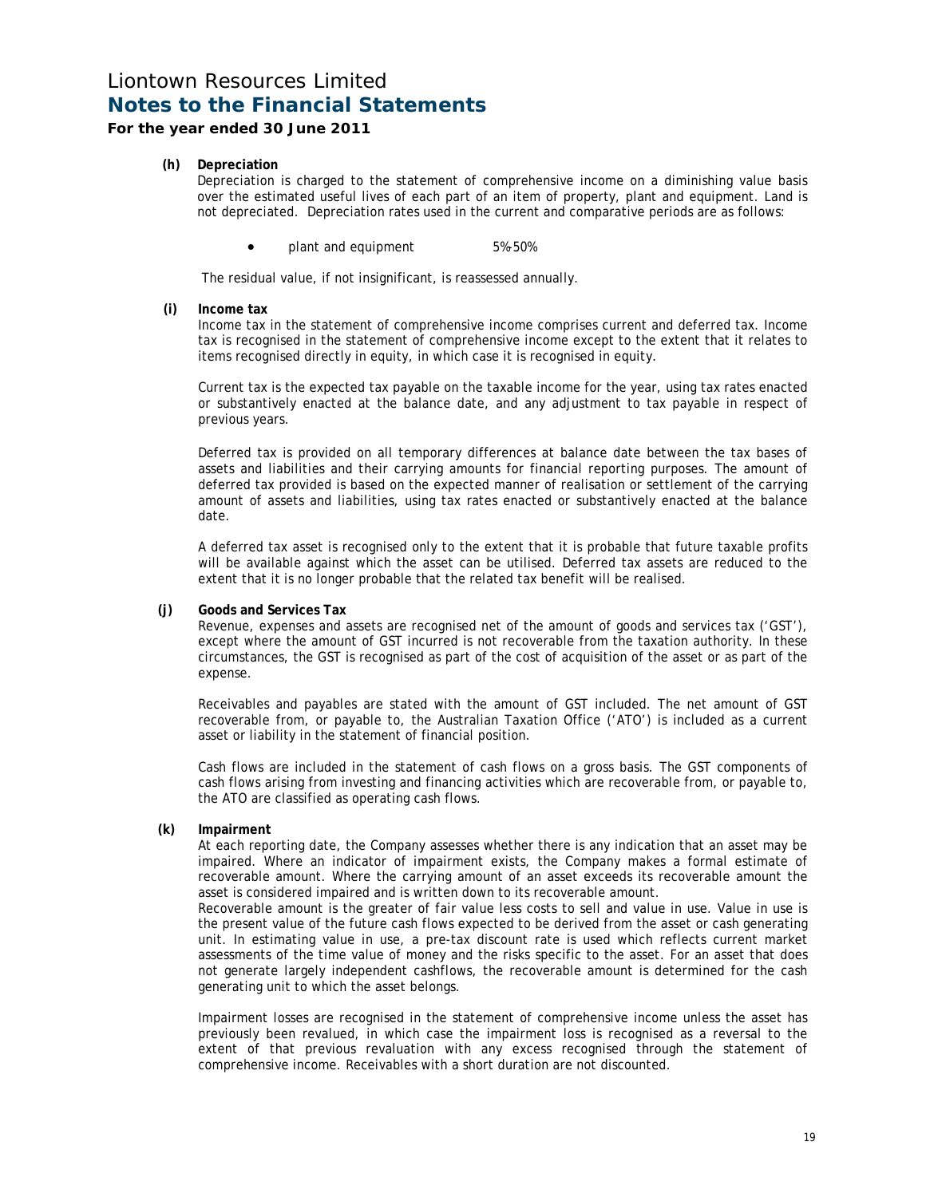# Liontown Resources Limited

## Notes to the Financial Statements

### For the year ended 30 June 2011

**(h) Depreciation**

Depreciation is charged to the statement of comprehensive income on a diminishing value basis over the estimated useful lives of each part of an item of property, plant and equipment. Land is not depreciated. Depreciation rates used in the current and comparative periods are as follows:

- plant and equipment 5%-50%

The residual value, if not insignificant, is reassessed annually.

**(i) Income tax**

Income tax in the statement of comprehensive income comprises current and deferred tax. Income tax is recognised in the statement of comprehensive income except to the extent that it relates to items recognised directly in equity, in which case it is recognised in equity.

Current tax is the expected tax payable on the taxable income for the year, using tax rates enacted or substantively enacted at the balance date, and any adjustment to tax payable in respect of previous years.

Deferred tax is provided on all temporary differences at balance date between the tax bases of assets and liabilities and their carrying amounts for financial reporting purposes. The amount of deferred tax provided is based on the expected manner of realisation or settlement of the carrying amount of assets and liabilities, using tax rates enacted or substantively enacted at the balance date.

A deferred tax asset is recognised only to the extent that it is probable that future taxable profits will be available against which the asset can be utilised. Deferred tax assets are reduced to the extent that it is no longer probable that the related tax benefit will be realised.

**(j) Goods and Services Tax**

Revenue, expenses and assets are recognised net of the amount of goods and services tax ('GST'), except where the amount of GST incurred is not recoverable from the taxation authority. In these circumstances, the GST is recognised as part of the cost of acquisition of the asset or as part of the expense.

Receivables and payables are stated with the amount of GST included. The net amount of GST recoverable from, or payable to, the Australian Taxation Office ('ATO') is included as a current asset or liability in the statement of financial position.

Cash flows are included in the statement of cash flows on a gross basis. The GST components of cash flows arising from investing and financing activities which are recoverable from, or payable to, the ATO are classified as operating cash flows.

**(k) Impairment**

At each reporting date, the Company assesses whether there is any indication that an asset may be impaired. Where an indicator of impairment exists, the Company makes a formal estimate of recoverable amount. Where the carrying amount of an asset exceeds its recoverable amount the asset is considered impaired and is written down to its recoverable amount.
Recoverable amount is the greater of fair value less costs to sell and value in use. Value in use is the present value of the future cash flows expected to be derived from the asset or cash generating unit. In estimating value in use, a pre-tax discount rate is used which reflects current market assessments of the time value of money and the risks specific to the asset. For an asset that does not generate largely independent cashflows, the recoverable amount is determined for the cash generating unit to which the asset belongs.

Impairment losses are recognised in the statement of comprehensive income unless the asset has previously been revalued, in which case the impairment loss is recognised as a reversal to the extent of that previous revaluation with any excess recognised through the statement of comprehensive income. Receivables with a short duration are not discounted.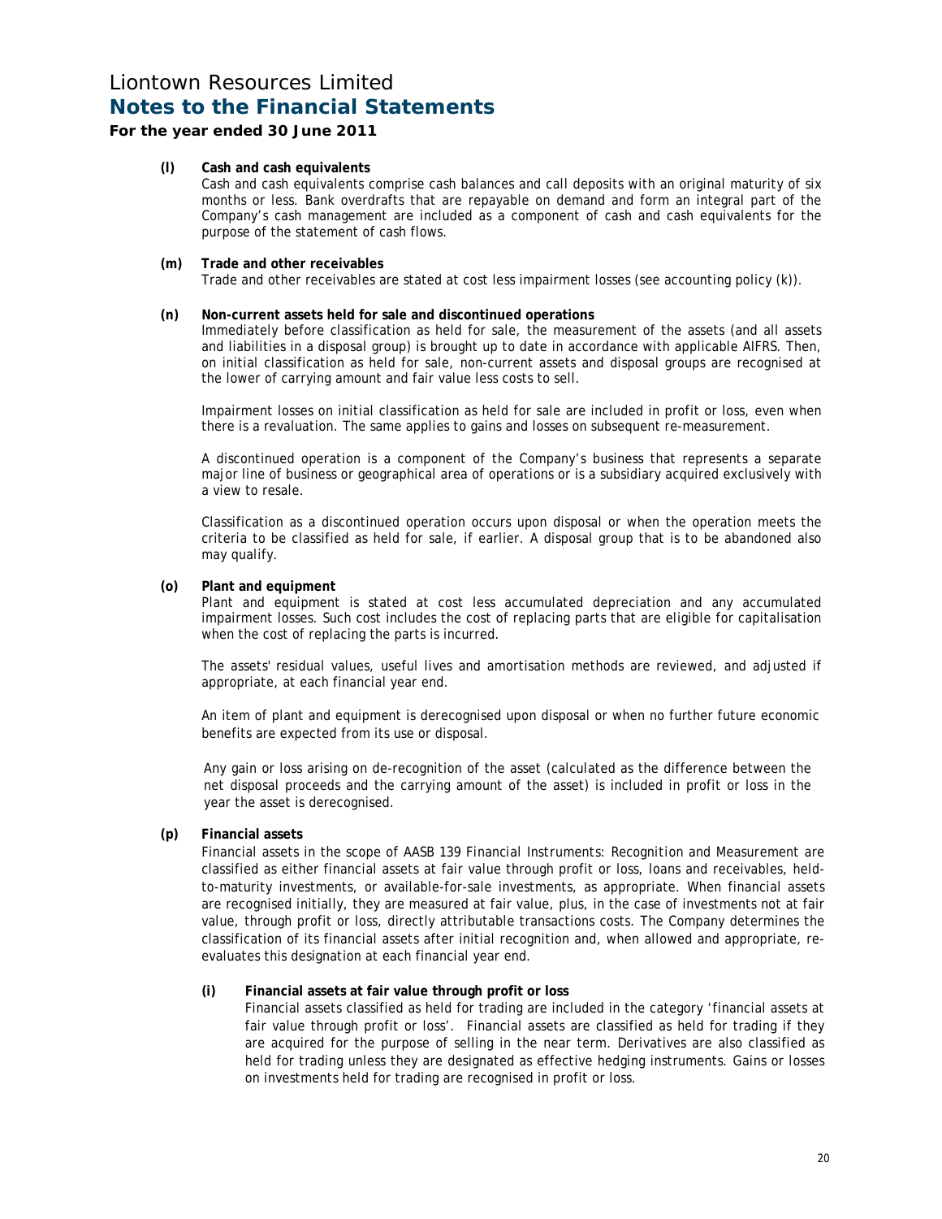# Liontown Resources Limited
## Notes to the Financial Statements
### For the year ended 30 June 2011

**(l) Cash and cash equivalents**

Cash and cash equivalents comprise cash balances and call deposits with an original maturity of six months or less. Bank overdrafts that are repayable on demand and form an integral part of the Company's cash management are included as a component of cash and cash equivalents for the purpose of the statement of cash flows.

**(m) Trade and other receivables**

Trade and other receivables are stated at cost less impairment losses (see accounting policy (k)).

**(n) Non-current assets held for sale and discontinued operations**

Immediately before classification as held for sale, the measurement of the assets (and all assets and liabilities in a disposal group) is brought up to date in accordance with applicable AIFRS. Then, on initial classification as held for sale, non-current assets and disposal groups are recognised at the lower of carrying amount and fair value less costs to sell.

Impairment losses on initial classification as held for sale are included in profit or loss, even when there is a revaluation. The same applies to gains and losses on subsequent re-measurement.

A discontinued operation is a component of the Company's business that represents a separate major line of business or geographical area of operations or is a subsidiary acquired exclusively with a view to resale.

Classification as a discontinued operation occurs upon disposal or when the operation meets the criteria to be classified as held for sale, if earlier. A disposal group that is to be abandoned also may qualify.

**(o) Plant and equipment**

Plant and equipment is stated at cost less accumulated depreciation and any accumulated impairment losses. Such cost includes the cost of replacing parts that are eligible for capitalisation when the cost of replacing the parts is incurred.

The assets' residual values, useful lives and amortisation methods are reviewed, and adjusted if appropriate, at each financial year end.

An item of plant and equipment is derecognised upon disposal or when no further future economic benefits are expected from its use or disposal.

Any gain or loss arising on de-recognition of the asset (calculated as the difference between the net disposal proceeds and the carrying amount of the asset) is included in profit or loss in the year the asset is derecognised.

**(p) Financial assets**

Financial assets in the scope of AASB 139 *Financial Instruments: Recognition and Measurement* are classified as either financial assets at fair value through profit or loss, loans and receivables, held-to-maturity investments, or available-for-sale investments, as appropriate. When financial assets are recognised initially, they are measured at fair value, plus, in the case of investments not at fair value, through profit or loss, directly attributable transactions costs. The Company determines the classification of its financial assets after initial recognition and, when allowed and appropriate, re-evaluates this designation at each financial year end.

**(i) Financial assets at fair value through profit or loss**

Financial assets classified as held for trading are included in the category 'financial assets at fair value through profit or loss'. Financial assets are classified as held for trading if they are acquired for the purpose of selling in the near term. Derivatives are also classified as held for trading unless they are designated as effective hedging instruments. Gains or losses on investments held for trading are recognised in profit or loss.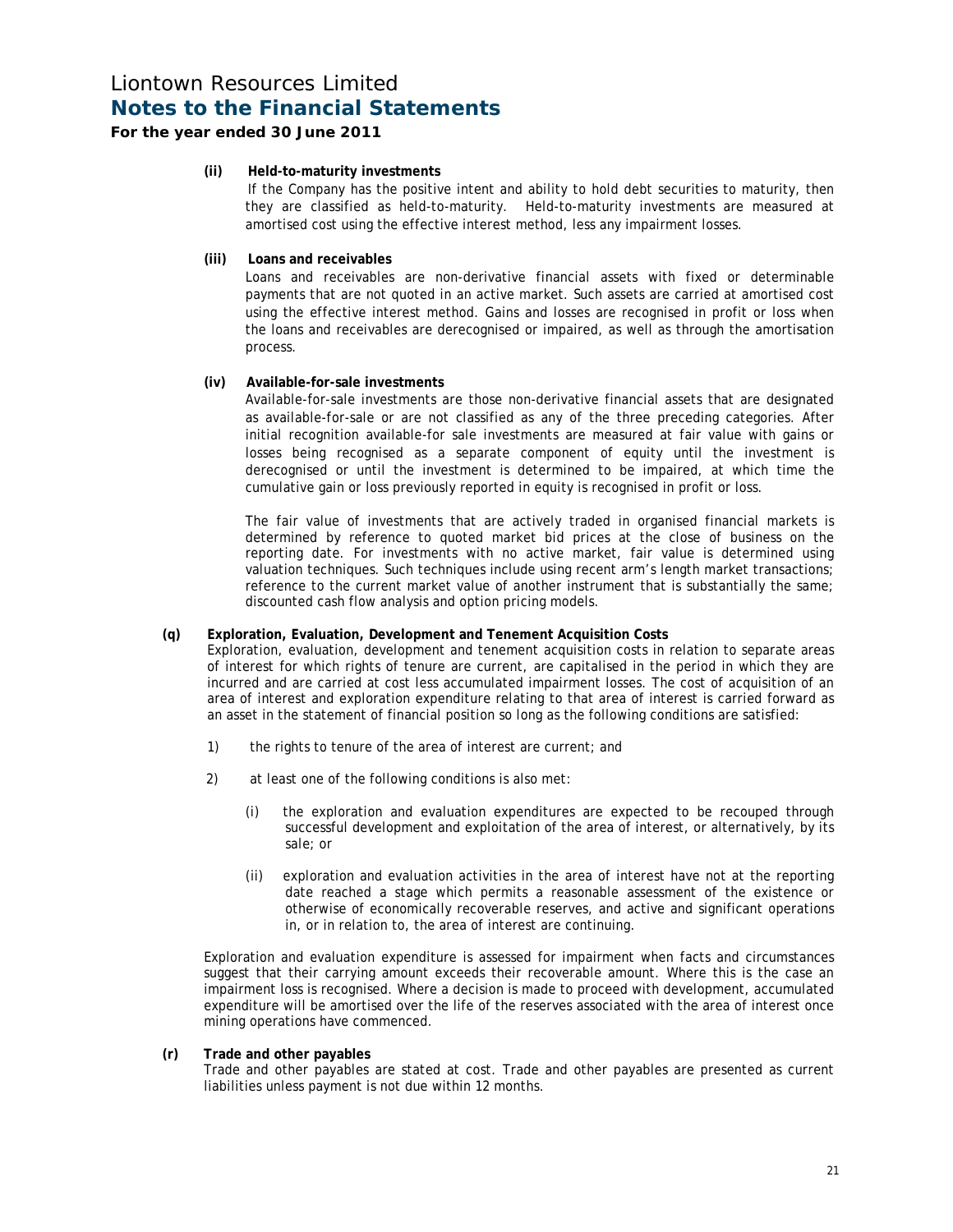**(ii) Held-to-maturity investments**

If the Company has the positive intent and ability to hold debt securities to maturity, then they are classified as held-to-maturity. Held-to-maturity investments are measured at amortised cost using the effective interest method, less any impairment losses.

**(iii) Loans and receivables**

Loans and receivables are non-derivative financial assets with fixed or determinable payments that are not quoted in an active market. Such assets are carried at amortised cost using the effective interest method. Gains and losses are recognised in profit or loss when the loans and receivables are derecognised or impaired, as well as through the amortisation process.

**(iv) Available-for-sale investments**

Available-for-sale investments are those non-derivative financial assets that are designated as available-for-sale or are not classified as any of the three preceding categories. After initial recognition available-for sale investments are measured at fair value with gains or losses being recognised as a separate component of equity until the investment is derecognised or until the investment is determined to be impaired, at which time the cumulative gain or loss previously reported in equity is recognised in profit or loss.

The fair value of investments that are actively traded in organised financial markets is determined by reference to quoted market bid prices at the close of business on the reporting date. For investments with no active market, fair value is determined using valuation techniques. Such techniques include using recent arm's length market transactions; reference to the current market value of another instrument that is substantially the same; discounted cash flow analysis and option pricing models.

**(q) Exploration, Evaluation, Development and Tenement Acquisition Costs**

Exploration, evaluation, development and tenement acquisition costs in relation to separate areas of interest for which rights of tenure are current, are capitalised in the period in which they are incurred and are carried at cost less accumulated impairment losses. The cost of acquisition of an area of interest and exploration expenditure relating to that area of interest is carried forward as an asset in the statement of financial position so long as the following conditions are satisfied:

1) the rights to tenure of the area of interest are current; and

2) at least one of the following conditions is also met:

   (i) the exploration and evaluation expenditures are expected to be recouped through successful development and exploitation of the area of interest, or alternatively, by its sale; or

   (ii) exploration and evaluation activities in the area of interest have not at the reporting date reached a stage which permits a reasonable assessment of the existence or otherwise of economically recoverable reserves, and active and significant operations in, or in relation to, the area of interest are continuing.

Exploration and evaluation expenditure is assessed for impairment when facts and circumstances suggest that their carrying amount exceeds their recoverable amount. Where this is the case an impairment loss is recognised. Where a decision is made to proceed with development, accumulated expenditure will be amortised over the life of the reserves associated with the area of interest once mining operations have commenced.

**(r) Trade and other payables**

Trade and other payables are stated at cost. Trade and other payables are presented as current liabilities unless payment is not due within 12 months.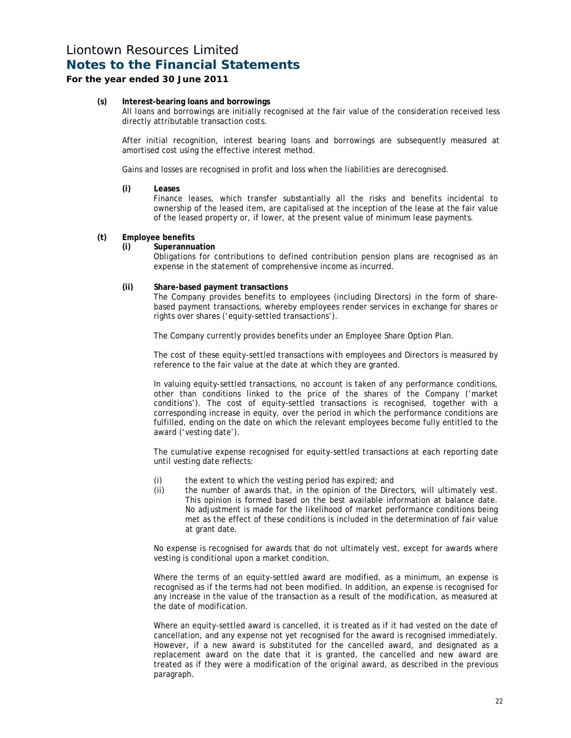**(s) Interest-bearing loans and borrowings**

All loans and borrowings are initially recognised at the fair value of the consideration received less directly attributable transaction costs.

After initial recognition, interest bearing loans and borrowings are subsequently measured at amortised cost using the effective interest method.

Gains and losses are recognised in profit and loss when the liabilities are derecognised.

**(i) Leases**

Finance leases, which transfer substantially all the risks and benefits incidental to ownership of the leased item, are capitalised at the inception of the lease at the fair value of the leased property or, if lower, at the present value of minimum lease payments.

**(t) Employee benefits**

**(i) Superannuation**

Obligations for contributions to defined contribution pension plans are recognised as an expense in the statement of comprehensive income as incurred.

**(ii) Share-based payment transactions**

The Company provides benefits to employees (including Directors) in the form of share-based payment transactions, whereby employees render services in exchange for shares or rights over shares ('equity-settled transactions').

The Company currently provides benefits under an Employee Share Option Plan.

The cost of these equity-settled transactions with employees and Directors is measured by reference to the fair value at the date at which they are granted.

In valuing equity-settled transactions, no account is taken of any performance conditions, other than conditions linked to the price of the shares of the Company ('market conditions'). The cost of equity-settled transactions is recognised, together with a corresponding increase in equity, over the period in which the performance conditions are fulfilled, ending on the date on which the relevant employees become fully entitled to the award ('vesting date').

The cumulative expense recognised for equity-settled transactions at each reporting date until vesting date reflects:

(i) the extent to which the vesting period has expired; and

(ii) the number of awards that, in the opinion of the Directors, will ultimately vest. This opinion is formed based on the best available information at balance date. No adjustment is made for the likelihood of market performance conditions being met as the effect of these conditions is included in the determination of fair value at grant date.

No expense is recognised for awards that do not ultimately vest, except for awards where vesting is conditional upon a market condition.

Where the terms of an equity-settled award are modified, as a minimum, an expense is recognised as if the terms had not been modified. In addition, an expense is recognised for any increase in the value of the transaction as a result of the modification, as measured at the date of modification.

Where an equity-settled award is cancelled, it is treated as if it had vested on the date of cancellation, and any expense not yet recognised for the award is recognised immediately. However, if a new award is substituted for the cancelled award, and designated as a replacement award on the date that it is granted, the cancelled and new award are treated as if they were a modification of the original award, as described in the previous paragraph.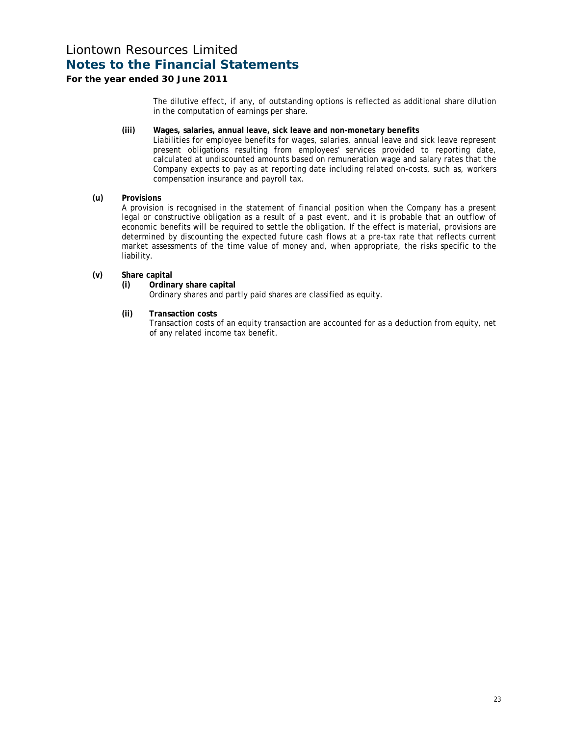The dilutive effect, if any, of outstanding options is reflected as additional share dilution in the computation of earnings per share.

**(iii) Wages, salaries, annual leave, sick leave and non-monetary benefits**

Liabilities for employee benefits for wages, salaries, annual leave and sick leave represent present obligations resulting from employees' services provided to reporting date, calculated at undiscounted amounts based on remuneration wage and salary rates that the Company expects to pay as at reporting date including related on-costs, such as, workers compensation insurance and payroll tax.

**(u) Provisions**

A provision is recognised in the statement of financial position when the Company has a present legal or constructive obligation as a result of a past event, and it is probable that an outflow of economic benefits will be required to settle the obligation. If the effect is material, provisions are determined by discounting the expected future cash flows at a pre-tax rate that reflects current market assessments of the time value of money and, when appropriate, the risks specific to the liability.

**(v) Share capital**

**(i) Ordinary share capital**

Ordinary shares and partly paid shares are classified as equity.

**(ii) Transaction costs**

Transaction costs of an equity transaction are accounted for as a deduction from equity, net of any related income tax benefit.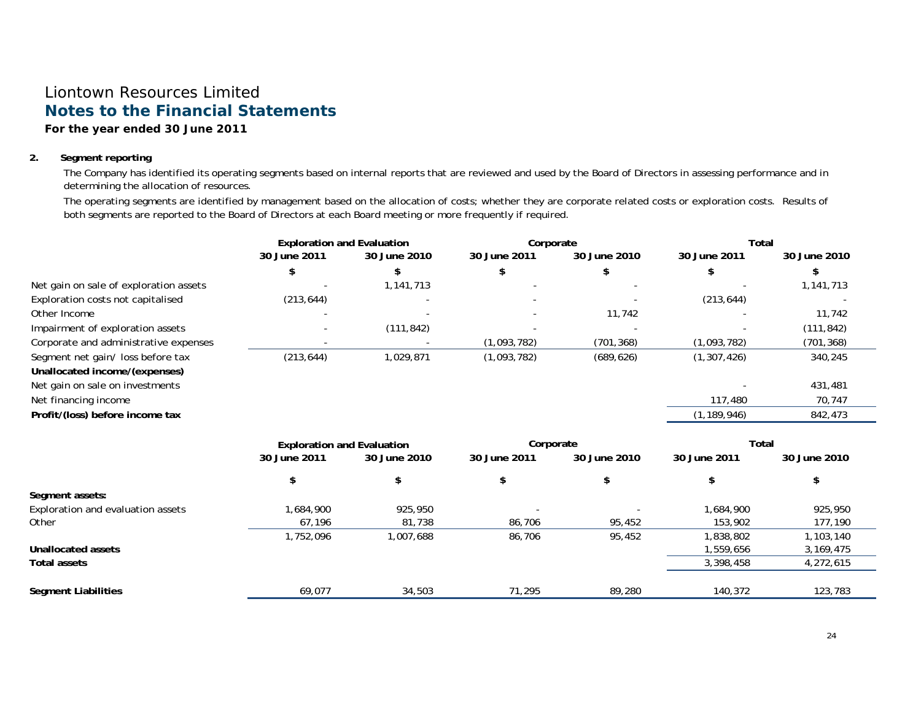# Liontown Resources Limited
## Notes to the Financial Statements
**For the year ended 30 June 2011**

**2. Segment reporting**

The Company has identified its operating segments based on internal reports that are reviewed and used by the Board of Directors in assessing performance and in determining the allocation of resources.

The operating segments are identified by management based on the allocation of costs; whether they are corporate related costs or exploration costs. Results of both segments are reported to the Board of Directors at each Board meeting or more frequently if required.

| | Exploration and Evaluation | | Corporate | | Total | |
|---|---|---|---|---|---|---|
| | 30 June 2011 | 30 June 2010 | 30 June 2011 | 30 June 2010 | 30 June 2011 | 30 June 2010 |
| | $ | $ | $ | $ | $ | $ |
| Net gain on sale of exploration assets | - | 1,141,713 | - | - | - | 1,141,713 |
| Exploration costs not capitalised | (213,644) | - | - | - | (213,644) | - |
| Other Income | - | - | - | 11,742 | - | 11,742 |
| Impairment of exploration assets | - | (111,842) | - | - | - | (111,842) |
| Corporate and administrative expenses | - | - | (1,093,782) | (701,368) | (1,093,782) | (701,368) |
| Segment net gain/ loss before tax | (213,644) | 1,029,871 | (1,093,782) | (689,626) | (1,307,426) | 340,245 |
| **Unallocated income/(expenses)** | | | | | | |
| Net gain on sale on investments | | | | | - | 431,481 |
| Net financing income | | | | | 117,480 | 70,747 |
| **Profit/(loss) before income tax** | | | | | (1,189,946) | 842,473 |

| | Exploration and Evaluation | | Corporate | | Total | |
|---|---|---|---|---|---|---|
| | 30 June 2011 | 30 June 2010 | 30 June 2011 | 30 June 2010 | 30 June 2011 | 30 June 2010 |
| | $ | $ | $ | $ | $ | $ |
| **Segment assets:** | | | | | | |
| Exploration and evaluation assets | 1,684,900 | 925,950 | - | - | 1,684,900 | 925,950 |
| Other | 67,196 | 81,738 | 86,706 | 95,452 | 153,902 | 177,190 |
| | 1,752,096 | 1,007,688 | 86,706 | 95,452 | 1,838,802 | 1,103,140 |
| **Unallocated assets** | | | | | 1,559,656 | 3,169,475 |
| **Total assets** | | | | | 3,398,458 | 4,272,615 |
| | | | | | | |
| **Segment Liabilities** | 69,077 | 34,503 | 71,295 | 89,280 | 140,372 | 123,783 |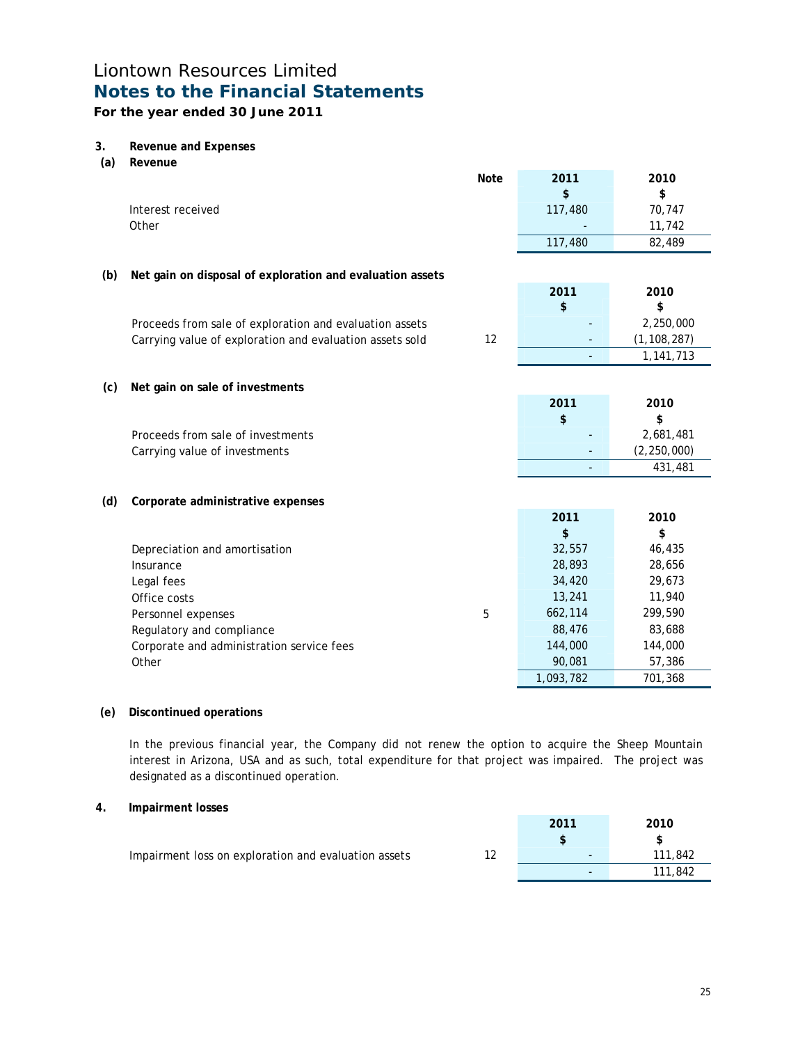# Liontown Resources Limited

## Notes to the Financial Statements

**For the year ended 30 June 2011**

### 3. Revenue and Expenses

#### (a) Revenue

| | Note | 2011<br>$ | 2010<br>$ |
|---|---|---|---|
| Interest received | | 117,480 | 70,747 |
| Other | | - | 11,742 |
| | | 117,480 | 82,489 |

#### (b) Net gain on disposal of exploration and evaluation assets

| | Note | 2011<br>$ | 2010<br>$ |
|---|---|---|---|
| Proceeds from sale of exploration and evaluation assets | | - | 2,250,000 |
| Carrying value of exploration and evaluation assets sold | 12 | - | (1,108,287) |
| | | - | 1,141,713 |

#### (c) Net gain on sale of investments

| | 2011<br>$ | 2010<br>$ |
|---|---|---|
| Proceeds from sale of investments | - | 2,681,481 |
| Carrying value of investments | - | (2,250,000) |
| | - | 431,481 |

#### (d) Corporate administrative expenses

| | Note | 2011<br>$ | 2010<br>$ |
|---|---|---|---|
| Depreciation and amortisation | | 32,557 | 46,435 |
| Insurance | | 28,893 | 28,656 |
| Legal fees | | 34,420 | 29,673 |
| Office costs | | 13,241 | 11,940 |
| Personnel expenses | 5 | 662,114 | 299,590 |
| Regulatory and compliance | | 88,476 | 83,688 |
| Corporate and administration service fees | | 144,000 | 144,000 |
| Other | | 90,081 | 57,386 |
| | | 1,093,782 | 701,368 |

#### (e) Discontinued operations

In the previous financial year, the Company did not renew the option to acquire the Sheep Mountain interest in Arizona, USA and as such, total expenditure for that project was impaired. The project was designated as a discontinued operation.

### 4. Impairment losses

| | Note | 2011<br>$ | 2010<br>$ |
|---|---|---|---|
| Impairment loss on exploration and evaluation assets | 12 | - | 111,842 |
| | | - | 111,842 |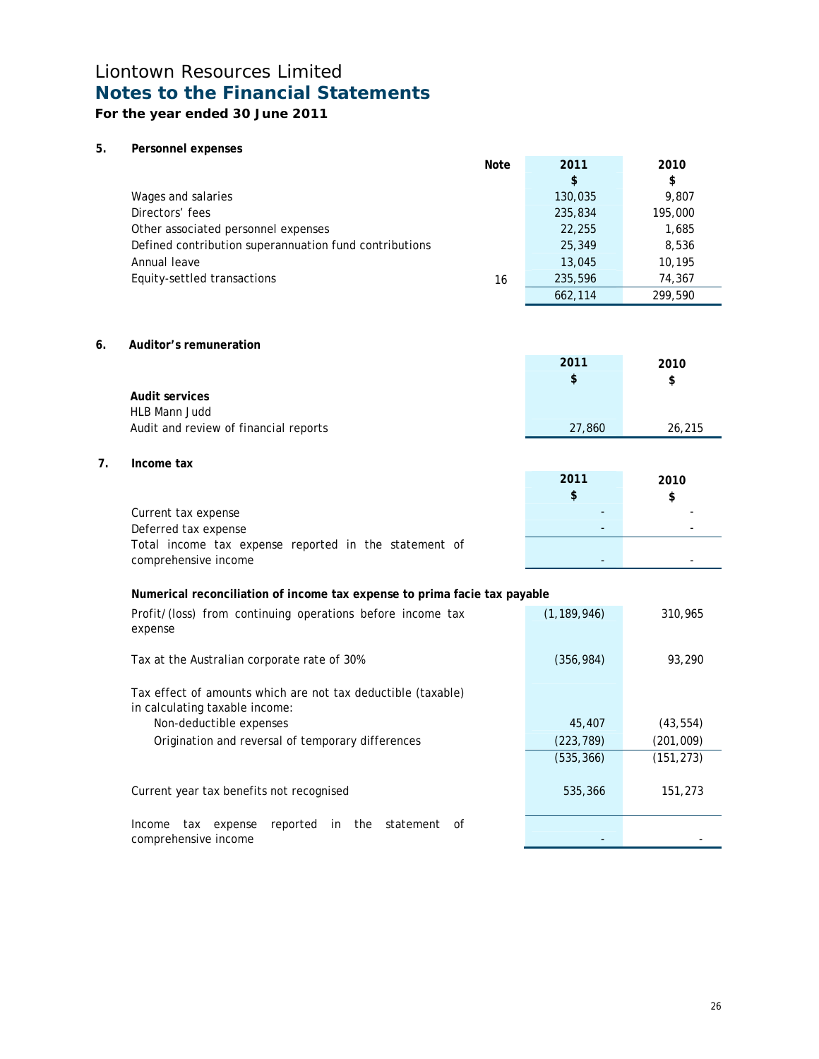# Liontown Resources Limited
## Notes to the Financial Statements
**For the year ended 30 June 2011**

### 5. Personnel expenses

| | Note | 2011 $ | 2010 $ |
|---|---|---|---|
| Wages and salaries | | 130,035 | 9,807 |
| Directors' fees | | 235,834 | 195,000 |
| Other associated personnel expenses | | 22,255 | 1,685 |
| Defined contribution superannuation fund contributions | | 25,349 | 8,536 |
| Annual leave | | 13,045 | 10,195 |
| Equity-settled transactions | 16 | 235,596 | 74,367 |
| | | 662,114 | 299,590 |

### 6. Auditor's remuneration

| | 2011 $ | 2010 $ |
|---|---|---|
| **Audit services** | | |
| HLB Mann Judd | | |
| Audit and review of financial reports | 27,860 | 26,215 |

### 7. Income tax

| | 2011 $ | 2010 $ |
|---|---|---|
| Current tax expense | - | - |
| Deferred tax expense | - | - |
| Total income tax expense reported in the statement of comprehensive income | - | - |

**Numerical reconciliation of income tax expense to prima facie tax payable**

| | 2011 $ | 2010 $ |
|---|---|---|
| Profit/(loss) from continuing operations before income tax expense | (1,189,946) | 310,965 |
| Tax at the Australian corporate rate of 30% | (356,984) | 93,290 |
| Tax effect of amounts which are not tax deductible (taxable) in calculating taxable income: | | |
| Non-deductible expenses | 45,407 | (43,554) |
| Origination and reversal of temporary differences | (223,789) | (201,009) |
| | (535,366) | (151,273) |
| Current year tax benefits not recognised | 535,366 | 151,273 |
| Income tax expense reported in the statement of comprehensive income | - | - |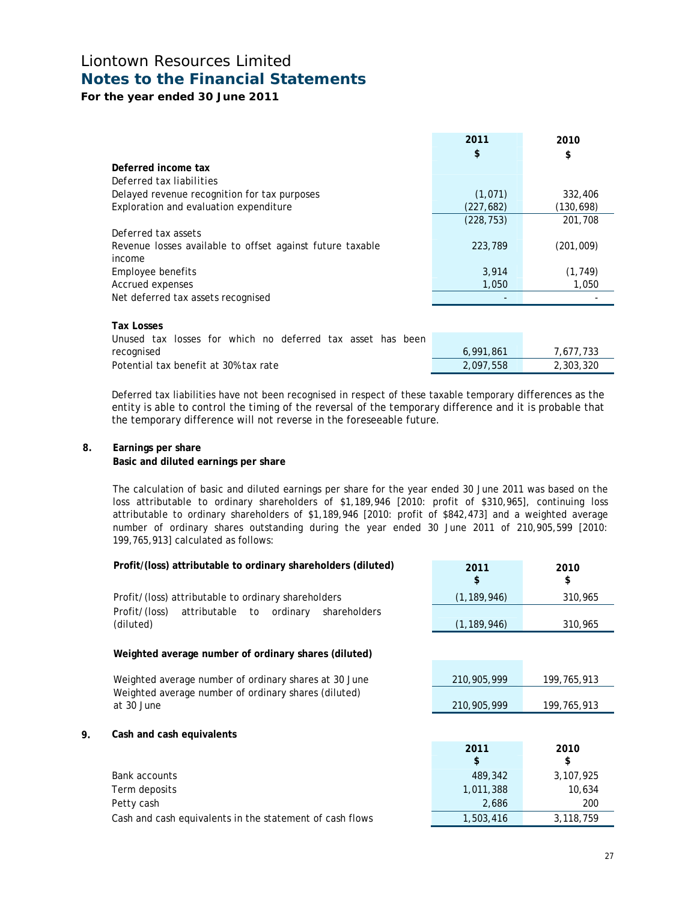# Liontown Resources Limited
## Notes to the Financial Statements
### For the year ended 30 June 2011

| | 2011<br>$ | 2010<br>$ |
|---|---|---|
| **Deferred income tax** | | |
| Deferred tax liabilities | | |
| Delayed revenue recognition for tax purposes | (1,071) | 332,406 |
| Exploration and evaluation expenditure | (227,682) | (130,698) |
| | (228,753) | 201,708 |
| Deferred tax assets | | |
| Revenue losses available to offset against future taxable income | 223,789 | (201,009) |
| Employee benefits | 3,914 | (1,749) |
| Accrued expenses | 1,050 | 1,050 |
| Net deferred tax assets recognised | - | - |
| | | |
| **Tax Losses** | | |
| Unused tax losses for which no deferred tax asset has been recognised | 6,991,861 | 7,677,733 |
| Potential tax benefit at 30% tax rate | 2,097,558 | 2,303,320 |

Deferred tax liabilities have not been recognised in respect of these taxable temporary differences as the entity is able to control the timing of the reversal of the temporary difference and it is probable that the temporary difference will not reverse in the foreseeable future.

## 8. Earnings per share

**Basic and diluted earnings per share**

The calculation of basic and diluted earnings per share for the year ended 30 June 2011 was based on the loss attributable to ordinary shareholders of $1,189,946 [2010: profit of $310,965], continuing loss attributable to ordinary shareholders of $1,189,946 [2010: profit of $842,473] and a weighted average number of ordinary shares outstanding during the year ended 30 June 2011 of 210,905,599 [2010: 199,765,913] calculated as follows:

| **Profit/(loss) attributable to ordinary shareholders (diluted)** | 2011<br>$ | 2010<br>$ |
|---|---|---|
| Profit/(loss) attributable to ordinary shareholders | (1,189,946) | 310,965 |
| Profit/(loss) attributable to ordinary shareholders (diluted) | (1,189,946) | 310,965 |

| **Weighted average number of ordinary shares (diluted)** | | |
|---|---|---|
| Weighted average number of ordinary shares at 30 June | 210,905,999 | 199,765,913 |
| Weighted average number of ordinary shares (diluted) at 30 June | 210,905,999 | 199,765,913 |

## 9. Cash and cash equivalents

| | 2011<br>$ | 2010<br>$ |
|---|---|---|
| Bank accounts | 489,342 | 3,107,925 |
| Term deposits | 1,011,388 | 10,634 |
| Petty cash | 2,686 | 200 |
| Cash and cash equivalents in the statement of cash flows | 1,503,416 | 3,118,759 |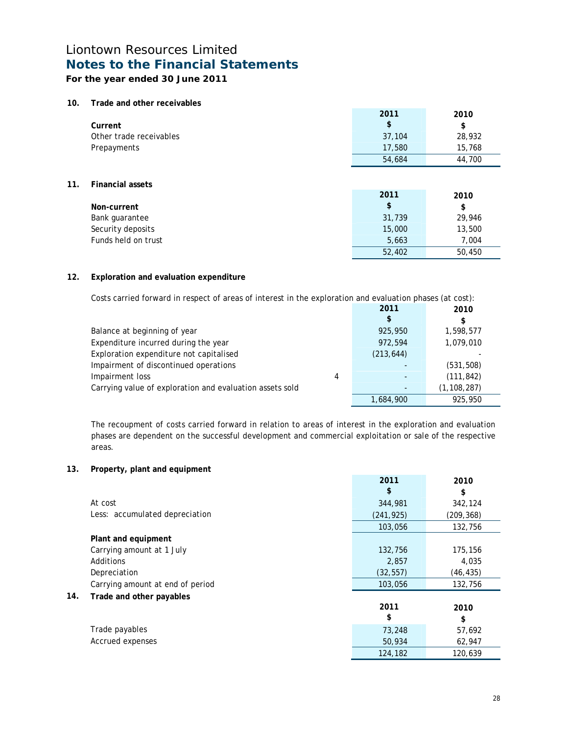# Liontown Resources Limited

## Notes to the Financial Statements

**For the year ended 30 June 2011**

### 10. Trade and other receivables

| | 2011 | 2010 |
|---|---|---|
| **Current** | $ | $ |
| Other trade receivables | 37,104 | 28,932 |
| Prepayments | 17,580 | 15,768 |
| | 54,684 | 44,700 |

### 11. Financial assets

| | 2011 | 2010 |
|---|---|---|
| **Non-current** | $ | $ |
| Bank guarantee | 31,739 | 29,946 |
| Security deposits | 15,000 | 13,500 |
| Funds held on trust | 5,663 | 7,004 |
| | 52,402 | 50,450 |

### 12. Exploration and evaluation expenditure

Costs carried forward in respect of areas of interest in the exploration and evaluation phases (at cost):

| | | 2011 | 2010 |
|---|---|---|---|
| | | $ | $ |
| Balance at beginning of year | | 925,950 | 1,598,577 |
| Expenditure incurred during the year | | 972,594 | 1,079,010 |
| Exploration expenditure not capitalised | | (213,644) | - |
| Impairment of discontinued operations | | - | (531,508) |
| Impairment loss | 4 | - | (111,842) |
| Carrying value of exploration and evaluation assets sold | | - | (1,108,287) |
| | | 1,684,900 | 925,950 |

The recoupment of costs carried forward in relation to areas of interest in the exploration and evaluation phases are dependent on the successful development and commercial exploitation or sale of the respective areas.

### 13. Property, plant and equipment

| | 2011 | 2010 |
|---|---|---|
| | $ | $ |
| At cost | 344,981 | 342,124 |
| Less: accumulated depreciation | (241,925) | (209,368) |
| | 103,056 | 132,756 |
| **Plant and equipment** | | |
| Carrying amount at 1 July | 132,756 | 175,156 |
| Additions | 2,857 | 4,035 |
| Depreciation | (32,557) | (46,435) |
| Carrying amount at end of period | 103,056 | 132,756 |

### 14. Trade and other payables

| | 2011 | 2010 |
|---|---|---|
| | $ | $ |
| Trade payables | 73,248 | 57,692 |
| Accrued expenses | 50,934 | 62,947 |
| | 124,182 | 120,639 |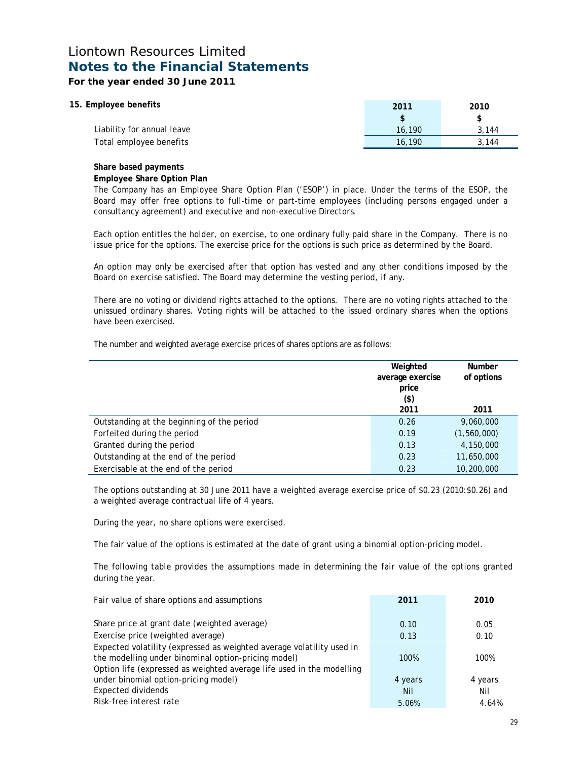# Liontown Resources Limited
## Notes to the Financial Statements
### For the year ended 30 June 2011

### 15. Employee benefits

| | 2011 | 2010 |
|---|---|---|
| | $ | $ |
| Liability for annual leave | 16,190 | 3,144 |
| Total employee benefits | 16,190 | 3,144 |

**Share based payments**

**Employee Share Option Plan**

The Company has an Employee Share Option Plan ('ESOP') in place. Under the terms of the ESOP, the Board may offer free options to full-time or part-time employees (including persons engaged under a consultancy agreement) and executive and non-executive Directors.

Each option entitles the holder, on exercise, to one ordinary fully paid share in the Company. There is no issue price for the options. The exercise price for the options is such price as determined by the Board.

An option may only be exercised after that option has vested and any other conditions imposed by the Board on exercise satisfied. The Board may determine the vesting period, if any.

There are no voting or dividend rights attached to the options. There are no voting rights attached to the unissued ordinary shares. Voting rights will be attached to the issued ordinary shares when the options have been exercised.

The number and weighted average exercise prices of shares options are as follows:

| | Weighted average exercise price ($) 2011 | Number of options 2011 |
|---|---|---|
| Outstanding at the beginning of the period | 0.26 | 9,060,000 |
| Forfeited during the period | 0.19 | (1,560,000) |
| Granted during the period | 0.13 | 4,150,000 |
| Outstanding at the end of the period | 0.23 | 11,650,000 |
| Exercisable at the end of the period | 0.23 | 10,200,000 |

The options outstanding at 30 June 2011 have a weighted average exercise price of $0.23 (2010:$0.26) and a weighted average contractual life of 4 years.

During the year, no share options were exercised.

The fair value of the options is estimated at the date of grant using a binomial option-pricing model.

The following table provides the assumptions made in determining the fair value of the options granted during the year.

| Fair value of share options and assumptions | 2011 | 2010 |
|---|---|---|
| Share price at grant date (weighted average) | 0.10 | 0.05 |
| Exercise price (weighted average) | 0.13 | 0.10 |
| Expected volatility (expressed as weighted average volatility used in the modelling under binominal option-pricing model) | 100% | 100% |
| Option life (expressed as weighted average life used in the modelling under binomial option-pricing model) | 4 years | 4 years |
| Expected dividends | Nil | Nil |
| Risk-free interest rate | 5.06% | 4.64% |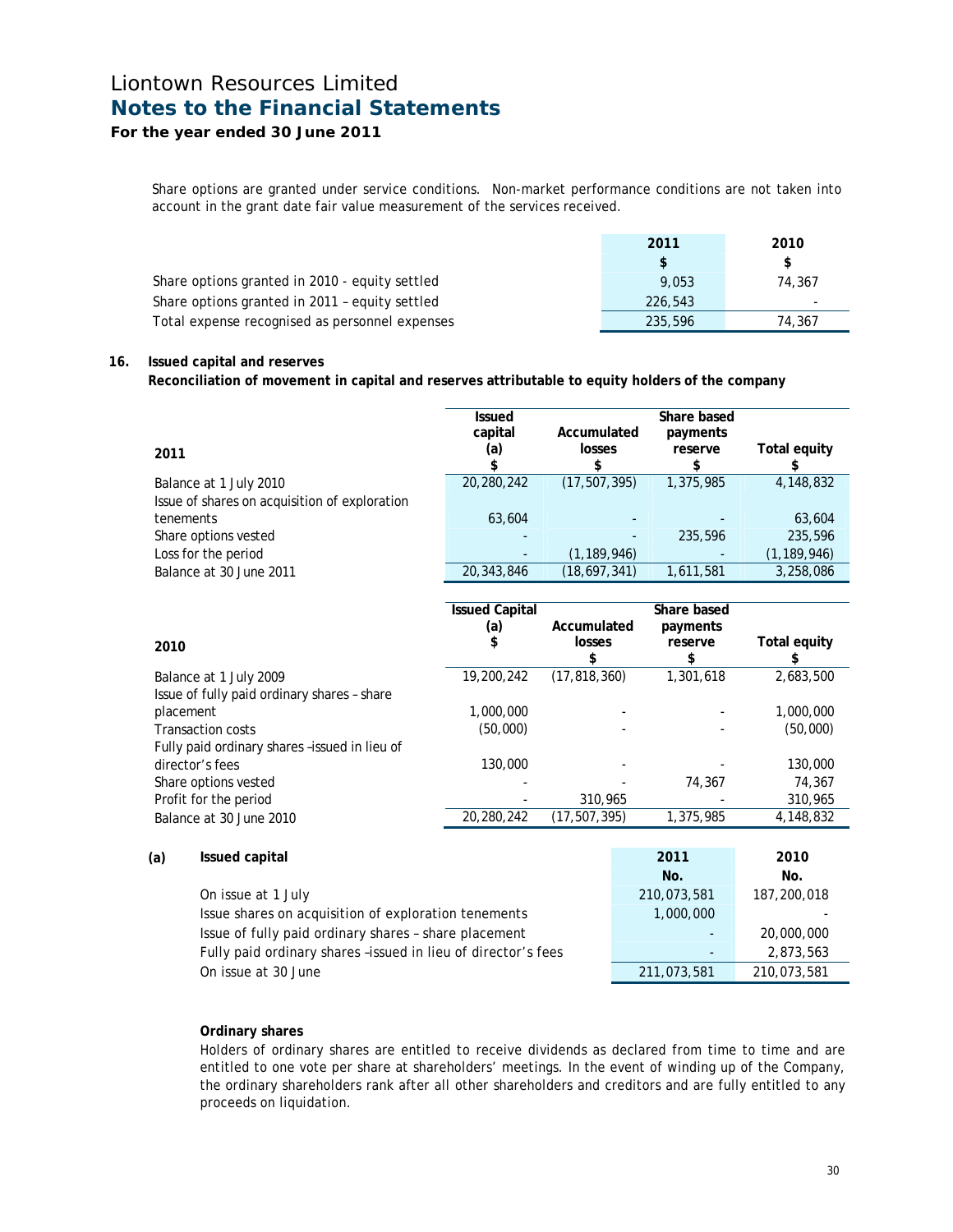Share options are granted under service conditions. Non-market performance conditions are not taken into account in the grant date fair value measurement of the services received.

| | 2011 $ | 2010 $ |
|---|---|---|
| Share options granted in 2010 - equity settled | 9,053 | 74,367 |
| Share options granted in 2011 – equity settled | 226,543 | - |
| Total expense recognised as personnel expenses | 235,596 | 74,367 |

## 16. Issued capital and reserves

**Reconciliation of movement in capital and reserves attributable to equity holders of the company**

| 2011 | Issued capital (a) $ | Accumulated losses $ | Share based payments reserve $ | Total equity $ |
|---|---|---|---|---|
| Balance at 1 July 2010 | 20,280,242 | (17,507,395) | 1,375,985 | 4,148,832 |
| Issue of shares on acquisition of exploration tenements | 63,604 | - | - | 63,604 |
| Share options vested | - | - | 235,596 | 235,596 |
| Loss for the period | - | (1,189,946) | - | (1,189,946) |
| Balance at 30 June 2011 | 20,343,846 | (18,697,341) | 1,611,581 | 3,258,086 |

| 2010 | Issued Capital (a) $ | Accumulated losses $ | Share based payments reserve $ | Total equity $ |
|---|---|---|---|---|
| Balance at 1 July 2009 | 19,200,242 | (17,818,360) | 1,301,618 | 2,683,500 |
| Issue of fully paid ordinary shares – share placement | 1,000,000 | - | - | 1,000,000 |
| Transaction costs | (50,000) | - | - | (50,000) |
| Fully paid ordinary shares –issued in lieu of director's fees | 130,000 | - | - | 130,000 |
| Share options vested | - | - | 74,367 | 74,367 |
| Profit for the period | - | 310,965 | - | 310,965 |
| Balance at 30 June 2010 | 20,280,242 | (17,507,395) | 1,375,985 | 4,148,832 |

**(a) Issued capital**

| | 2011 No. | 2010 No. |
|---|---|---|
| On issue at 1 July | 210,073,581 | 187,200,018 |
| Issue shares on acquisition of exploration tenements | 1,000,000 | - |
| Issue of fully paid ordinary shares – share placement | - | 20,000,000 |
| Fully paid ordinary shares –issued in lieu of director's fees | - | 2,873,563 |
| On issue at 30 June | 211,073,581 | 210,073,581 |

**Ordinary shares**

Holders of ordinary shares are entitled to receive dividends as declared from time to time and are entitled to one vote per share at shareholders' meetings. In the event of winding up of the Company, the ordinary shareholders rank after all other shareholders and creditors and are fully entitled to any proceeds on liquidation.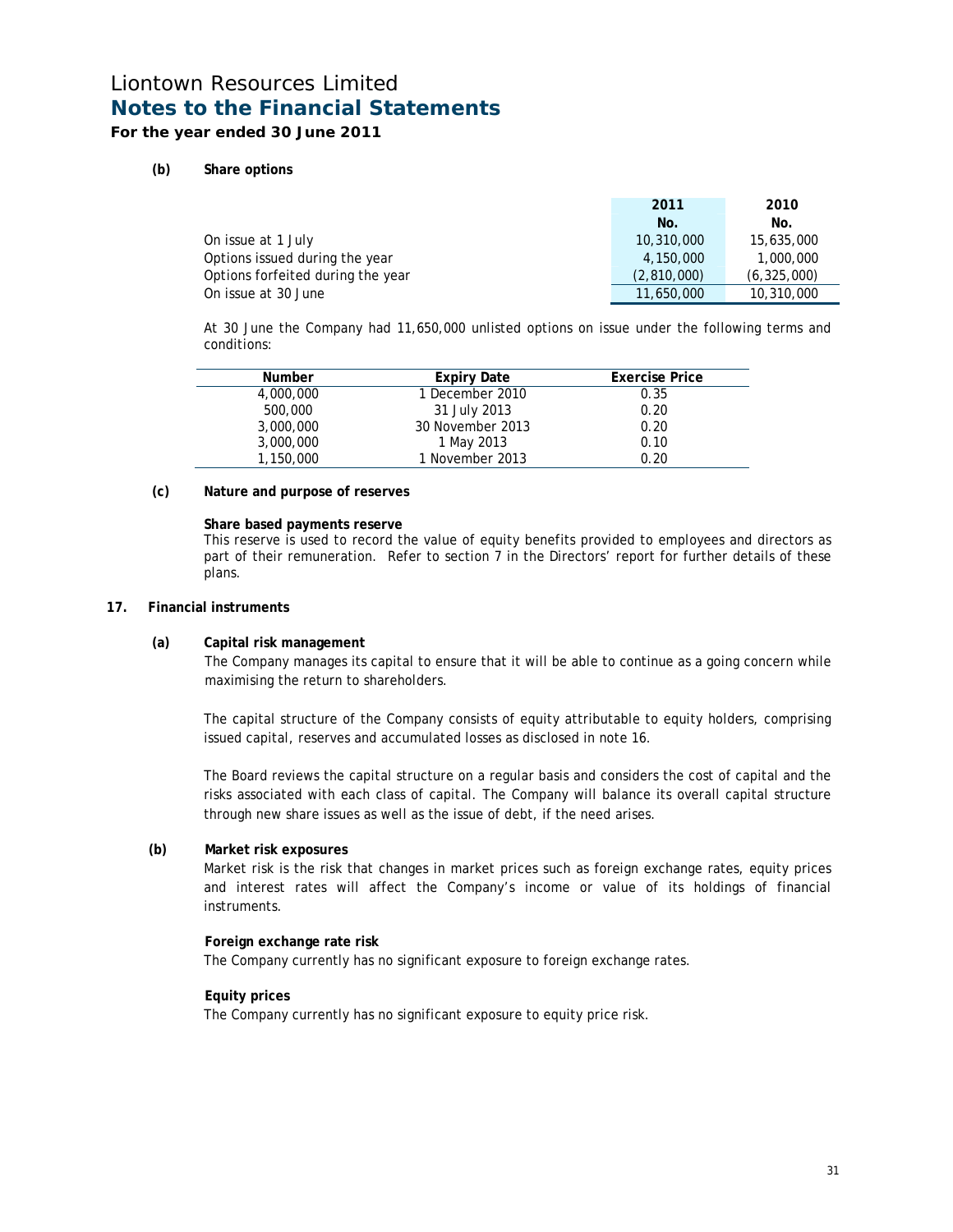## (b) Share options

| | 2011 | 2010 |
|---|---|---|
| | No. | No. |
| On issue at 1 July | 10,310,000 | 15,635,000 |
| Options issued during the year | 4,150,000 | 1,000,000 |
| Options forfeited during the year | (2,810,000) | (6,325,000) |
| On issue at 30 June | 11,650,000 | 10,310,000 |

At 30 June the Company had 11,650,000 unlisted options on issue under the following terms and conditions:

| Number | Expiry Date | Exercise Price |
|---|---|---|
| 4,000,000 | 1 December 2010 | 0.35 |
| 500,000 | 31 July 2013 | 0.20 |
| 3,000,000 | 30 November 2013 | 0.20 |
| 3,000,000 | 1 May 2013 | 0.10 |
| 1,150,000 | 1 November 2013 | 0.20 |

## (c) Nature and purpose of reserves

**Share based payments reserve**

This reserve is used to record the value of equity benefits provided to employees and directors as part of their remuneration. Refer to section 7 in the Directors' report for further details of these plans.

# 17. Financial instruments

## (a) Capital risk management

The Company manages its capital to ensure that it will be able to continue as a going concern while maximising the return to shareholders.

The capital structure of the Company consists of equity attributable to equity holders, comprising issued capital, reserves and accumulated losses as disclosed in note 16.

The Board reviews the capital structure on a regular basis and considers the cost of capital and the risks associated with each class of capital. The Company will balance its overall capital structure through new share issues as well as the issue of debt, if the need arises.

## (b) Market risk exposures

Market risk is the risk that changes in market prices such as foreign exchange rates, equity prices and interest rates will affect the Company's income or value of its holdings of financial instruments.

**Foreign exchange rate risk**

The Company currently has no significant exposure to foreign exchange rates.

**Equity prices**

The Company currently has no significant exposure to equity price risk.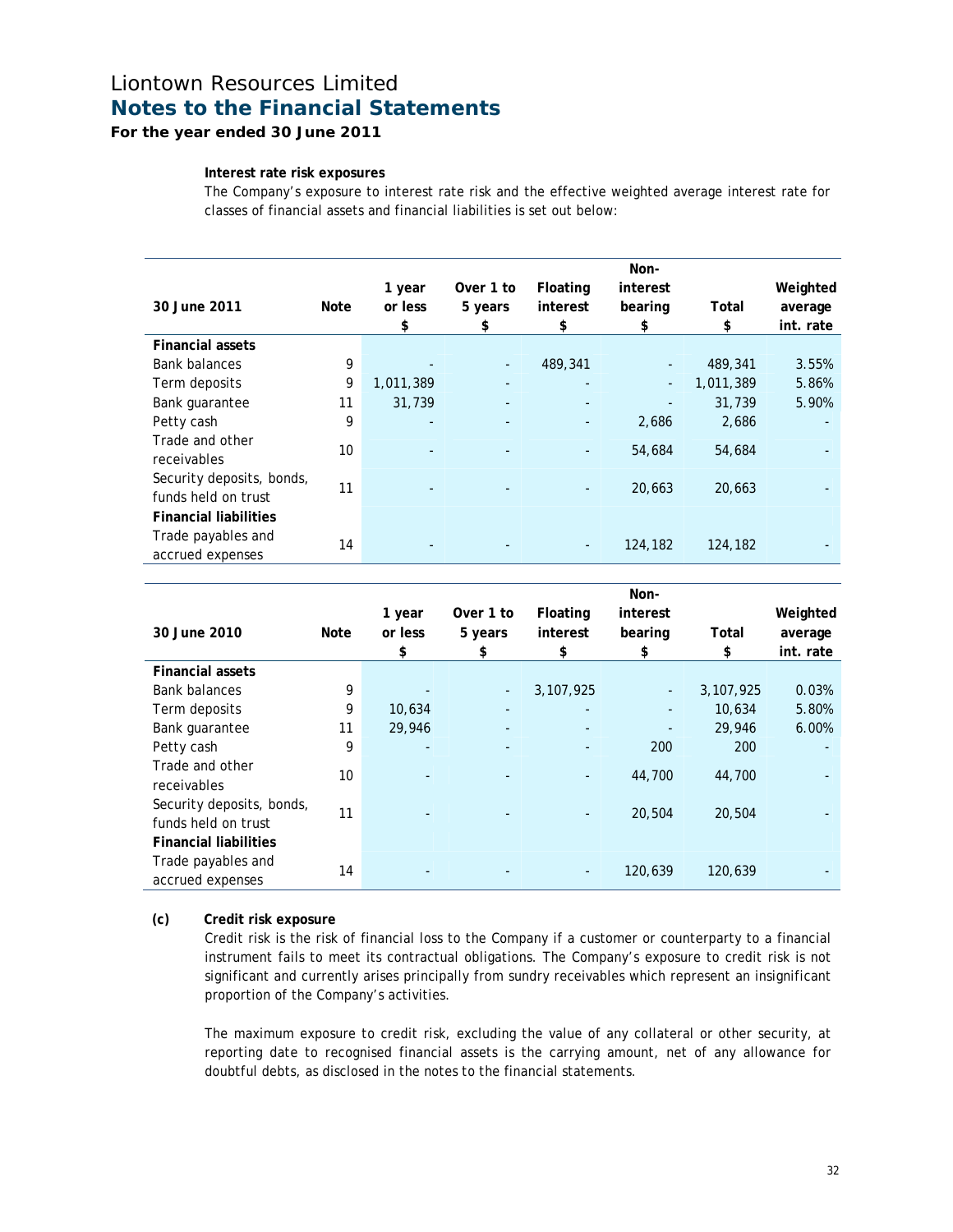**Interest rate risk exposures**

The Company's exposure to interest rate risk and the effective weighted average interest rate for classes of financial assets and financial liabilities is set out below:

| 30 June 2011 | Note | 1 year or less $ | Over 1 to 5 years $ | Floating interest $ | Non-interest bearing $ | Total $ | Weighted average int. rate |
|---|---|---|---|---|---|---|---|
| **Financial assets** | | | | | | | |
| Bank balances | 9 | - | - | 489,341 | - | 489,341 | 3.55% |
| Term deposits | 9 | 1,011,389 | - | - | - | 1,011,389 | 5.86% |
| Bank guarantee | 11 | 31,739 | - | - | - | 31,739 | 5.90% |
| Petty cash | 9 | - | - | - | 2,686 | 2,686 | - |
| Trade and other receivables | 10 | - | - | - | 54,684 | 54,684 | - |
| Security deposits, bonds, funds held on trust | 11 | - | - | - | 20,663 | 20,663 | - |
| **Financial liabilities** | | | | | | | |
| Trade payables and accrued expenses | 14 | - | - | - | 124,182 | 124,182 | - |

| 30 June 2010 | Note | 1 year or less $ | Over 1 to 5 years $ | Floating interest $ | Non-interest bearing $ | Total $ | Weighted average int. rate |
|---|---|---|---|---|---|---|---|
| **Financial assets** | | | | | | | |
| Bank balances | 9 | - | - | 3,107,925 | - | 3,107,925 | 0.03% |
| Term deposits | 9 | 10,634 | - | - | - | 10,634 | 5.80% |
| Bank guarantee | 11 | 29,946 | - | - | - | 29,946 | 6.00% |
| Petty cash | 9 | - | - | - | 200 | 200 | - |
| Trade and other receivables | 10 | - | - | - | 44,700 | 44,700 | - |
| Security deposits, bonds, funds held on trust | 11 | - | - | - | 20,504 | 20,504 | - |
| **Financial liabilities** | | | | | | | |
| Trade payables and accrued expenses | 14 | - | - | - | 120,639 | 120,639 | - |

**(c) Credit risk exposure**

Credit risk is the risk of financial loss to the Company if a customer or counterparty to a financial instrument fails to meet its contractual obligations. The Company's exposure to credit risk is not significant and currently arises principally from sundry receivables which represent an insignificant proportion of the Company's activities.

The maximum exposure to credit risk, excluding the value of any collateral or other security, at reporting date to recognised financial assets is the carrying amount, net of any allowance for doubtful debts, as disclosed in the notes to the financial statements.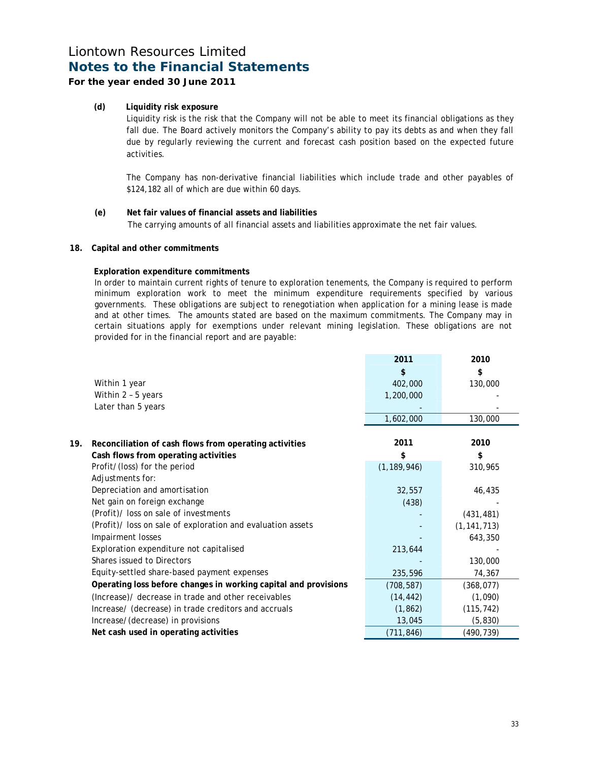# Liontown Resources Limited
## Notes to the Financial Statements
### For the year ended 30 June 2011

**(d) Liquidity risk exposure**

Liquidity risk is the risk that the Company will not be able to meet its financial obligations as they fall due. The Board actively monitors the Company's ability to pay its debts as and when they fall due by regularly reviewing the current and forecast cash position based on the expected future activities.

The Company has non-derivative financial liabilities which include trade and other payables of $124,182 all of which are due within 60 days.

**(e) Net fair values of financial assets and liabilities**

The carrying amounts of all financial assets and liabilities approximate the net fair values.

**18. Capital and other commitments**

**Exploration expenditure commitments**

In order to maintain current rights of tenure to exploration tenements, the Company is required to perform minimum exploration work to meet the minimum expenditure requirements specified by various governments. These obligations are subject to renegotiation when application for a mining lease is made and at other times. The amounts stated are based on the maximum commitments. The Company may in certain situations apply for exemptions under relevant mining legislation. These obligations are not provided for in the financial report and are payable:

| | 2011 | 2010 |
|---|---|---|
| | $ | $ |
| Within 1 year | 402,000 | 130,000 |
| Within 2 – 5 years | 1,200,000 | - |
| Later than 5 years | - | - |
| | 1,602,000 | 130,000 |

**19. Reconciliation of cash flows from operating activities**

| | 2011 | 2010 |
|---|---|---|
| **Cash flows from operating activities** | $ | $ |
| Profit/(loss) for the period | (1,189,946) | 310,965 |
| Adjustments for: | | |
| Depreciation and amortisation | 32,557 | 46,435 |
| Net gain on foreign exchange | (438) | - |
| (Profit)/ loss on sale of investments | - | (431,481) |
| (Profit)/ loss on sale of exploration and evaluation assets | - | (1,141,713) |
| Impairment losses | - | 643,350 |
| Exploration expenditure not capitalised | 213,644 | - |
| Shares issued to Directors | - | 130,000 |
| Equity-settled share-based payment expenses | 235,596 | 74,367 |
| **Operating loss before changes in working capital and provisions** | (708,587) | (368,077) |
| (Increase)/ decrease in trade and other receivables | (14,442) | (1,090) |
| Increase/ (decrease) in trade creditors and accruals | (1,862) | (115,742) |
| Increase/(decrease) in provisions | 13,045 | (5,830) |
| **Net cash used in operating activities** | (711,846) | (490,739) |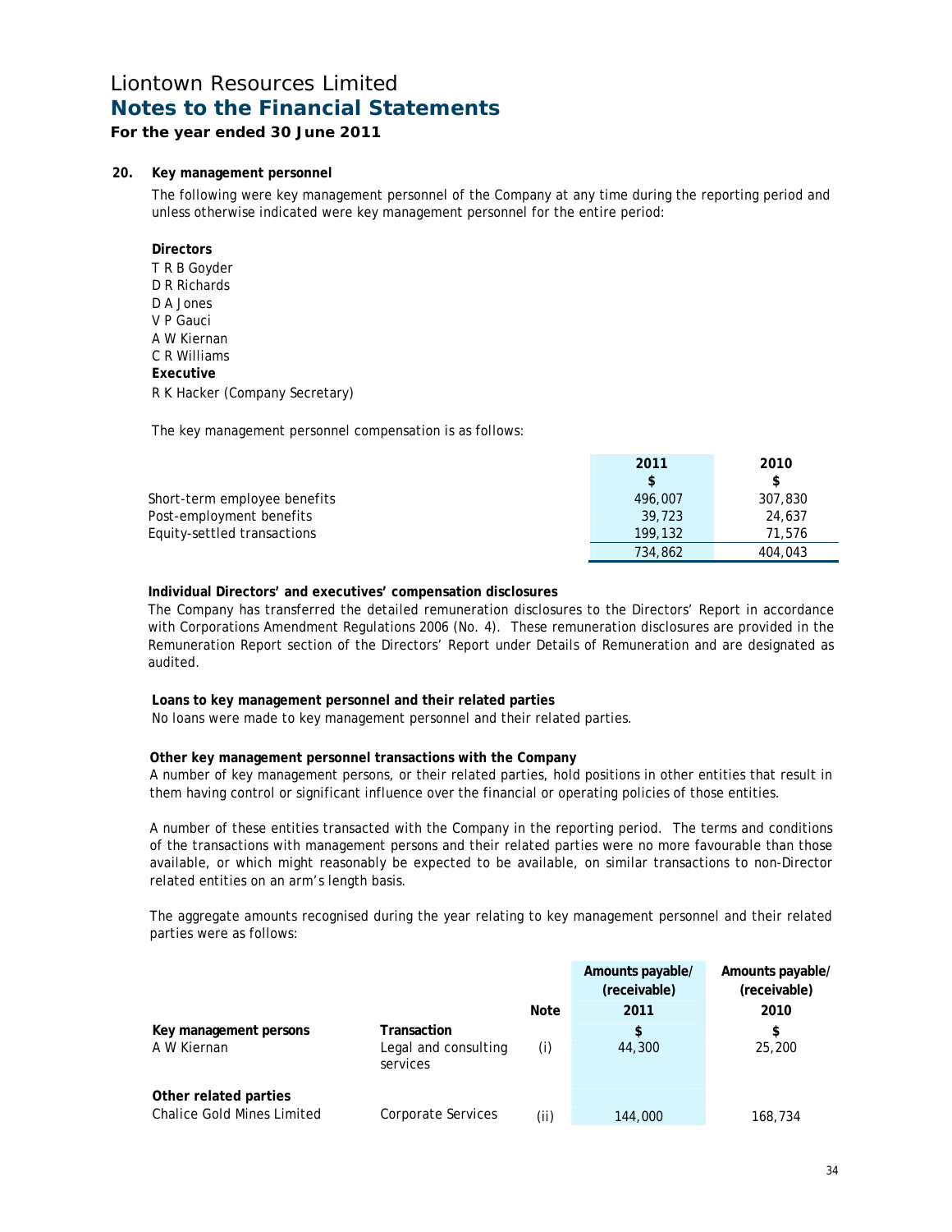# Liontown Resources Limited
## Notes to the Financial Statements
### For the year ended 30 June 2011

**20. Key management personnel**

The following were key management personnel of the Company at any time during the reporting period and unless otherwise indicated were key management personnel for the entire period:

**Directors**
T R B Goyder
D R Richards
D A Jones
V P Gauci
A W Kiernan
C R Williams

**Executive**
R K Hacker (Company Secretary)

The key management personnel compensation is as follows:

| | 2011 | 2010 |
|---|---|---|
| | $ | $ |
| Short-term employee benefits | 496,007 | 307,830 |
| Post-employment benefits | 39,723 | 24,637 |
| Equity-settled transactions | 199,132 | 71,576 |
| | 734,862 | 404,043 |

**Individual Directors' and executives' compensation disclosures**

The Company has transferred the detailed remuneration disclosures to the Directors' Report in accordance with Corporations Amendment Regulations 2006 (No. 4). These remuneration disclosures are provided in the Remuneration Report section of the Directors' Report under Details of Remuneration and are designated as audited.

**Loans to key management personnel and their related parties**

No loans were made to key management personnel and their related parties.

**Other key management personnel transactions with the Company**

A number of key management persons, or their related parties, hold positions in other entities that result in them having control or significant influence over the financial or operating policies of those entities.

A number of these entities transacted with the Company in the reporting period. The terms and conditions of the transactions with management persons and their related parties were no more favourable than those available, or which might reasonably be expected to be available, on similar transactions to non-Director related entities on an arm's length basis.

The aggregate amounts recognised during the year relating to key management personnel and their related parties were as follows:

| | | | Amounts payable/ (receivable) | Amounts payable/ (receivable) |
|---|---|---|---|---|
| | | **Note** | **2011** | **2010** |
| **Key management persons** | **Transaction** | | **$** | **$** |
| A W Kiernan | Legal and consulting services | (i) | 44,300 | 25,200 |
| **Other related parties** | | | | |
| Chalice Gold Mines Limited | Corporate Services | (ii) | 144,000 | 168,734 |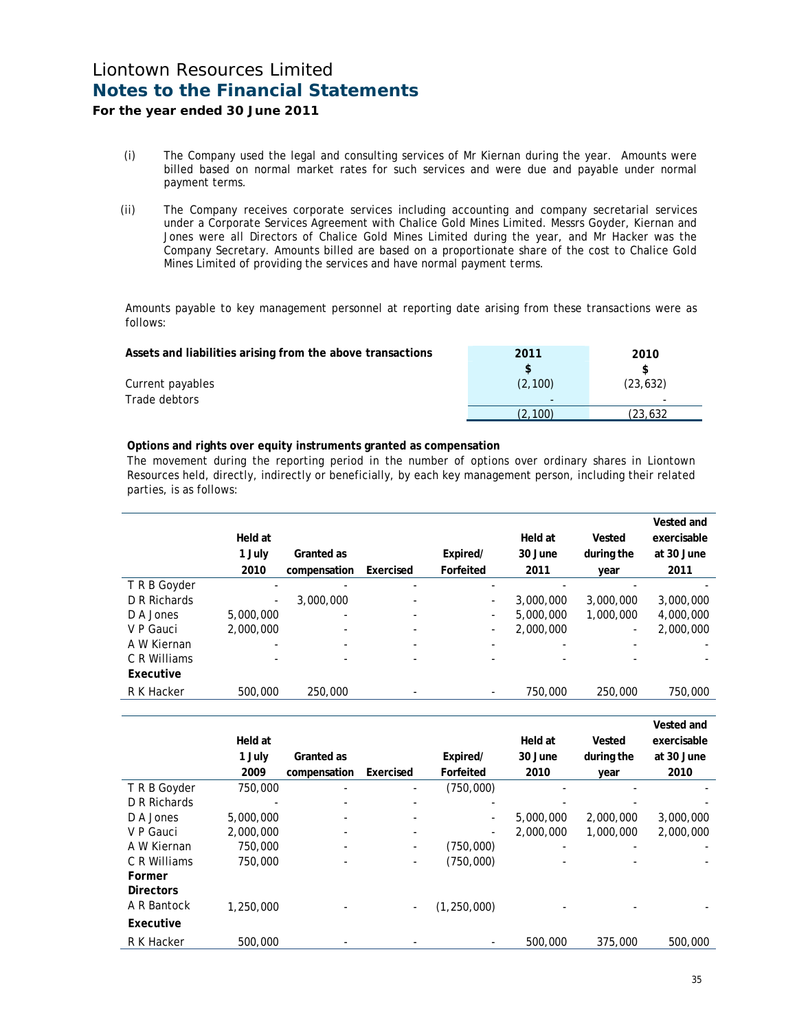# Liontown Resources Limited

## Notes to the Financial Statements

**For the year ended 30 June 2011**

(i) The Company used the legal and consulting services of Mr Kiernan during the year. Amounts were billed based on normal market rates for such services and were due and payable under normal payment terms.

(ii) The Company receives corporate services including accounting and company secretarial services under a Corporate Services Agreement with Chalice Gold Mines Limited. Messrs Goyder, Kiernan and Jones were all Directors of Chalice Gold Mines Limited during the year, and Mr Hacker was the Company Secretary. Amounts billed are based on a proportionate share of the cost to Chalice Gold Mines Limited of providing the services and have normal payment terms.

Amounts payable to key management personnel at reporting date arising from these transactions were as follows:

| Assets and liabilities arising from the above transactions | 2011 $ | 2010 $ |
|---|---|---|
| Current payables | (2,100) | (23,632) |
| Trade debtors | - | - |
| | (2,100) | (23,632 |

**Options and rights over equity instruments granted as compensation**

The movement during the reporting period in the number of options over ordinary shares in Liontown Resources held, directly, indirectly or beneficially, by each key management person, including their related parties, is as follows:

| | Held at 1 July 2010 | Granted as compensation | Exercised | Expired/ Forfeited | Held at 30 June 2011 | Vested during the year | Vested and exercisable at 30 June 2011 |
|---|---|---|---|---|---|---|---|
| T R B Goyder | - | - | - | - | - | - | - |
| D R Richards | - | 3,000,000 | - | - | 3,000,000 | 3,000,000 | 3,000,000 |
| D A Jones | 5,000,000 | - | - | - | 5,000,000 | 1,000,000 | 4,000,000 |
| V P Gauci | 2,000,000 | - | - | - | 2,000,000 | - | 2,000,000 |
| A W Kiernan | - | - | - | - | - | - | - |
| C R Williams | - | - | - | - | - | - | - |
| **Executive** | | | | | | | |
| R K Hacker | 500,000 | 250,000 | - | - | 750,000 | 250,000 | 750,000 |

| | Held at 1 July 2009 | Granted as compensation | Exercised | Expired/ Forfeited | Held at 30 June 2010 | Vested during the year | Vested and exercisable at 30 June 2010 |
|---|---|---|---|---|---|---|---|
| T R B Goyder | 750,000 | - | - | (750,000) | - | - | - |
| D R Richards | - | - | - | - | - | - | - |
| D A Jones | 5,000,000 | - | - | - | 5,000,000 | 2,000,000 | 3,000,000 |
| V P Gauci | 2,000,000 | - | - | - | 2,000,000 | 1,000,000 | 2,000,000 |
| A W Kiernan | 750,000 | - | - | (750,000) | - | - | - |
| C R Williams | 750,000 | - | - | (750,000) | - | - | - |
| **Former Directors** | | | | | | | |
| A R Bantock | 1,250,000 | - | - | (1,250,000) | - | - | - |
| **Executive** | | | | | | | |
| R K Hacker | 500,000 | - | - | - | 500,000 | 375,000 | 500,000 |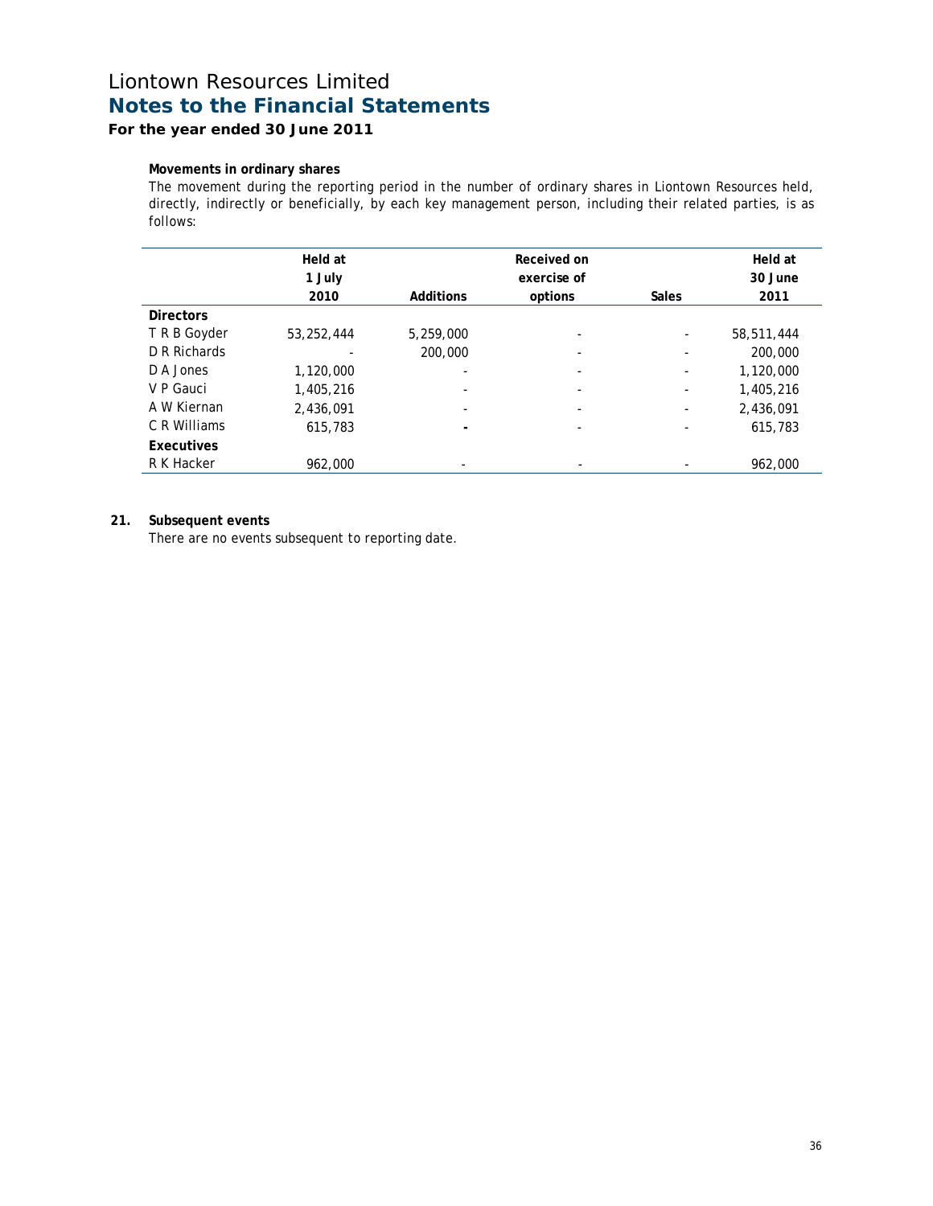# Liontown Resources Limited
## Notes to the Financial Statements
### For the year ended 30 June 2011

**Movements in ordinary shares**

The movement during the reporting period in the number of ordinary shares in Liontown Resources held, directly, indirectly or beneficially, by each key management person, including their related parties, is as follows:

| | Held at 1 July 2010 | Additions | Received on exercise of options | Sales | Held at 30 June 2011 |
|---|---|---|---|---|---|
| **Directors** | | | | | |
| T R B Goyder | 53,252,444 | 5,259,000 | - | - | 58,511,444 |
| D R Richards | - | 200,000 | - | - | 200,000 |
| D A Jones | 1,120,000 | - | - | - | 1,120,000 |
| V P Gauci | 1,405,216 | - | - | - | 1,405,216 |
| A W Kiernan | 2,436,091 | - | - | - | 2,436,091 |
| C R Williams | 615,783 | - | - | - | 615,783 |
| **Executives** | | | | | |
| R K Hacker | 962,000 | - | - | - | 962,000 |

**21. Subsequent events**

There are no events subsequent to reporting date.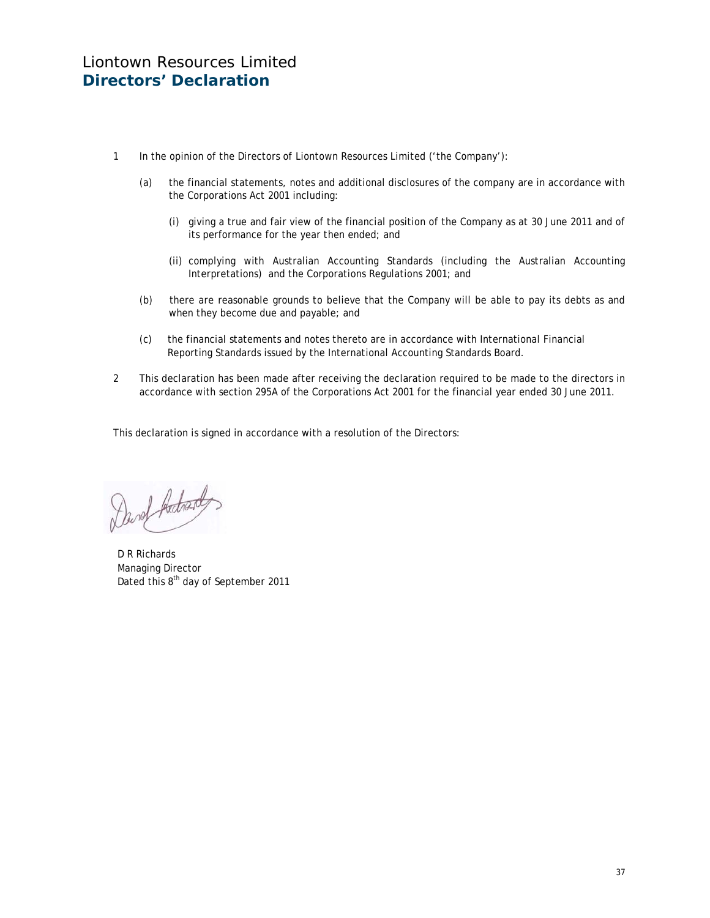# Liontown Resources Limited
## Directors' Declaration

1. In the opinion of the Directors of Liontown Resources Limited ('the Company'):

   (a) the financial statements, notes and additional disclosures of the company are in accordance with the Corporations Act 2001 including:

      (i) giving a true and fair view of the financial position of the Company as at 30 June 2011 and of its performance for the year then ended; and

      (ii) complying with Australian Accounting Standards (including the Australian Accounting Interpretations) and the Corporations Regulations 2001; and

   (b) there are reasonable grounds to believe that the Company will be able to pay its debts as and when they become due and payable; and

   (c) the financial statements and notes thereto are in accordance with International Financial Reporting Standards issued by the International Accounting Standards Board.

2. This declaration has been made after receiving the declaration required to be made to the directors in accordance with section 295A of the Corporations Act 2001 for the financial year ended 30 June 2011.

This declaration is signed in accordance with a resolution of the Directors:

D R Richards
Managing Director
Dated this 8th day of September 2011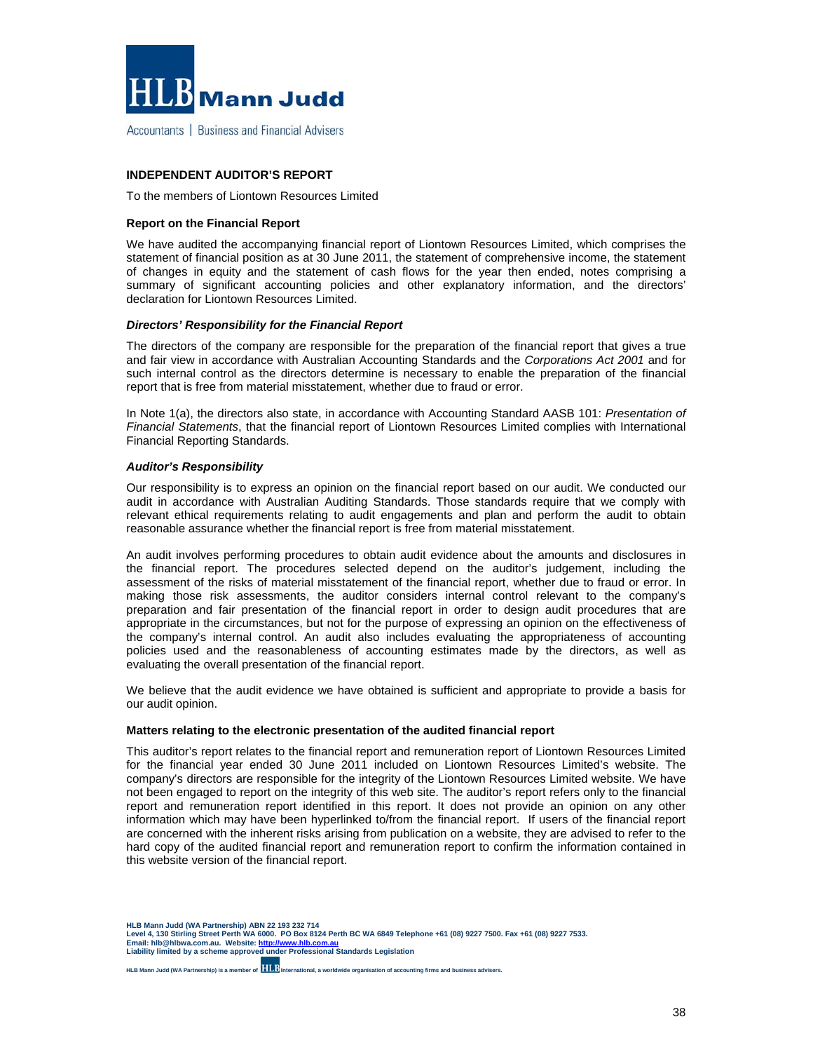HLB Mann Judd

Accountants | Business and Financial Advisers

## INDEPENDENT AUDITOR'S REPORT

To the members of Liontown Resources Limited

### Report on the Financial Report

We have audited the accompanying financial report of Liontown Resources Limited, which comprises the statement of financial position as at 30 June 2011, the statement of comprehensive income, the statement of changes in equity and the statement of cash flows for the year then ended, notes comprising a summary of significant accounting policies and other explanatory information, and the directors' declaration for Liontown Resources Limited.

#### *Directors' Responsibility for the Financial Report*

The directors of the company are responsible for the preparation of the financial report that gives a true and fair view in accordance with Australian Accounting Standards and the *Corporations Act 2001* and for such internal control as the directors determine is necessary to enable the preparation of the financial report that is free from material misstatement, whether due to fraud or error.

In Note 1(a), the directors also state, in accordance with Accounting Standard AASB 101: *Presentation of Financial Statements*, that the financial report of Liontown Resources Limited complies with International Financial Reporting Standards.

#### *Auditor's Responsibility*

Our responsibility is to express an opinion on the financial report based on our audit. We conducted our audit in accordance with Australian Auditing Standards. Those standards require that we comply with relevant ethical requirements relating to audit engagements and plan and perform the audit to obtain reasonable assurance whether the financial report is free from material misstatement.

An audit involves performing procedures to obtain audit evidence about the amounts and disclosures in the financial report. The procedures selected depend on the auditor's judgement, including the assessment of the risks of material misstatement of the financial report, whether due to fraud or error. In making those risk assessments, the auditor considers internal control relevant to the company's preparation and fair presentation of the financial report in order to design audit procedures that are appropriate in the circumstances, but not for the purpose of expressing an opinion on the effectiveness of the company's internal control. An audit also includes evaluating the appropriateness of accounting policies used and the reasonableness of accounting estimates made by the directors, as well as evaluating the overall presentation of the financial report.

We believe that the audit evidence we have obtained is sufficient and appropriate to provide a basis for our audit opinion.

### Matters relating to the electronic presentation of the audited financial report

This auditor's report relates to the financial report and remuneration report of Liontown Resources Limited for the financial year ended 30 June 2011 included on Liontown Resources Limited's website. The company's directors are responsible for the integrity of the Liontown Resources Limited website. We have not been engaged to report on the integrity of this web site. The auditor's report refers only to the financial report and remuneration report identified in this report. It does not provide an opinion on any other information which may have been hyperlinked to/from the financial report. If users of the financial report are concerned with the inherent risks arising from publication on a website, they are advised to refer to the hard copy of the audited financial report and remuneration report to confirm the information contained in this website version of the financial report.

**HLB Mann Judd (WA Partnership) ABN 22 193 232 714**
**Level 4, 130 Stirling Street Perth WA 6000. PO Box 8124 Perth BC WA 6849 Telephone +61 (08) 9227 7500. Fax +61 (08) 9227 7533.**
**Email: hlb@hlbwa.com.au. Website: http://www.hlb.com.au**
**Liability limited by a scheme approved under Professional Standards Legislation**

**HLB Mann Judd (WA Partnership) is a member of HLB International, a worldwide organisation of accounting firms and business advisers.**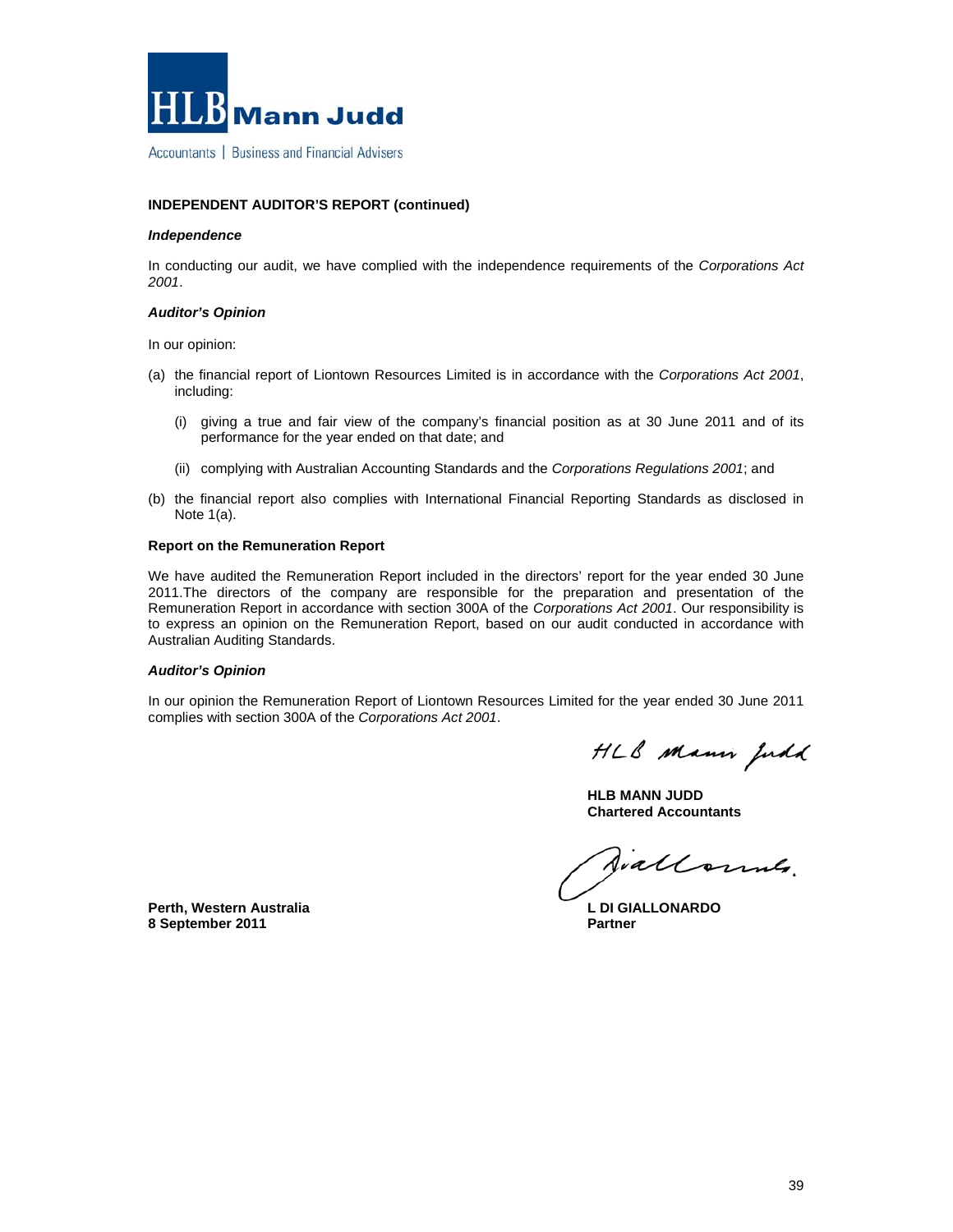**HLB Mann Judd**

Accountants | Business and Financial Advisers

**INDEPENDENT AUDITOR'S REPORT (continued)**

***Independence***

In conducting our audit, we have complied with the independence requirements of the *Corporations Act 2001*.

***Auditor's Opinion***

In our opinion:

(a) the financial report of Liontown Resources Limited is in accordance with the *Corporations Act 2001*, including:

   (i) giving a true and fair view of the company's financial position as at 30 June 2011 and of its performance for the year ended on that date; and

   (ii) complying with Australian Accounting Standards and the *Corporations Regulations 2001*; and

(b) the financial report also complies with International Financial Reporting Standards as disclosed in Note 1(a).

**Report on the Remuneration Report**

We have audited the Remuneration Report included in the directors' report for the year ended 30 June 2011.The directors of the company are responsible for the preparation and presentation of the Remuneration Report in accordance with section 300A of the *Corporations Act 2001*. Our responsibility is to express an opinion on the Remuneration Report, based on our audit conducted in accordance with Australian Auditing Standards.

***Auditor's Opinion***

In our opinion the Remuneration Report of Liontown Resources Limited for the year ended 30 June 2011 complies with section 300A of the *Corporations Act 2001*.

HLB Mann Judd

**HLB MANN JUDD**
**Chartered Accountants**

Giallonardo

**L DI GIALLONARDO**
**Partner**

**Perth, Western Australia**
**8 September 2011**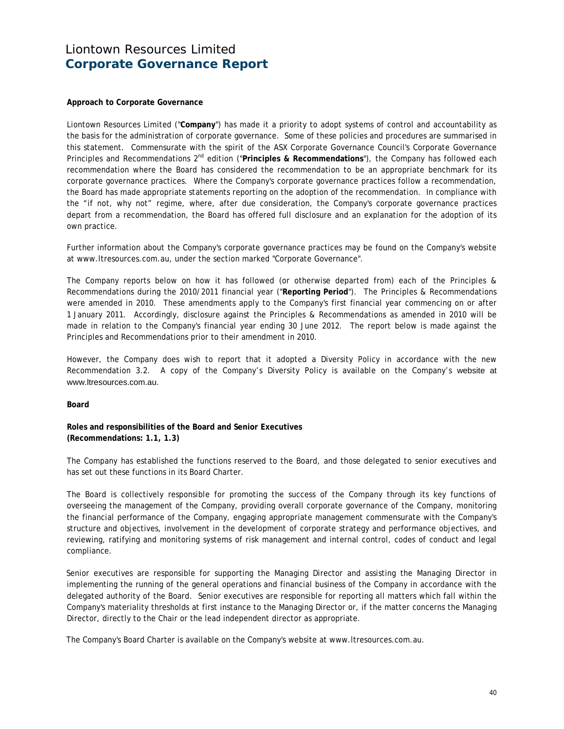# Liontown Resources Limited
## Corporate Governance Report

**Approach to Corporate Governance**

Liontown Resources Limited ("**Company**") has made it a priority to adopt systems of control and accountability as the basis for the administration of corporate governance. Some of these policies and procedures are summarised in this statement. Commensurate with the spirit of the ASX Corporate Governance Council's Corporate Governance Principles and Recommendations 2nd edition ("**Principles & Recommendations**"), the Company has followed each recommendation where the Board has considered the recommendation to be an appropriate benchmark for its corporate governance practices. Where the Company's corporate governance practices follow a recommendation, the Board has made appropriate statements reporting on the adoption of the recommendation. In compliance with the "if not, why not" regime, where, after due consideration, the Company's corporate governance practices depart from a recommendation, the Board has offered full disclosure and an explanation for the adoption of its own practice.

Further information about the Company's corporate governance practices may be found on the Company's website at www.ltresources.com.au, under the section marked "Corporate Governance".

The Company reports below on how it has followed (or otherwise departed from) each of the Principles & Recommendations during the 2010/2011 financial year ("**Reporting Period**"). The Principles & Recommendations were amended in 2010. These amendments apply to the Company's first financial year commencing on or after 1 January 2011. Accordingly, disclosure against the Principles & Recommendations as amended in 2010 will be made in relation to the Company's financial year ending 30 June 2012. The report below is made against the Principles and Recommendations prior to their amendment in 2010.

However, the Company does wish to report that it adopted a Diversity Policy in accordance with the new Recommendation 3.2. A copy of the Company's Diversity Policy is available on the Company's website at www.ltresources.com.au.

**Board**

**Roles and responsibilities of the Board and Senior Executives**
**(Recommendations: 1.1, 1.3)**

The Company has established the functions reserved to the Board, and those delegated to senior executives and has set out these functions in its Board Charter.

The Board is collectively responsible for promoting the success of the Company through its key functions of overseeing the management of the Company, providing overall corporate governance of the Company, monitoring the financial performance of the Company, engaging appropriate management commensurate with the Company's structure and objectives, involvement in the development of corporate strategy and performance objectives, and reviewing, ratifying and monitoring systems of risk management and internal control, codes of conduct and legal compliance.

Senior executives are responsible for supporting the Managing Director and assisting the Managing Director in implementing the running of the general operations and financial business of the Company in accordance with the delegated authority of the Board. Senior executives are responsible for reporting all matters which fall within the Company's materiality thresholds at first instance to the Managing Director or, if the matter concerns the Managing Director, directly to the Chair or the lead independent director as appropriate.

The Company's Board Charter is available on the Company's website at www.ltresources.com.au.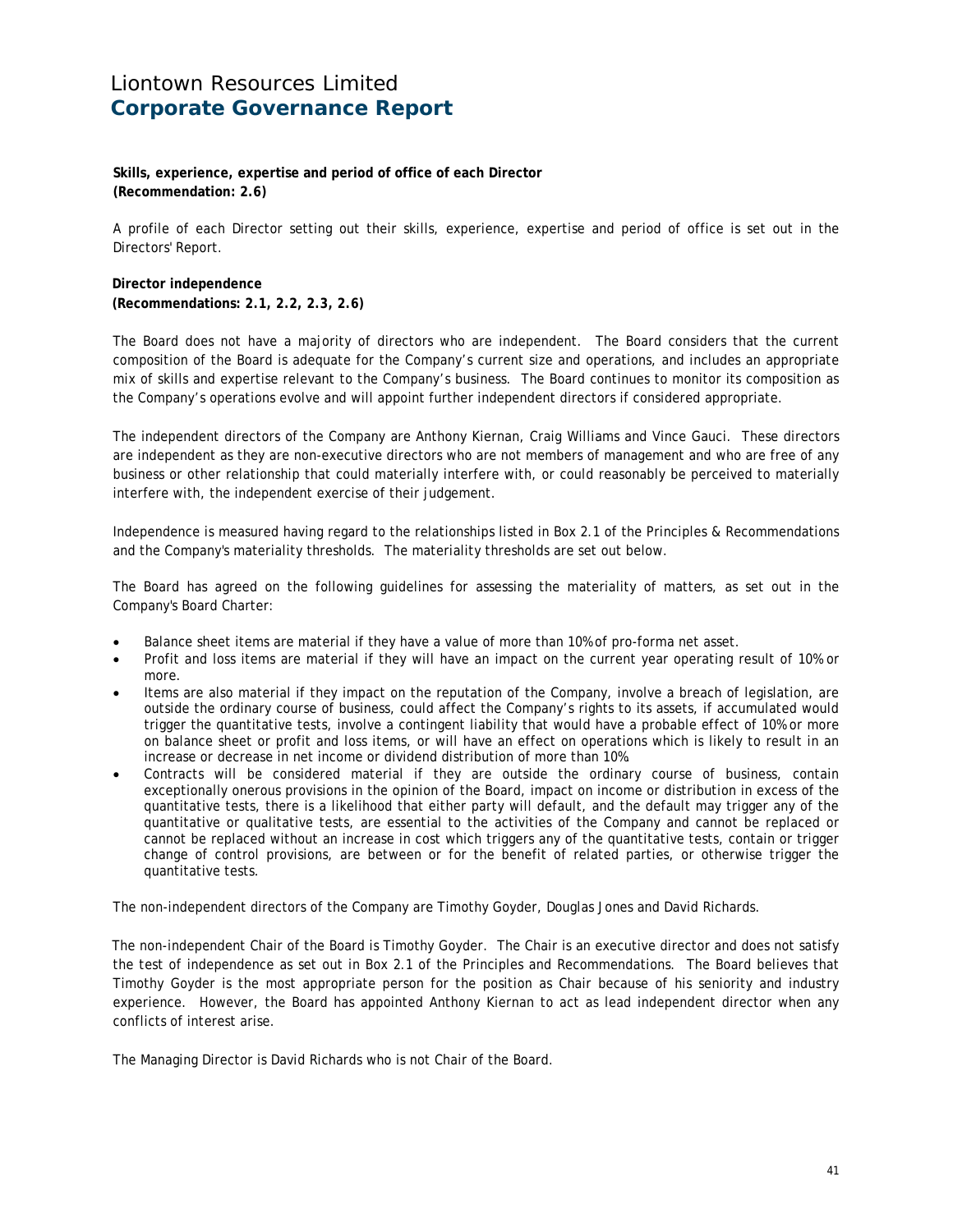# Liontown Resources Limited
## Corporate Governance Report

**Skills, experience, expertise and period of office of each Director**
**(Recommendation: 2.6)**

A profile of each Director setting out their skills, experience, expertise and period of office is set out in the Directors' Report.

**Director independence**
**(Recommendations: 2.1, 2.2, 2.3, 2.6)**

The Board does not have a majority of directors who are independent. The Board considers that the current composition of the Board is adequate for the Company's current size and operations, and includes an appropriate mix of skills and expertise relevant to the Company's business. The Board continues to monitor its composition as the Company's operations evolve and will appoint further independent directors if considered appropriate.

The independent directors of the Company are Anthony Kiernan, Craig Williams and Vince Gauci. These directors are independent as they are non-executive directors who are not members of management and who are free of any business or other relationship that could materially interfere with, or could reasonably be perceived to materially interfere with, the independent exercise of their judgement.

Independence is measured having regard to the relationships listed in Box 2.1 of the Principles & Recommendations and the Company's materiality thresholds. The materiality thresholds are set out below.

The Board has agreed on the following guidelines for assessing the materiality of matters, as set out in the Company's Board Charter:

- Balance sheet items are material if they have a value of more than 10% of pro-forma net asset.
- Profit and loss items are material if they will have an impact on the current year operating result of 10% or more.
- Items are also material if they impact on the reputation of the Company, involve a breach of legislation, are outside the ordinary course of business, could affect the Company's rights to its assets, if accumulated would trigger the quantitative tests, involve a contingent liability that would have a probable effect of 10% or more on balance sheet or profit and loss items, or will have an effect on operations which is likely to result in an increase or decrease in net income or dividend distribution of more than 10%.
- Contracts will be considered material if they are outside the ordinary course of business, contain exceptionally onerous provisions in the opinion of the Board, impact on income or distribution in excess of the quantitative tests, there is a likelihood that either party will default, and the default may trigger any of the quantitative or qualitative tests, are essential to the activities of the Company and cannot be replaced or cannot be replaced without an increase in cost which triggers any of the quantitative tests, contain or trigger change of control provisions, are between or for the benefit of related parties, or otherwise trigger the quantitative tests.

The non-independent directors of the Company are Timothy Goyder, Douglas Jones and David Richards.

The non-independent Chair of the Board is Timothy Goyder. The Chair is an executive director and does not satisfy the test of independence as set out in Box 2.1 of the Principles and Recommendations. The Board believes that Timothy Goyder is the most appropriate person for the position as Chair because of his seniority and industry experience. However, the Board has appointed Anthony Kiernan to act as lead independent director when any conflicts of interest arise.

The Managing Director is David Richards who is not Chair of the Board.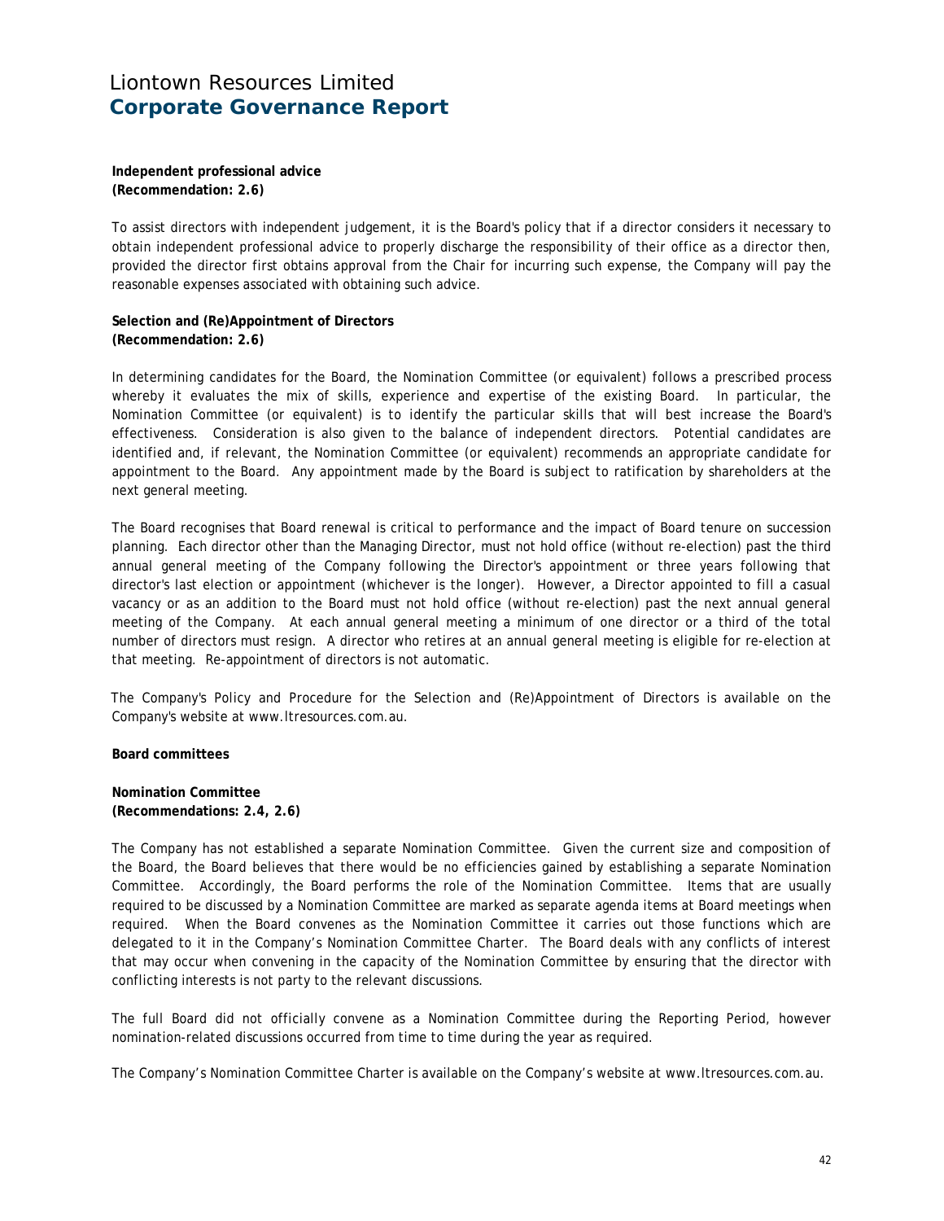**Independent professional advice**
**(Recommendation: 2.6)**

To assist directors with independent judgement, it is the Board's policy that if a director considers it necessary to obtain independent professional advice to properly discharge the responsibility of their office as a director then, provided the director first obtains approval from the Chair for incurring such expense, the Company will pay the reasonable expenses associated with obtaining such advice.

**Selection and (Re)Appointment of Directors**
**(Recommendation: 2.6)**

In determining candidates for the Board, the Nomination Committee (or equivalent) follows a prescribed process whereby it evaluates the mix of skills, experience and expertise of the existing Board. In particular, the Nomination Committee (or equivalent) is to identify the particular skills that will best increase the Board's effectiveness. Consideration is also given to the balance of independent directors. Potential candidates are identified and, if relevant, the Nomination Committee (or equivalent) recommends an appropriate candidate for appointment to the Board. Any appointment made by the Board is subject to ratification by shareholders at the next general meeting.

The Board recognises that Board renewal is critical to performance and the impact of Board tenure on succession planning. Each director other than the Managing Director, must not hold office (without re-election) past the third annual general meeting of the Company following the Director's appointment or three years following that director's last election or appointment (whichever is the longer). However, a Director appointed to fill a casual vacancy or as an addition to the Board must not hold office (without re-election) past the next annual general meeting of the Company. At each annual general meeting a minimum of one director or a third of the total number of directors must resign. A director who retires at an annual general meeting is eligible for re-election at that meeting. Re-appointment of directors is not automatic.

The Company's Policy and Procedure for the Selection and (Re)Appointment of Directors is available on the Company's website at www.ltresources.com.au.

**Board committees**

**Nomination Committee**
**(Recommendations: 2.4, 2.6)**

The Company has not established a separate Nomination Committee. Given the current size and composition of the Board, the Board believes that there would be no efficiencies gained by establishing a separate Nomination Committee. Accordingly, the Board performs the role of the Nomination Committee. Items that are usually required to be discussed by a Nomination Committee are marked as separate agenda items at Board meetings when required. When the Board convenes as the Nomination Committee it carries out those functions which are delegated to it in the Company's Nomination Committee Charter. The Board deals with any conflicts of interest that may occur when convening in the capacity of the Nomination Committee by ensuring that the director with conflicting interests is not party to the relevant discussions.

The full Board did not officially convene as a Nomination Committee during the Reporting Period, however nomination-related discussions occurred from time to time during the year as required.

The Company's Nomination Committee Charter is available on the Company's website at www.ltresources.com.au.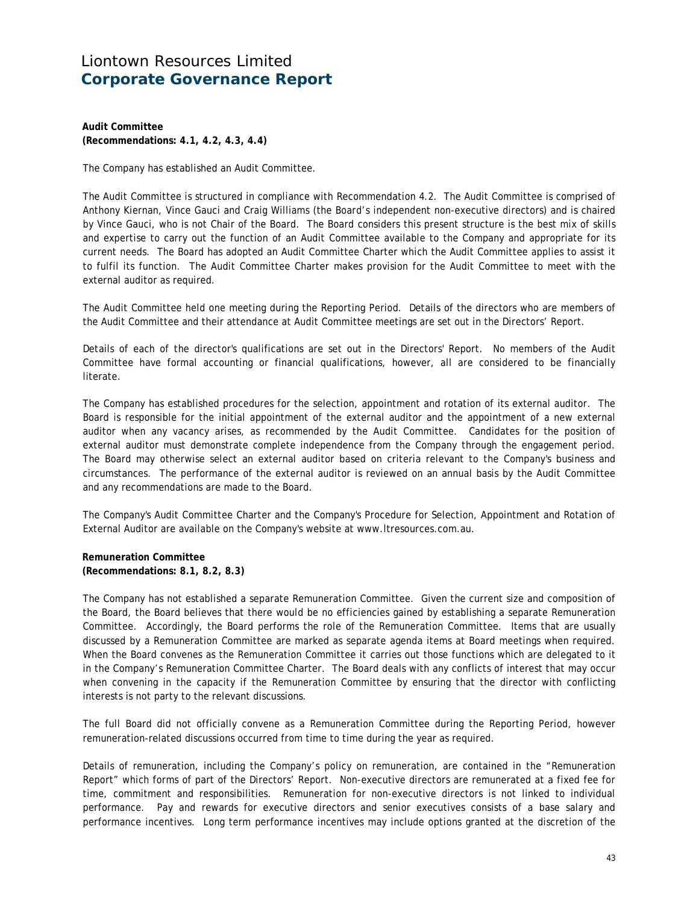# Liontown Resources Limited
## Corporate Governance Report

**Audit Committee**
**(Recommendations: 4.1, 4.2, 4.3, 4.4)**

The Company has established an Audit Committee.

The Audit Committee is structured in compliance with Recommendation 4.2. The Audit Committee is comprised of Anthony Kiernan, Vince Gauci and Craig Williams (the Board's independent non-executive directors) and is chaired by Vince Gauci, who is not Chair of the Board. The Board considers this present structure is the best mix of skills and expertise to carry out the function of an Audit Committee available to the Company and appropriate for its current needs. The Board has adopted an Audit Committee Charter which the Audit Committee applies to assist it to fulfil its function. The Audit Committee Charter makes provision for the Audit Committee to meet with the external auditor as required.

The Audit Committee held one meeting during the Reporting Period. Details of the directors who are members of the Audit Committee and their attendance at Audit Committee meetings are set out in the Directors' Report.

Details of each of the director's qualifications are set out in the Directors' Report. No members of the Audit Committee have formal accounting or financial qualifications, however, all are considered to be financially literate.

The Company has established procedures for the selection, appointment and rotation of its external auditor. The Board is responsible for the initial appointment of the external auditor and the appointment of a new external auditor when any vacancy arises, as recommended by the Audit Committee. Candidates for the position of external auditor must demonstrate complete independence from the Company through the engagement period. The Board may otherwise select an external auditor based on criteria relevant to the Company's business and circumstances. The performance of the external auditor is reviewed on an annual basis by the Audit Committee and any recommendations are made to the Board.

The Company's Audit Committee Charter and the Company's Procedure for Selection, Appointment and Rotation of External Auditor are available on the Company's website at www.ltresources.com.au.

**Remuneration Committee**
**(Recommendations: 8.1, 8.2, 8.3)**

The Company has not established a separate Remuneration Committee. Given the current size and composition of the Board, the Board believes that there would be no efficiencies gained by establishing a separate Remuneration Committee. Accordingly, the Board performs the role of the Remuneration Committee. Items that are usually discussed by a Remuneration Committee are marked as separate agenda items at Board meetings when required. When the Board convenes as the Remuneration Committee it carries out those functions which are delegated to it in the Company's Remuneration Committee Charter. The Board deals with any conflicts of interest that may occur when convening in the capacity if the Remuneration Committee by ensuring that the director with conflicting interests is not party to the relevant discussions.

The full Board did not officially convene as a Remuneration Committee during the Reporting Period, however remuneration-related discussions occurred from time to time during the year as required.

Details of remuneration, including the Company's policy on remuneration, are contained in the "Remuneration Report" which forms of part of the Directors' Report. Non-executive directors are remunerated at a fixed fee for time, commitment and responsibilities. Remuneration for non-executive directors is not linked to individual performance. Pay and rewards for executive directors and senior executives consists of a base salary and performance incentives. Long term performance incentives may include options granted at the discretion of the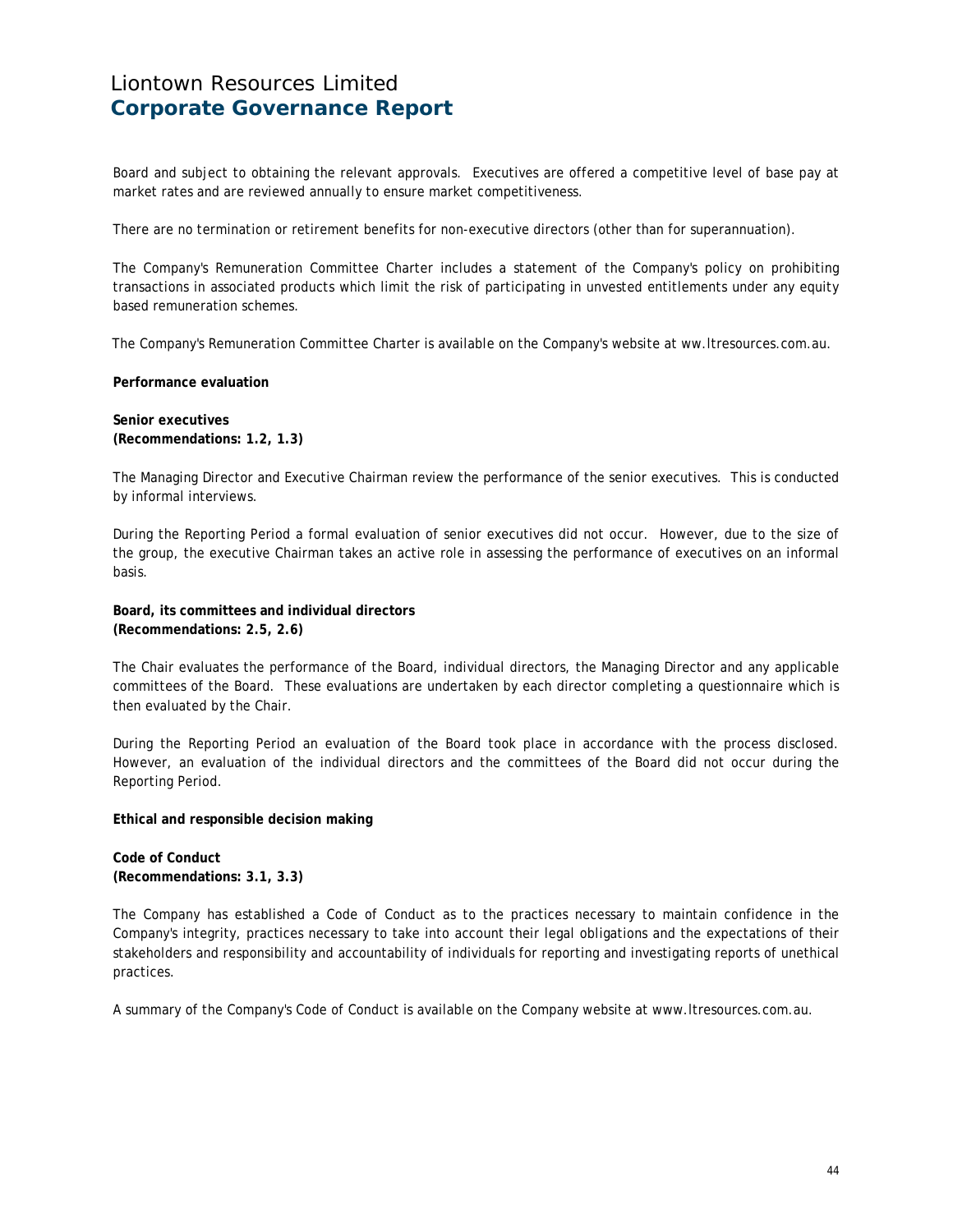Board and subject to obtaining the relevant approvals. Executives are offered a competitive level of base pay at market rates and are reviewed annually to ensure market competitiveness.

There are no termination or retirement benefits for non-executive directors (other than for superannuation).

The Company's Remuneration Committee Charter includes a statement of the Company's policy on prohibiting transactions in associated products which limit the risk of participating in unvested entitlements under any equity based remuneration schemes.

The Company's Remuneration Committee Charter is available on the Company's website at ww.ltresources.com.au.

**Performance evaluation**

**Senior executives**
**(Recommendations: 1.2, 1.3)**

The Managing Director and Executive Chairman review the performance of the senior executives. This is conducted by informal interviews.

During the Reporting Period a formal evaluation of senior executives did not occur. However, due to the size of the group, the executive Chairman takes an active role in assessing the performance of executives on an informal basis.

**Board, its committees and individual directors**
**(Recommendations: 2.5, 2.6)**

The Chair evaluates the performance of the Board, individual directors, the Managing Director and any applicable committees of the Board. These evaluations are undertaken by each director completing a questionnaire which is then evaluated by the Chair.

During the Reporting Period an evaluation of the Board took place in accordance with the process disclosed. However, an evaluation of the individual directors and the committees of the Board did not occur during the Reporting Period.

**Ethical and responsible decision making**

**Code of Conduct**
**(Recommendations: 3.1, 3.3)**

The Company has established a Code of Conduct as to the practices necessary to maintain confidence in the Company's integrity, practices necessary to take into account their legal obligations and the expectations of their stakeholders and responsibility and accountability of individuals for reporting and investigating reports of unethical practices.

A summary of the Company's Code of Conduct is available on the Company website at www.ltresources.com.au.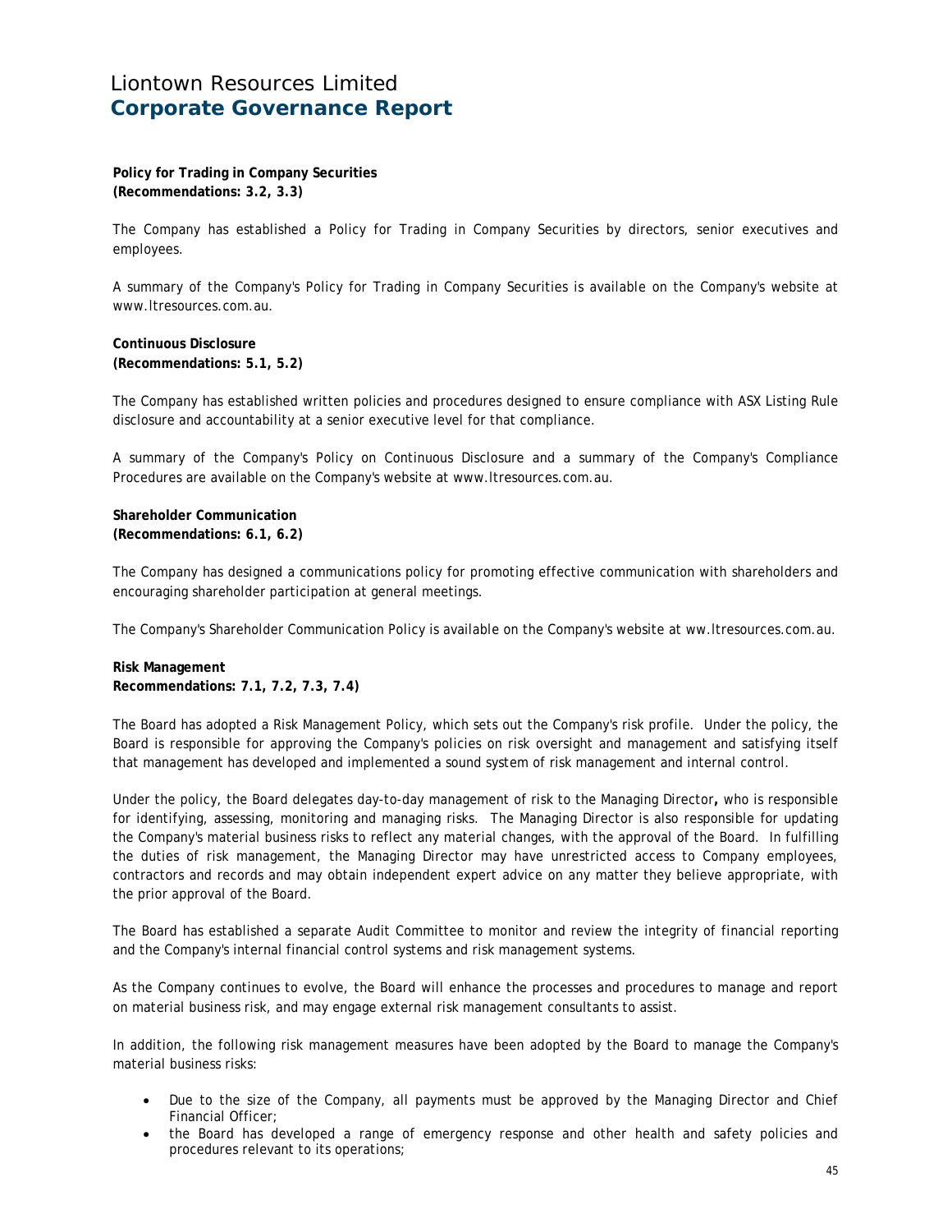**Policy for Trading in Company Securities**
**(Recommendations: 3.2, 3.3)**

The Company has established a Policy for Trading in Company Securities by directors, senior executives and employees.

A summary of the Company's Policy for Trading in Company Securities is available on the Company's website at www.ltresources.com.au.

**Continuous Disclosure**
**(Recommendations: 5.1, 5.2)**

The Company has established written policies and procedures designed to ensure compliance with ASX Listing Rule disclosure and accountability at a senior executive level for that compliance.

A summary of the Company's Policy on Continuous Disclosure and a summary of the Company's Compliance Procedures are available on the Company's website at www.ltresources.com.au.

**Shareholder Communication**
**(Recommendations: 6.1, 6.2)**

The Company has designed a communications policy for promoting effective communication with shareholders and encouraging shareholder participation at general meetings.

The Company's Shareholder Communication Policy is available on the Company's website at ww.ltresources.com.au.

**Risk Management**
**Recommendations: 7.1, 7.2, 7.3, 7.4)**

The Board has adopted a Risk Management Policy, which sets out the Company's risk profile. Under the policy, the Board is responsible for approving the Company's policies on risk oversight and management and satisfying itself that management has developed and implemented a sound system of risk management and internal control.

Under the policy, the Board delegates day-to-day management of risk to the Managing Director**,** who is responsible for identifying, assessing, monitoring and managing risks. The Managing Director is also responsible for updating the Company's material business risks to reflect any material changes, with the approval of the Board. In fulfilling the duties of risk management, the Managing Director may have unrestricted access to Company employees, contractors and records and may obtain independent expert advice on any matter they believe appropriate, with the prior approval of the Board.

The Board has established a separate Audit Committee to monitor and review the integrity of financial reporting and the Company's internal financial control systems and risk management systems.

As the Company continues to evolve, the Board will enhance the processes and procedures to manage and report on material business risk, and may engage external risk management consultants to assist.

In addition, the following risk management measures have been adopted by the Board to manage the Company's material business risks:

- Due to the size of the Company, all payments must be approved by the Managing Director and Chief Financial Officer;
- the Board has developed a range of emergency response and other health and safety policies and procedures relevant to its operations;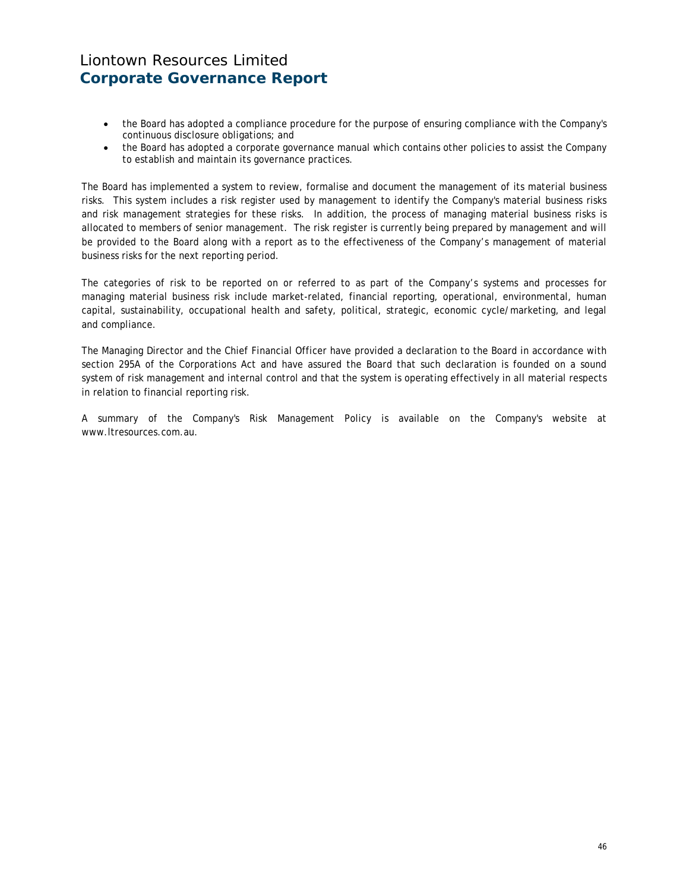- the Board has adopted a compliance procedure for the purpose of ensuring compliance with the Company's continuous disclosure obligations; and
- the Board has adopted a corporate governance manual which contains other policies to assist the Company to establish and maintain its governance practices.

The Board has implemented a system to review, formalise and document the management of its material business risks. This system includes a risk register used by management to identify the Company's material business risks and risk management strategies for these risks. In addition, the process of managing material business risks is allocated to members of senior management. The risk register is currently being prepared by management and will be provided to the Board along with a report as to the effectiveness of the Company's management of material business risks for the next reporting period.

The categories of risk to be reported on or referred to as part of the Company's systems and processes for managing material business risk include market-related, financial reporting, operational, environmental, human capital, sustainability, occupational health and safety, political, strategic, economic cycle/marketing, and legal and compliance.

The Managing Director and the Chief Financial Officer have provided a declaration to the Board in accordance with section 295A of the Corporations Act and have assured the Board that such declaration is founded on a sound system of risk management and internal control and that the system is operating effectively in all material respects in relation to financial reporting risk.

A summary of the Company's Risk Management Policy is available on the Company's website at www.ltresources.com.au.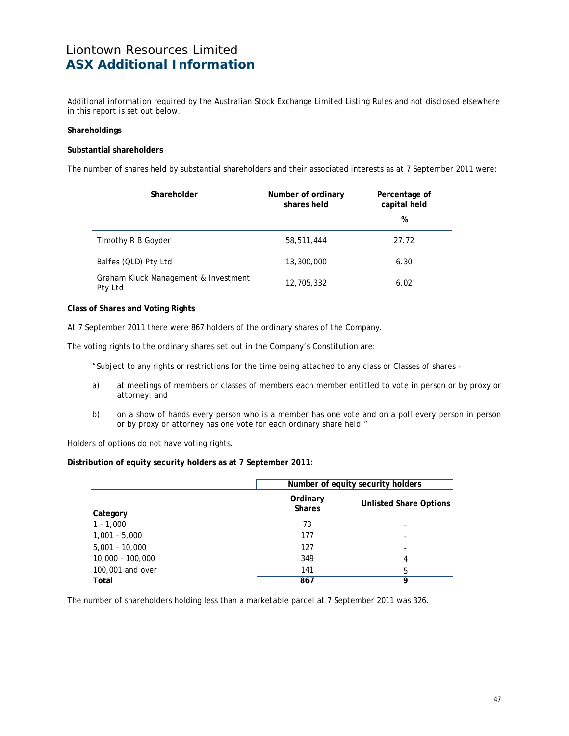# Liontown Resources Limited
## ASX Additional Information

Additional information required by the Australian Stock Exchange Limited Listing Rules and not disclosed elsewhere in this report is set out below.

**Shareholdings**

**Substantial shareholders**

The number of shares held by substantial shareholders and their associated interests as at 7 September 2011 were:

| Shareholder | Number of ordinary shares held | Percentage of capital held % |
|---|---|---|
| Timothy R B Goyder | 58,511,444 | 27.72 |
| Balfes (QLD) Pty Ltd | 13,300,000 | 6.30 |
| Graham Kluck Management & Investment Pty Ltd | 12,705,332 | 6.02 |

**Class of Shares and Voting Rights**

At 7 September 2011 there were 867 holders of the ordinary shares of the Company.

The voting rights to the ordinary shares set out in the Company's Constitution are:

"Subject to any rights or restrictions for the time being attached to any class or Classes of shares -

a) at meetings of members or classes of members each member entitled to vote in person or by proxy or attorney: and

b) on a show of hands every person who is a member has one vote and on a poll every person in person or by proxy or attorney has one vote for each ordinary share held."

Holders of options do not have voting rights.

**Distribution of equity security holders as at 7 September 2011:**

| | Number of equity security holders | |
|---|---|---|
| Category | Ordinary Shares | Unlisted Share Options |
| 1 – 1,000 | 73 | - |
| 1,001 – 5,000 | 177 | - |
| 5,001 – 10,000 | 127 | - |
| 10,000 – 100,000 | 349 | 4 |
| 100,001 and over | 141 | 5 |
| **Total** | **867** | **9** |

The number of shareholders holding less than a marketable parcel at 7 September 2011 was 326.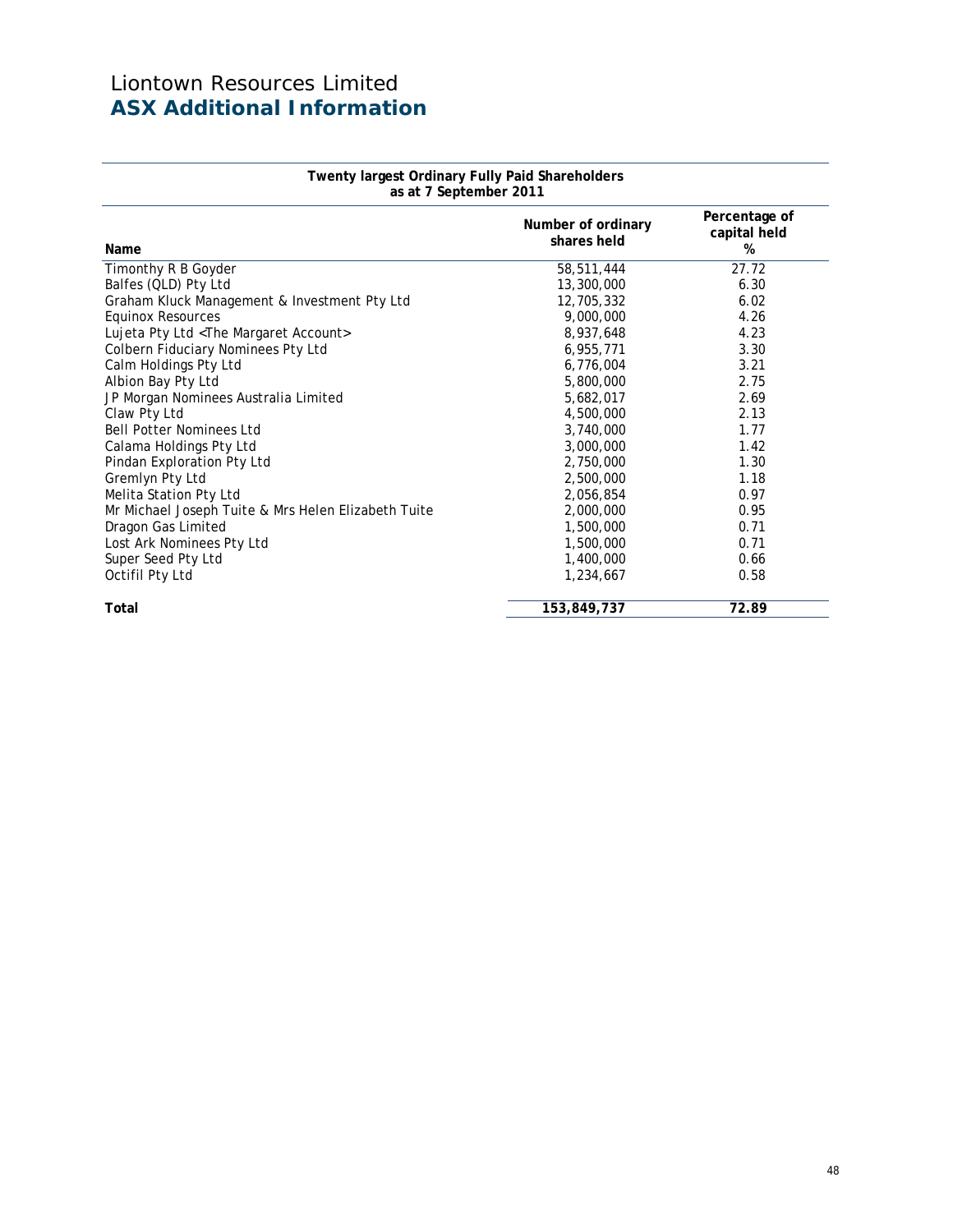# Liontown Resources Limited
## ASX Additional Information

**Twenty largest Ordinary Fully Paid Shareholders as at 7 September 2011**

| Name | Number of ordinary shares held | Percentage of capital held % |
|---|---|---|
| Timonthy R B Goyder | 58,511,444 | 27.72 |
| Balfes (QLD) Pty Ltd | 13,300,000 | 6.30 |
| Graham Kluck Management & Investment Pty Ltd | 12,705,332 | 6.02 |
| Equinox Resources | 9,000,000 | 4.26 |
| Lujeta Pty Ltd <The Margaret Account> | 8,937,648 | 4.23 |
| Colbern Fiduciary Nominees Pty Ltd | 6,955,771 | 3.30 |
| Calm Holdings Pty Ltd | 6,776,004 | 3.21 |
| Albion Bay Pty Ltd | 5,800,000 | 2.75 |
| JP Morgan Nominees Australia Limited | 5,682,017 | 2.69 |
| Claw Pty Ltd | 4,500,000 | 2.13 |
| Bell Potter Nominees Ltd | 3,740,000 | 1.77 |
| Calama Holdings Pty Ltd | 3,000,000 | 1.42 |
| Pindan Exploration Pty Ltd | 2,750,000 | 1.30 |
| Gremlyn Pty Ltd | 2,500,000 | 1.18 |
| Melita Station Pty Ltd | 2,056,854 | 0.97 |
| Mr Michael Joseph Tuite & Mrs Helen Elizabeth Tuite | 2,000,000 | 0.95 |
| Dragon Gas Limited | 1,500,000 | 0.71 |
| Lost Ark Nominees Pty Ltd | 1,500,000 | 0.71 |
| Super Seed Pty Ltd | 1,400,000 | 0.66 |
| Octifil Pty Ltd | 1,234,667 | 0.58 |
| **Total** | **153,849,737** | **72.89** |